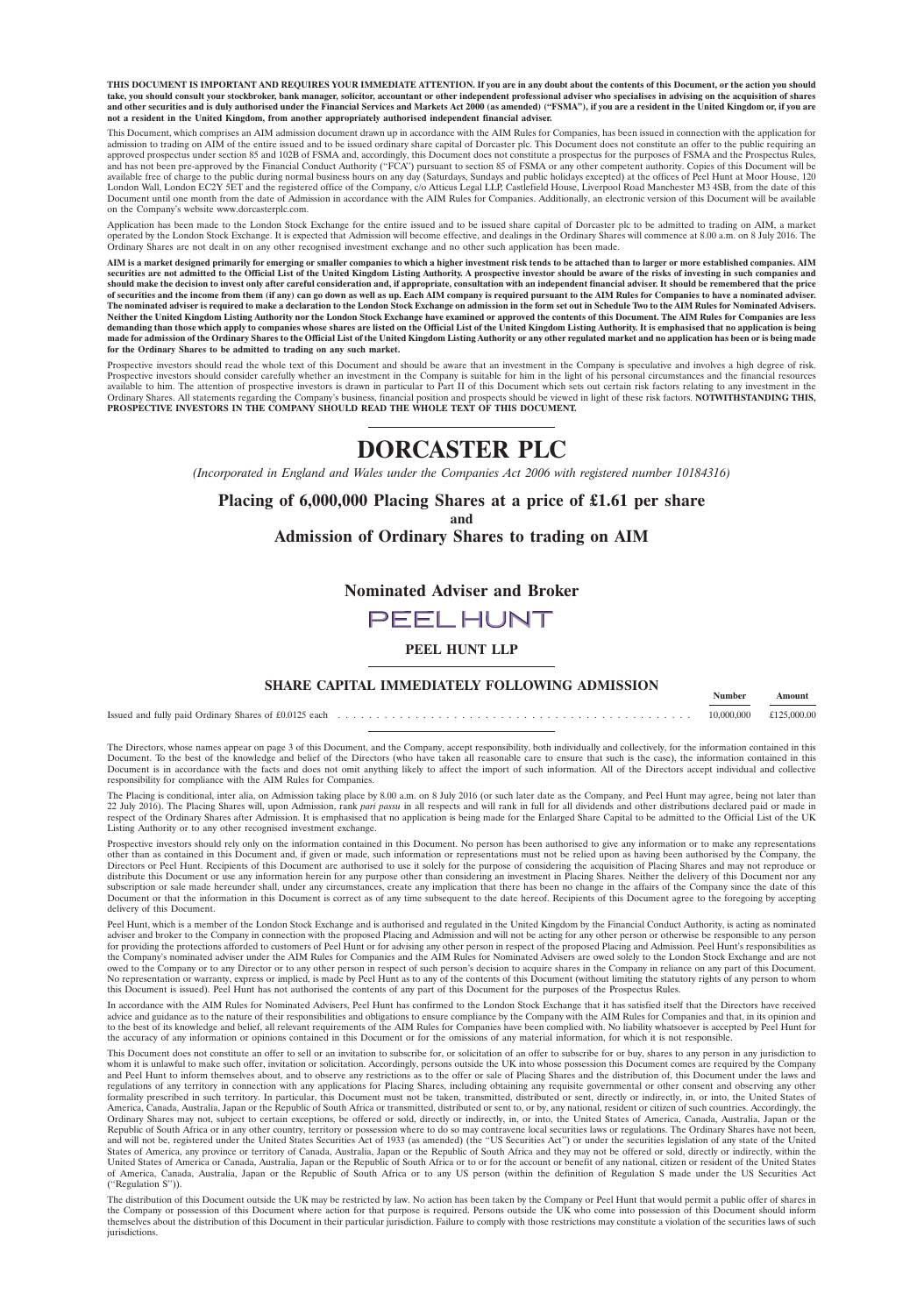**THIS DOCUMENT IS IMPORTANT AND REQUIRES YOUR IMMEDIATE ATTENTION. If you are in any doubt about the contents of this Document, or the action you should take, you should consult your stockbroker, bank manager, solicitor, accountant or other independent professional adviser who specialises in advising on the acquisition of shares and other securities and is duly authorised under the Financial Services and Markets Act 2000 (as amended) ("FSMA"), if you are a resident in the United Kingdom or, if you are not a resident in the United Kingdom, from another appropriately authorised independent financial adviser.**

This Document, which comprises an AIM admission document drawn up in accordance with the AIM Rules for Companies, has been issued in connection with the application for admission to trading on AIM of the entire issued and to be issued ordinary share capital of Dorcaster plc. This Document does not constitute an offer to the public requiring an approved prospectus under section 85 and 102B of FSMA and, accordingly, this Document does not constitute a prospectus for the purposes of FSMA and the Prospectus Rules, and has not been pre-approved by the Financial Conduct Authority ("FCA") pursuant to section 85 of FSMA or any other competent authority. Copies of this Document will be available free of charge to the public during normal business hours on any day (Saturdays, Sundays and public holidays excepted) at the offices of Peel Hunt at Moor House, 120 London Wall, London EC2Y 5ET and the registered office of the Company, c/o Atticus Legal LLP, Castlefield House, Liverpool Road Manchester M3 4SB, from the date of this Document until one month from the date of Admission in accordance with the AIM Rules for Companies. Additionally, an electronic version of this Document will be available on the Company's website www.dorcasterplc.com.

Application has been made to the London Stock Exchange for the entire issued and to be issued share capital of Dorcaster plc to be admitted to trading on AIM, a market operated by the London Stock Exchange. It is expected that Admission will become effective, and dealings in the Ordinary Shares will commence at 8.00 a.m. on 8 July 2016. The Ordinary Shares are not dealt in on any other recognised investment exchange and no other such application has been made.

**AIM is a market designed primarily for emerging or smaller companies to which a higher investment risk tends to be attached than to larger or more established companies. AIM securities are not admitted to the Official List of the United Kingdom Listing Authority. A prospective investor should be aware of the risks of investing in such companies and should make the decision to invest only after careful consideration and, if appropriate, consultation with an independent financial adviser. It should be remembered that the price of securities and the income from them (if any) can go down as well as up. Each AIM company is required pursuant to the AIM Rules for Companies to have a nominated adviser. The nominated adviser is required to make a declaration to the London Stock Exchange on admission in the form set out in Schedule Two to the AIM Rules for Nominated Advisers. Neither the United Kingdom Listing Authority nor the London Stock Exchange have examined or approved the contents of this Document. The AIM Rules for Companies are less demanding than those which apply to companies whose shares are listed on the Official List of the United Kingdom Listing Authority. It is emphasised that no application is being made for admission of the Ordinary Shares to the Official List of the United Kingdom Listing Authority or any other regulated market and no application has been or is being made for the Ordinary Shares to be admitted to trading on any such market.**

Prospective investors should read the whole text of this Document and should be aware that an investment in the Company is speculative and involves a high degree of risk. Prospective investors should consider carefully whether an investment in the Company is suitable for him in the light of his personal circumstances and the financial resources available to him. The attention of prospective investors is drawn in particular to Part II of this Document which sets out certain risk factors relating to any investment in the Ordinary Shares. All statements regarding the Company's business, financial position and prospects should be viewed in light of these risk factors. **NOTWITHSTANDING THIS, PROSPECTIVE INVESTORS IN THE COMPANY SHOULD READ THE WHOLE TEXT OF THIS DOCUMENT.**

# DORCASTER PLC

*(Incorporated in England and Wales under the Companies Act 2006 with registered number 10184316)*

## Placing of 6,000,000 Placing Shares at a price of £1.61 per share
## and
## Admission of Ordinary Shares to trading on AIM

## Nominated Adviser and Broker

PEEL HUNT

**PEEL HUNT LLP**

### SHARE CAPITAL IMMEDIATELY FOLLOWING ADMISSION

| | Number | Amount |
|---|---|---|
| Issued and fully paid Ordinary Shares of £0.0125 each | 10,000,000 | £125,000.00 |

The Directors, whose names appear on page 3 of this Document, and the Company, accept responsibility, both individually and collectively, for the information contained in this Document. To the best of the knowledge and belief of the Directors (who have taken all reasonable care to ensure that such is the case), the information contained in this Document is in accordance with the facts and does not omit anything likely to affect the import of such information. All of the Directors accept individual and collective responsibility for compliance with the AIM Rules for Companies.

The Placing is conditional, inter alia, on Admission taking place by 8.00 a.m. on 8 July 2016 (or such later date as the Company, and Peel Hunt may agree, being not later than 22 July 2016). The Placing Shares will, upon Admission, rank *pari passu* in all respects and will rank in full for all dividends and other distributions declared paid or made in respect of the Ordinary Shares after Admission. It is emphasised that no application is being made for the Enlarged Share Capital to be admitted to the Official List of the UK Listing Authority or to any other recognised investment exchange.

Prospective investors should rely only on the information contained in this Document. No person has been authorised to give any information or to make any representations other than as contained in this Document and, if given or made, such information or representations must not be relied upon as having been authorised by the Company, the Directors or Peel Hunt. Recipients of this Document are authorised to use it solely for the purpose of considering the acquisition of Placing Shares and may not reproduce or distribute this Document or use any information herein for any purpose other than considering an investment in Placing Shares. Neither the delivery of this Document nor any subscription or sale made hereunder shall, under any circumstances, create any implication that there has been no change in the affairs of the Company since the date of this Document or that the information in this Document is correct as of any time subsequent to the date hereof. Recipients of this Document agree to the foregoing by accepting delivery of this Document.

Peel Hunt, which is a member of the London Stock Exchange and is authorised and regulated in the United Kingdom by the Financial Conduct Authority, is acting as nominated adviser and broker to the Company in connection with the proposed Placing and Admission and will not be acting for any other person or otherwise be responsible to any person for providing the protections afforded to customers of Peel Hunt or for advising any other person in respect of the proposed Placing and Admission. Peel Hunt's responsibilities as the Company's nominated adviser under the AIM Rules for Companies and the AIM Rules for Nominated Advisers are owed solely to the London Stock Exchange and are not owed to the Company or to any Director or to any other person in respect of such person's decision to acquire shares in the Company in reliance on any part of this Document. No representation or warranty, express or implied, is made by Peel Hunt as to any of the contents of this Document (without limiting the statutory rights of any person to whom this Document is issued). Peel Hunt has not authorised the contents of any part of this Document for the purposes of the Prospectus Rules.

In accordance with the AIM Rules for Nominated Advisers, Peel Hunt has confirmed to the London Stock Exchange that it has satisfied itself that the Directors have received advice and guidance as to the nature of their responsibilities and obligations to ensure compliance by the Company with the AIM Rules for Companies and that, in its opinion and to the best of its knowledge and belief, all relevant requirements of the AIM Rules for Companies have been complied with. No liability whatsoever is accepted by Peel Hunt for the accuracy of any information or opinions contained in this Document or for the omissions of any material information, for which it is not responsible.

This Document does not constitute an offer to sell or an invitation to subscribe for, or solicitation of an offer to subscribe for or buy, shares to any person in any jurisdiction to whom it is unlawful to make such offer, invitation or solicitation. Accordingly, persons outside the UK into whose possession this Document comes are required by the Company and Peel Hunt to inform themselves about, and to observe any restrictions as to the offer or sale of Placing Shares and the distribution of, this Document under the laws and regulations of any territory in connection with any applications for Placing Shares, including obtaining any requisite governmental or other consent and observing any other formality prescribed in such territory. In particular, this Document must not be taken, transmitted, distributed or sent, directly or indirectly, in, or into, the United States of America, Canada, Australia, Japan or the Republic of South Africa or transmitted, distributed or sent to, or by, any national, resident or citizen of such countries. Accordingly, the Ordinary Shares may not, subject to certain exceptions, be offered or sold, directly or indirectly, in, or into, the United States of America, Canada, Australia, Japan or the Republic of South Africa or in any other country, territory or possession where to do so may contravene local securities laws or regulations. The Ordinary Shares have not been, and will not be, registered under the United States Securities Act of 1933 (as amended) (the "US Securities Act") or under the securities legislation of any state of the United States of America, any province or territory of Canada, Australia, Japan or the Republic of South Africa and they may not be offered or sold, directly or indirectly, within the United States of America or Canada, Australia, Japan or the Republic of South Africa or to or for the account or benefit of any national, citizen or resident of the United States of America, Canada, Australia, Japan or the Republic of South Africa or to any US person (within the definition of Regulation S made under the US Securities Act ("Regulation S")).

The distribution of this Document outside the UK may be restricted by law. No action has been taken by the Company or Peel Hunt that would permit a public offer of shares in the Company or possession of this Document where action for that purpose is required. Persons outside the UK who come into possession of this Document should inform themselves about the distribution of this Document in their particular jurisdiction. Failure to comply with those restrictions may constitute a violation of the securities laws of such jurisdictions.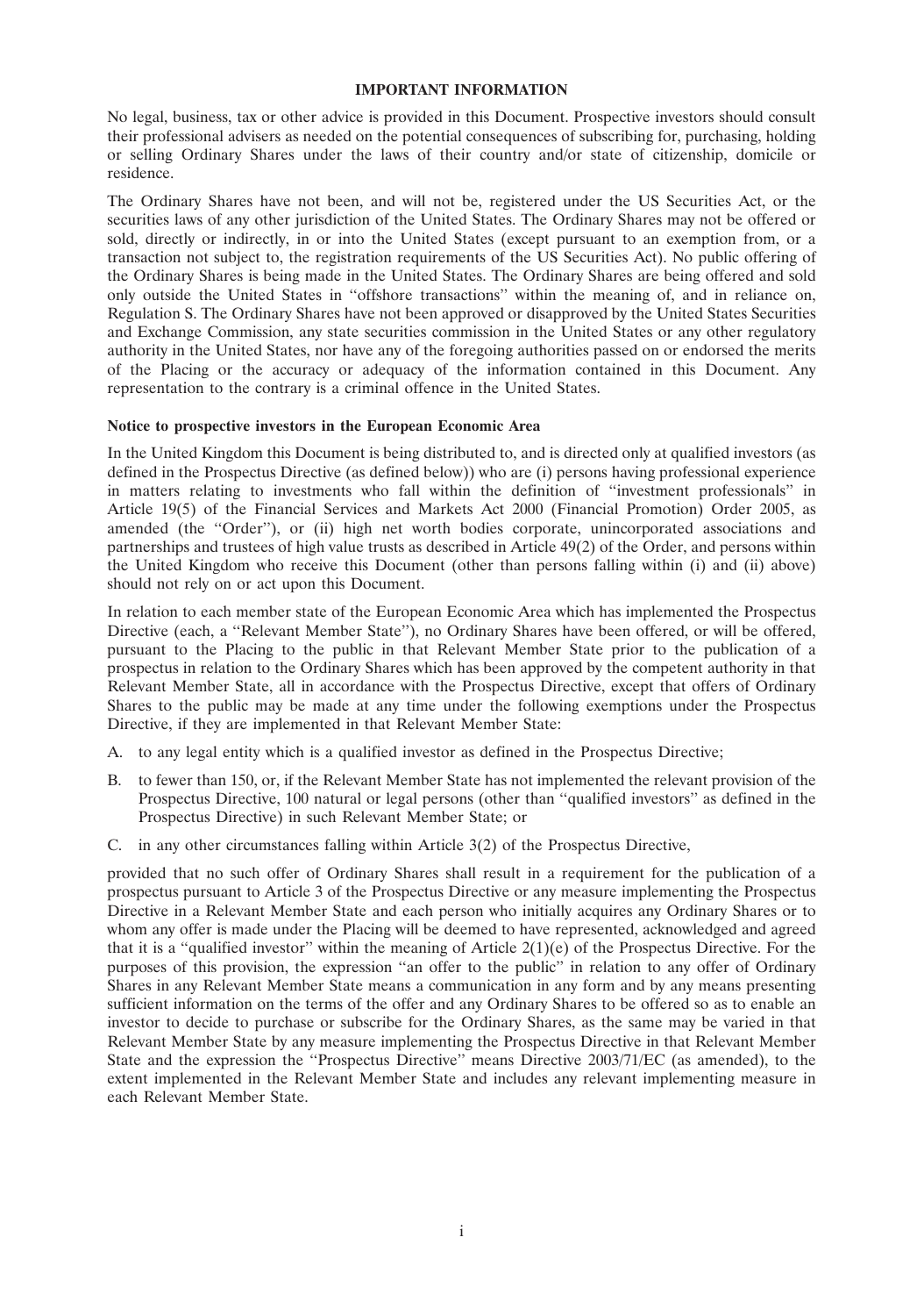## IMPORTANT INFORMATION

No legal, business, tax or other advice is provided in this Document. Prospective investors should consult their professional advisers as needed on the potential consequences of subscribing for, purchasing, holding or selling Ordinary Shares under the laws of their country and/or state of citizenship, domicile or residence.

The Ordinary Shares have not been, and will not be, registered under the US Securities Act, or the securities laws of any other jurisdiction of the United States. The Ordinary Shares may not be offered or sold, directly or indirectly, in or into the United States (except pursuant to an exemption from, or a transaction not subject to, the registration requirements of the US Securities Act). No public offering of the Ordinary Shares is being made in the United States. The Ordinary Shares are being offered and sold only outside the United States in ''offshore transactions'' within the meaning of, and in reliance on, Regulation S. The Ordinary Shares have not been approved or disapproved by the United States Securities and Exchange Commission, any state securities commission in the United States or any other regulatory authority in the United States, nor have any of the foregoing authorities passed on or endorsed the merits of the Placing or the accuracy or adequacy of the information contained in this Document. Any representation to the contrary is a criminal offence in the United States.

### Notice to prospective investors in the European Economic Area

In the United Kingdom this Document is being distributed to, and is directed only at qualified investors (as defined in the Prospectus Directive (as defined below)) who are (i) persons having professional experience in matters relating to investments who fall within the definition of ''investment professionals'' in Article 19(5) of the Financial Services and Markets Act 2000 (Financial Promotion) Order 2005, as amended (the ''Order''), or (ii) high net worth bodies corporate, unincorporated associations and partnerships and trustees of high value trusts as described in Article 49(2) of the Order, and persons within the United Kingdom who receive this Document (other than persons falling within (i) and (ii) above) should not rely on or act upon this Document.

In relation to each member state of the European Economic Area which has implemented the Prospectus Directive (each, a ''Relevant Member State''), no Ordinary Shares have been offered, or will be offered, pursuant to the Placing to the public in that Relevant Member State prior to the publication of a prospectus in relation to the Ordinary Shares which has been approved by the competent authority in that Relevant Member State, all in accordance with the Prospectus Directive, except that offers of Ordinary Shares to the public may be made at any time under the following exemptions under the Prospectus Directive, if they are implemented in that Relevant Member State:

A. to any legal entity which is a qualified investor as defined in the Prospectus Directive;

B. to fewer than 150, or, if the Relevant Member State has not implemented the relevant provision of the Prospectus Directive, 100 natural or legal persons (other than ''qualified investors'' as defined in the Prospectus Directive) in such Relevant Member State; or

C. in any other circumstances falling within Article 3(2) of the Prospectus Directive,

provided that no such offer of Ordinary Shares shall result in a requirement for the publication of a prospectus pursuant to Article 3 of the Prospectus Directive or any measure implementing the Prospectus Directive in a Relevant Member State and each person who initially acquires any Ordinary Shares or to whom any offer is made under the Placing will be deemed to have represented, acknowledged and agreed that it is a ''qualified investor'' within the meaning of Article 2(1)(e) of the Prospectus Directive. For the purposes of this provision, the expression ''an offer to the public'' in relation to any offer of Ordinary Shares in any Relevant Member State means a communication in any form and by any means presenting sufficient information on the terms of the offer and any Ordinary Shares to be offered so as to enable an investor to decide to purchase or subscribe for the Ordinary Shares, as the same may be varied in that Relevant Member State by any measure implementing the Prospectus Directive in that Relevant Member State and the expression the ''Prospectus Directive'' means Directive 2003/71/EC (as amended), to the extent implemented in the Relevant Member State and includes any relevant implementing measure in each Relevant Member State.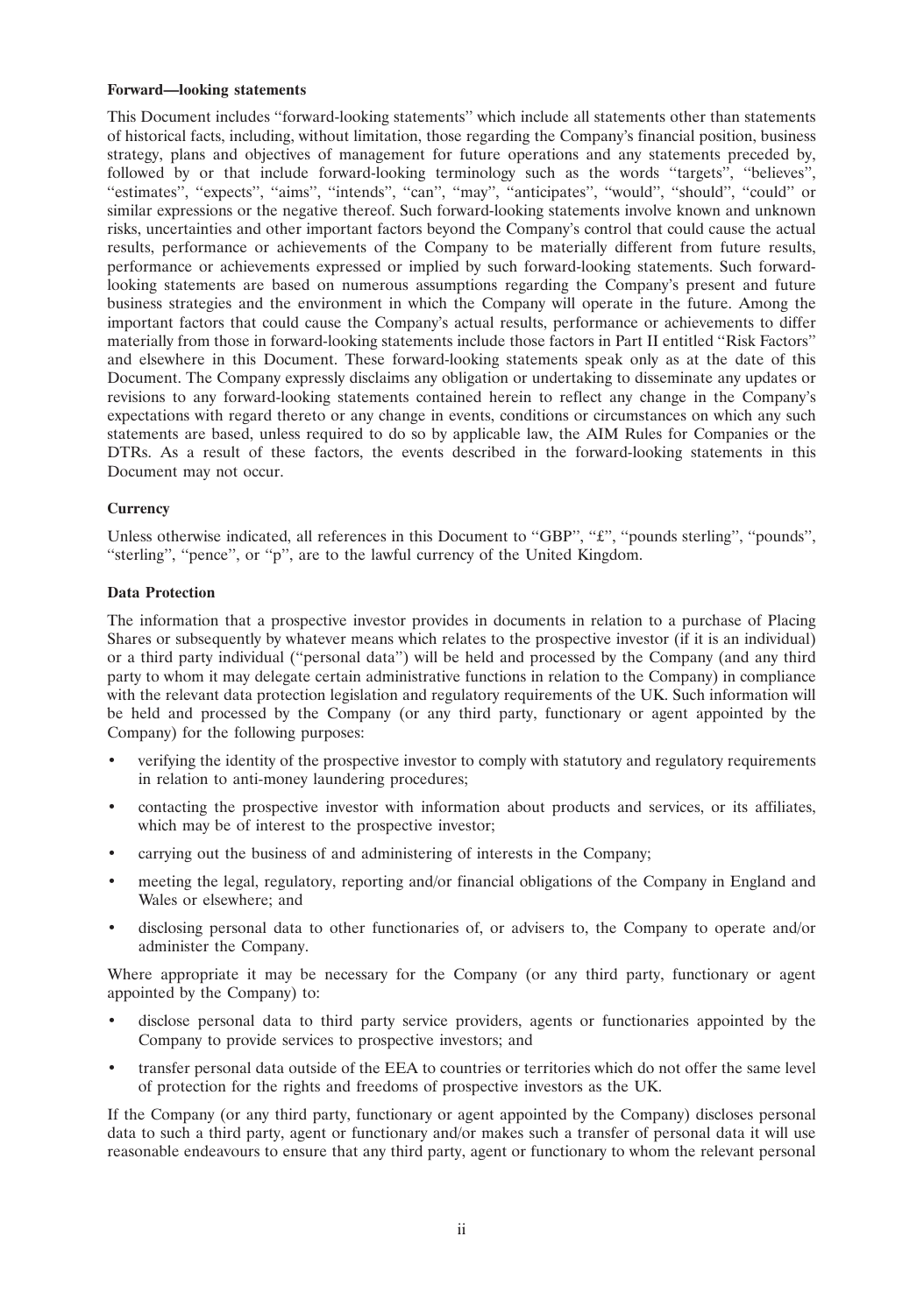**Forward—looking statements**

This Document includes "forward-looking statements" which include all statements other than statements of historical facts, including, without limitation, those regarding the Company's financial position, business strategy, plans and objectives of management for future operations and any statements preceded by, followed by or that include forward-looking terminology such as the words "targets", "believes", "estimates", "expects", "aims", "intends", "can", "may", "anticipates", "would", "should", "could" or similar expressions or the negative thereof. Such forward-looking statements involve known and unknown risks, uncertainties and other important factors beyond the Company's control that could cause the actual results, performance or achievements of the Company to be materially different from future results, performance or achievements expressed or implied by such forward-looking statements. Such forward-looking statements are based on numerous assumptions regarding the Company's present and future business strategies and the environment in which the Company will operate in the future. Among the important factors that could cause the Company's actual results, performance or achievements to differ materially from those in forward-looking statements include those factors in Part II entitled "Risk Factors" and elsewhere in this Document. These forward-looking statements speak only as at the date of this Document. The Company expressly disclaims any obligation or undertaking to disseminate any updates or revisions to any forward-looking statements contained herein to reflect any change in the Company's expectations with regard thereto or any change in events, conditions or circumstances on which any such statements are based, unless required to do so by applicable law, the AIM Rules for Companies or the DTRs. As a result of these factors, the events described in the forward-looking statements in this Document may not occur.

**Currency**

Unless otherwise indicated, all references in this Document to "GBP", "£", "pounds sterling", "pounds", "sterling", "pence", or "p", are to the lawful currency of the United Kingdom.

**Data Protection**

The information that a prospective investor provides in documents in relation to a purchase of Placing Shares or subsequently by whatever means which relates to the prospective investor (if it is an individual) or a third party individual ("personal data") will be held and processed by the Company (and any third party to whom it may delegate certain administrative functions in relation to the Company) in compliance with the relevant data protection legislation and regulatory requirements of the UK. Such information will be held and processed by the Company (or any third party, functionary or agent appointed by the Company) for the following purposes:

- verifying the identity of the prospective investor to comply with statutory and regulatory requirements in relation to anti-money laundering procedures;
- contacting the prospective investor with information about products and services, or its affiliates, which may be of interest to the prospective investor;
- carrying out the business of and administering of interests in the Company;
- meeting the legal, regulatory, reporting and/or financial obligations of the Company in England and Wales or elsewhere; and
- disclosing personal data to other functionaries of, or advisers to, the Company to operate and/or administer the Company.

Where appropriate it may be necessary for the Company (or any third party, functionary or agent appointed by the Company) to:

- disclose personal data to third party service providers, agents or functionaries appointed by the Company to provide services to prospective investors; and
- transfer personal data outside of the EEA to countries or territories which do not offer the same level of protection for the rights and freedoms of prospective investors as the UK.

If the Company (or any third party, functionary or agent appointed by the Company) discloses personal data to such a third party, agent or functionary and/or makes such a transfer of personal data it will use reasonable endeavours to ensure that any third party, agent or functionary to whom the relevant personal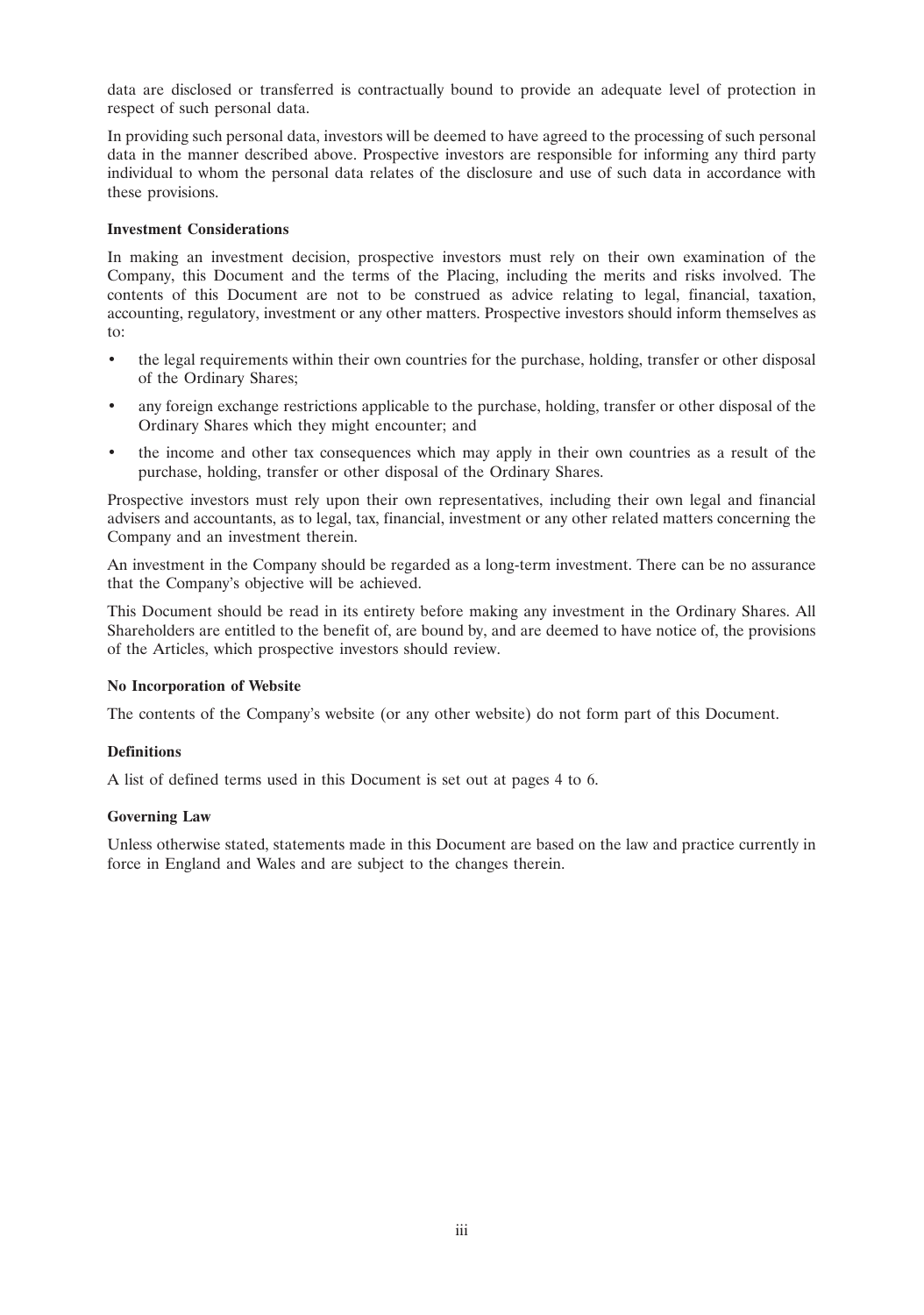data are disclosed or transferred is contractually bound to provide an adequate level of protection in respect of such personal data.

In providing such personal data, investors will be deemed to have agreed to the processing of such personal data in the manner described above. Prospective investors are responsible for informing any third party individual to whom the personal data relates of the disclosure and use of such data in accordance with these provisions.

**Investment Considerations**

In making an investment decision, prospective investors must rely on their own examination of the Company, this Document and the terms of the Placing, including the merits and risks involved. The contents of this Document are not to be construed as advice relating to legal, financial, taxation, accounting, regulatory, investment or any other matters. Prospective investors should inform themselves as to:

- the legal requirements within their own countries for the purchase, holding, transfer or other disposal of the Ordinary Shares;
- any foreign exchange restrictions applicable to the purchase, holding, transfer or other disposal of the Ordinary Shares which they might encounter; and
- the income and other tax consequences which may apply in their own countries as a result of the purchase, holding, transfer or other disposal of the Ordinary Shares.

Prospective investors must rely upon their own representatives, including their own legal and financial advisers and accountants, as to legal, tax, financial, investment or any other related matters concerning the Company and an investment therein.

An investment in the Company should be regarded as a long-term investment. There can be no assurance that the Company's objective will be achieved.

This Document should be read in its entirety before making any investment in the Ordinary Shares. All Shareholders are entitled to the benefit of, are bound by, and are deemed to have notice of, the provisions of the Articles, which prospective investors should review.

**No Incorporation of Website**

The contents of the Company's website (or any other website) do not form part of this Document.

**Definitions**

A list of defined terms used in this Document is set out at pages 4 to 6.

**Governing Law**

Unless otherwise stated, statements made in this Document are based on the law and practice currently in force in England and Wales and are subject to the changes therein.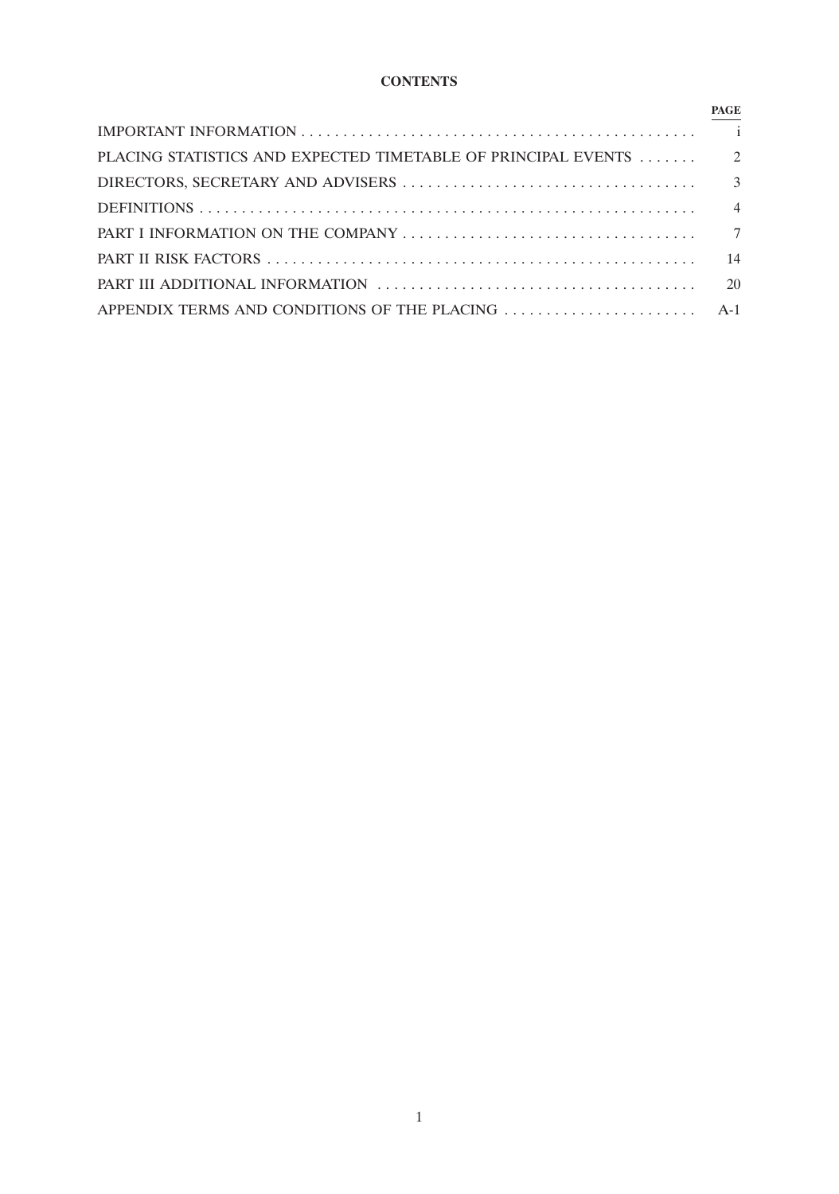# CONTENTS

| | PAGE |
|---|---|
| IMPORTANT INFORMATION | i |
| PLACING STATISTICS AND EXPECTED TIMETABLE OF PRINCIPAL EVENTS | 2 |
| DIRECTORS, SECRETARY AND ADVISERS | 3 |
| DEFINITIONS | 4 |
| PART I INFORMATION ON THE COMPANY | 7 |
| PART II RISK FACTORS | 14 |
| PART III ADDITIONAL INFORMATION | 20 |
| APPENDIX TERMS AND CONDITIONS OF THE PLACING | A-1 |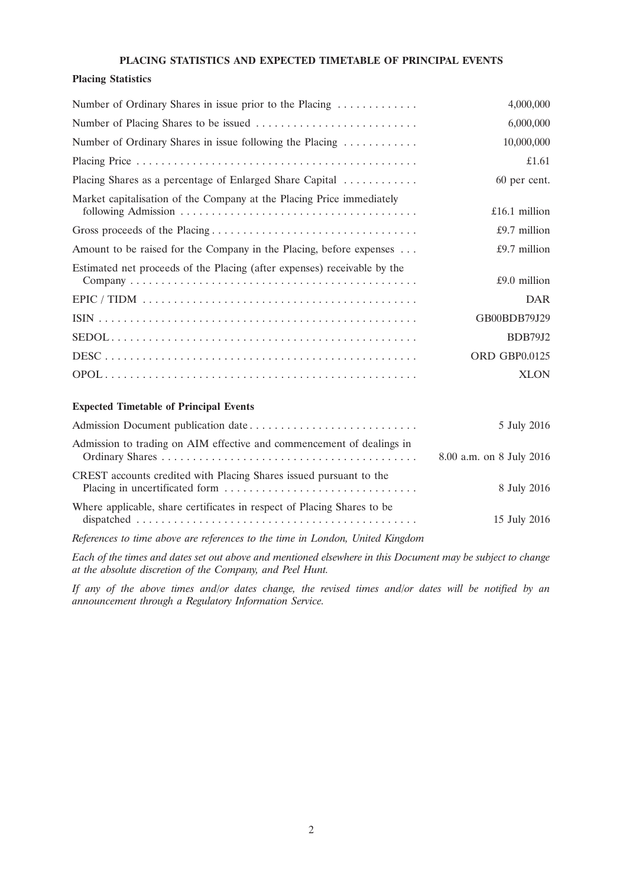## PLACING STATISTICS AND EXPECTED TIMETABLE OF PRINCIPAL EVENTS

### Placing Statistics

| | |
|---|---|
| Number of Ordinary Shares in issue prior to the Placing | 4,000,000 |
| Number of Placing Shares to be issued | 6,000,000 |
| Number of Ordinary Shares in issue following the Placing | 10,000,000 |
| Placing Price | £1.61 |
| Placing Shares as a percentage of Enlarged Share Capital | 60 per cent. |
| Market capitalisation of the Company at the Placing Price immediately following Admission | £16.1 million |
| Gross proceeds of the Placing | £9.7 million |
| Amount to be raised for the Company in the Placing, before expenses | £9.7 million |
| Estimated net proceeds of the Placing (after expenses) receivable by the Company | £9.0 million |
| EPIC / TIDM | DAR |
| ISIN | GB00BDB79J29 |
| SEDOL | BDB79J2 |
| DESC | ORD GBP0.0125 |
| OPOL | XLON |

### Expected Timetable of Principal Events

| | |
|---|---|
| Admission Document publication date | 5 July 2016 |
| Admission to trading on AIM effective and commencement of dealings in Ordinary Shares | 8.00 a.m. on 8 July 2016 |
| CREST accounts credited with Placing Shares issued pursuant to the Placing in uncertificated form | 8 July 2016 |
| Where applicable, share certificates in respect of Placing Shares to be dispatched | 15 July 2016 |

*References to time above are references to the time in London, United Kingdom*

*Each of the times and dates set out above and mentioned elsewhere in this Document may be subject to change at the absolute discretion of the Company, and Peel Hunt.*

*If any of the above times and/or dates change, the revised times and/or dates will be notified by an announcement through a Regulatory Information Service.*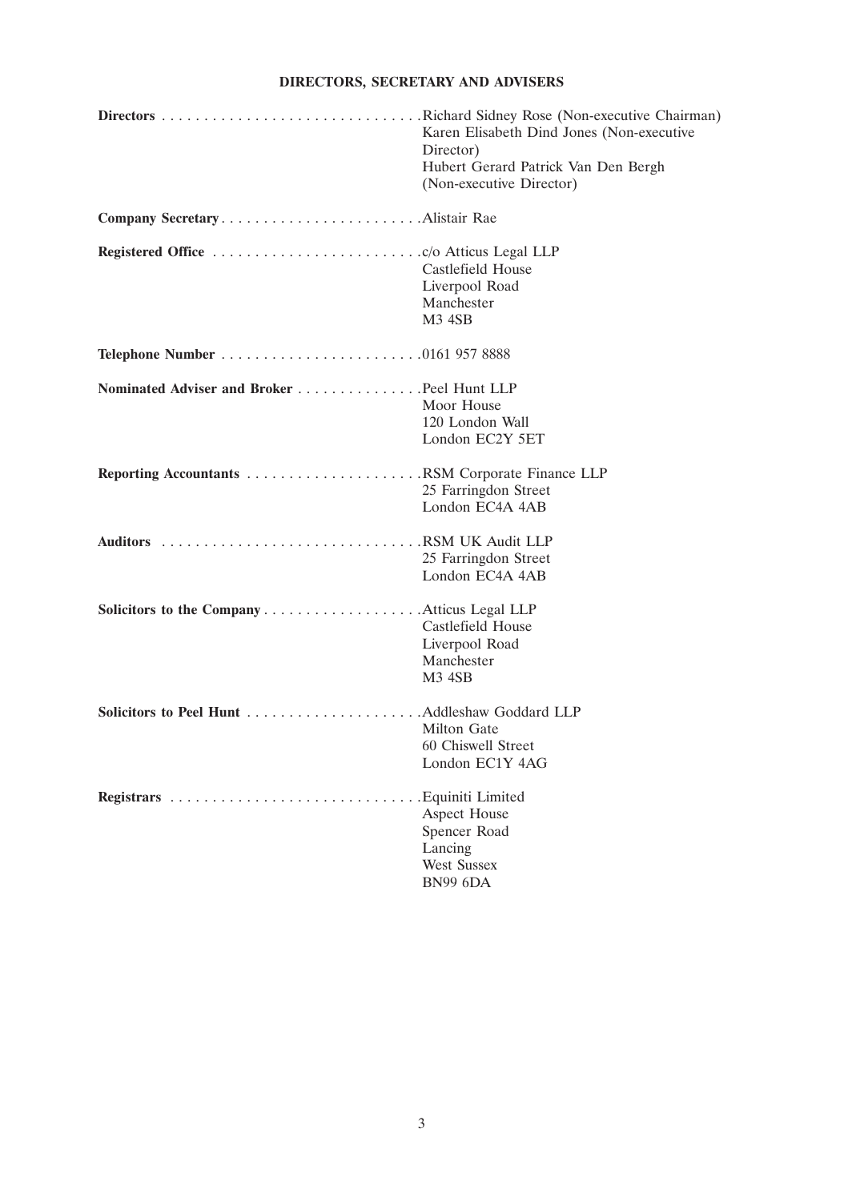# DIRECTORS, SECRETARY AND ADVISERS

| | |
|---|---|
| **Directors** | Richard Sidney Rose (Non-executive Chairman)<br>Karen Elisabeth Dind Jones (Non-executive Director)<br>Hubert Gerard Patrick Van Den Bergh (Non-executive Director) |
| **Company Secretary** | Alistair Rae |
| **Registered Office** | c/o Atticus Legal LLP<br>Castlefield House<br>Liverpool Road<br>Manchester<br>M3 4SB |
| **Telephone Number** | 0161 957 8888 |
| **Nominated Adviser and Broker** | Peel Hunt LLP<br>Moor House<br>120 London Wall<br>London EC2Y 5ET |
| **Reporting Accountants** | RSM Corporate Finance LLP<br>25 Farringdon Street<br>London EC4A 4AB |
| **Auditors** | RSM UK Audit LLP<br>25 Farringdon Street<br>London EC4A 4AB |
| **Solicitors to the Company** | Atticus Legal LLP<br>Castlefield House<br>Liverpool Road<br>Manchester<br>M3 4SB |
| **Solicitors to Peel Hunt** | Addleshaw Goddard LLP<br>Milton Gate<br>60 Chiswell Street<br>London EC1Y 4AG |
| **Registrars** | Equiniti Limited<br>Aspect House<br>Spencer Road<br>Lancing<br>West Sussex<br>BN99 6DA |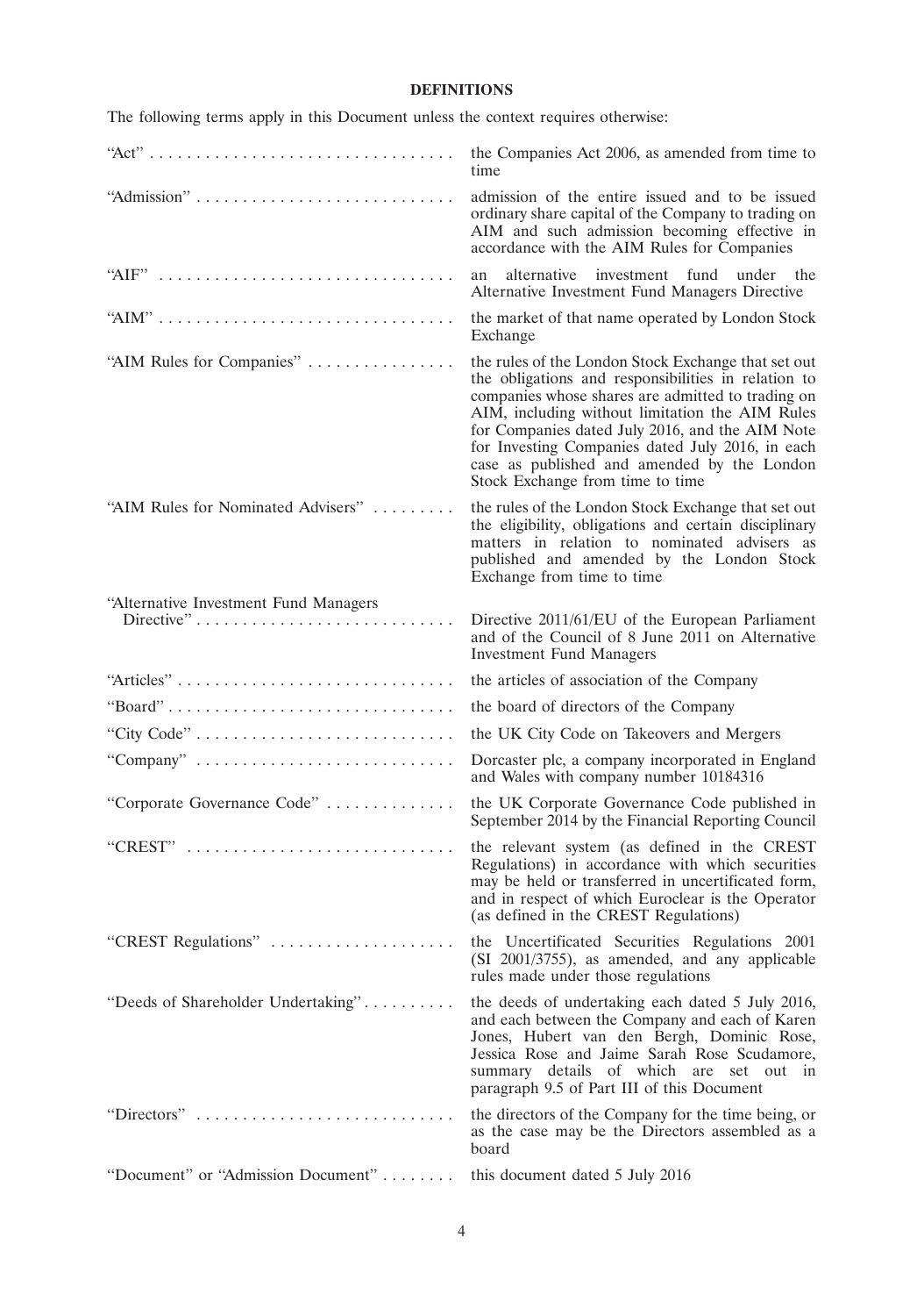# DEFINITIONS

The following terms apply in this Document unless the context requires otherwise:

| Term | Definition |
|---|---|
| "Act" | the Companies Act 2006, as amended from time to time |
| "Admission" | admission of the entire issued and to be issued ordinary share capital of the Company to trading on AIM and such admission becoming effective in accordance with the AIM Rules for Companies |
| "AIF" | an alternative investment fund under the Alternative Investment Fund Managers Directive |
| "AIM" | the market of that name operated by London Stock Exchange |
| "AIM Rules for Companies" | the rules of the London Stock Exchange that set out the obligations and responsibilities in relation to companies whose shares are admitted to trading on AIM, including without limitation the AIM Rules for Companies dated July 2016, and the AIM Note for Investing Companies dated July 2016, in each case as published and amended by the London Stock Exchange from time to time |
| "AIM Rules for Nominated Advisers" | the rules of the London Stock Exchange that set out the eligibility, obligations and certain disciplinary matters in relation to nominated advisers as published and amended by the London Stock Exchange from time to time |
| "Alternative Investment Fund Managers Directive" | Directive 2011/61/EU of the European Parliament and of the Council of 8 June 2011 on Alternative Investment Fund Managers |
| "Articles" | the articles of association of the Company |
| "Board" | the board of directors of the Company |
| "City Code" | the UK City Code on Takeovers and Mergers |
| "Company" | Dorcaster plc, a company incorporated in England and Wales with company number 10184316 |
| "Corporate Governance Code" | the UK Corporate Governance Code published in September 2014 by the Financial Reporting Council |
| "CREST" | the relevant system (as defined in the CREST Regulations) in accordance with which securities may be held or transferred in uncertificated form, and in respect of which Euroclear is the Operator (as defined in the CREST Regulations) |
| "CREST Regulations" | the Uncertificated Securities Regulations 2001 (SI 2001/3755), as amended, and any applicable rules made under those regulations |
| "Deeds of Shareholder Undertaking" | the deeds of undertaking each dated 5 July 2016, and each between the Company and each of Karen Jones, Hubert van den Bergh, Dominic Rose, Jessica Rose and Jaime Sarah Rose Scudamore, summary details of which are set out in paragraph 9.5 of Part III of this Document |
| "Directors" | the directors of the Company for the time being, or as the case may be the Directors assembled as a board |
| "Document" or "Admission Document" | this document dated 5 July 2016 |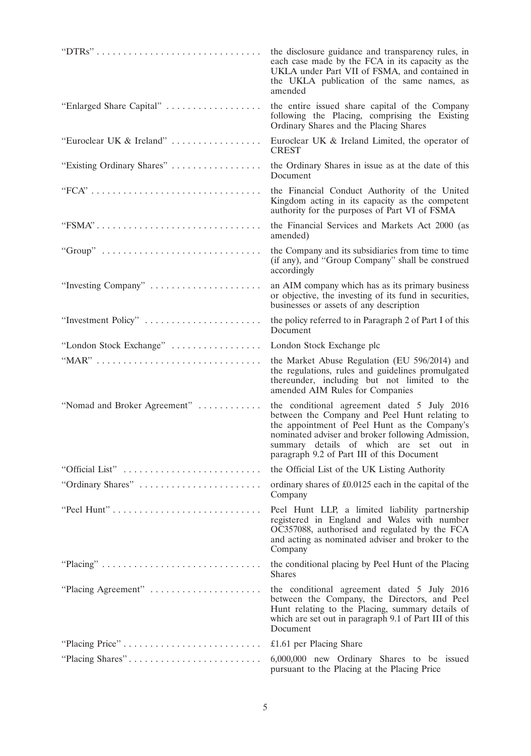| | |
|---|---|
| "DTRs" | the disclosure guidance and transparency rules, in each case made by the FCA in its capacity as the UKLA under Part VII of FSMA, and contained in the UKLA publication of the same names, as amended |
| "Enlarged Share Capital" | the entire issued share capital of the Company following the Placing, comprising the Existing Ordinary Shares and the Placing Shares |
| "Euroclear UK & Ireland" | Euroclear UK & Ireland Limited, the operator of CREST |
| "Existing Ordinary Shares" | the Ordinary Shares in issue as at the date of this Document |
| "FCA" | the Financial Conduct Authority of the United Kingdom acting in its capacity as the competent authority for the purposes of Part VI of FSMA |
| "FSMA" | the Financial Services and Markets Act 2000 (as amended) |
| "Group" | the Company and its subsidiaries from time to time (if any), and "Group Company" shall be construed accordingly |
| "Investing Company" | an AIM company which has as its primary business or objective, the investing of its fund in securities, businesses or assets of any description |
| "Investment Policy" | the policy referred to in Paragraph 2 of Part I of this Document |
| "London Stock Exchange" | London Stock Exchange plc |
| "MAR" | the Market Abuse Regulation (EU 596/2014) and the regulations, rules and guidelines promulgated thereunder, including but not limited to the amended AIM Rules for Companies |
| "Nomad and Broker Agreement" | the conditional agreement dated 5 July 2016 between the Company and Peel Hunt relating to the appointment of Peel Hunt as the Company's nominated adviser and broker following Admission, summary details of which are set out in paragraph 9.2 of Part III of this Document |
| "Official List" | the Official List of the UK Listing Authority |
| "Ordinary Shares" | ordinary shares of £0.0125 each in the capital of the Company |
| "Peel Hunt" | Peel Hunt LLP, a limited liability partnership registered in England and Wales with number OC357088, authorised and regulated by the FCA and acting as nominated adviser and broker to the Company |
| "Placing" | the conditional placing by Peel Hunt of the Placing Shares |
| "Placing Agreement" | the conditional agreement dated 5 July 2016 between the Company, the Directors, and Peel Hunt relating to the Placing, summary details of which are set out in paragraph 9.1 of Part III of this Document |
| "Placing Price" | £1.61 per Placing Share |
| "Placing Shares" | 6,000,000 new Ordinary Shares to be issued pursuant to the Placing at the Placing Price |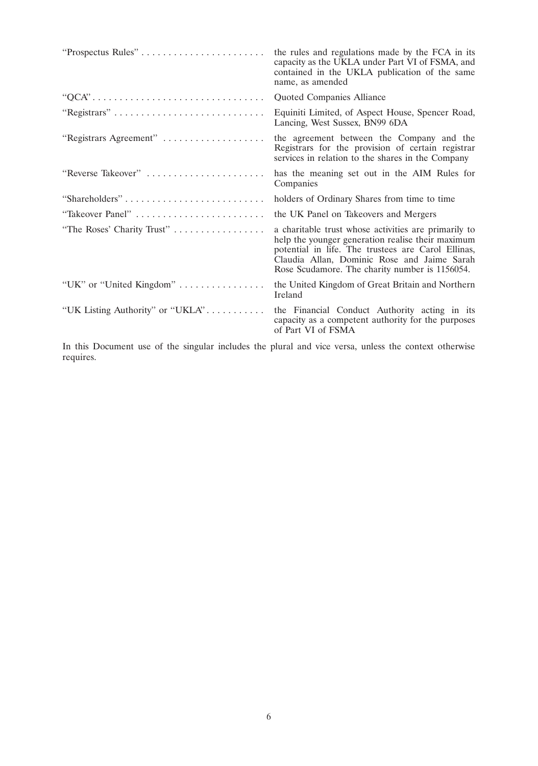| | |
|---|---|
| "Prospectus Rules" | the rules and regulations made by the FCA in its capacity as the UKLA under Part VI of FSMA, and contained in the UKLA publication of the same name, as amended |
| "QCA" | Quoted Companies Alliance |
| "Registrars" | Equiniti Limited, of Aspect House, Spencer Road, Lancing, West Sussex, BN99 6DA |
| "Registrars Agreement" | the agreement between the Company and the Registrars for the provision of certain registrar services in relation to the shares in the Company |
| "Reverse Takeover" | has the meaning set out in the AIM Rules for Companies |
| "Shareholders" | holders of Ordinary Shares from time to time |
| "Takeover Panel" | the UK Panel on Takeovers and Mergers |
| "The Roses' Charity Trust" | a charitable trust whose activities are primarily to help the younger generation realise their maximum potential in life. The trustees are Carol Ellinas, Claudia Allan, Dominic Rose and Jaime Sarah Rose Scudamore. The charity number is 1156054. |
| "UK" or "United Kingdom" | the United Kingdom of Great Britain and Northern Ireland |
| "UK Listing Authority" or "UKLA" | the Financial Conduct Authority acting in its capacity as a competent authority for the purposes of Part VI of FSMA |

In this Document use of the singular includes the plural and vice versa, unless the context otherwise requires.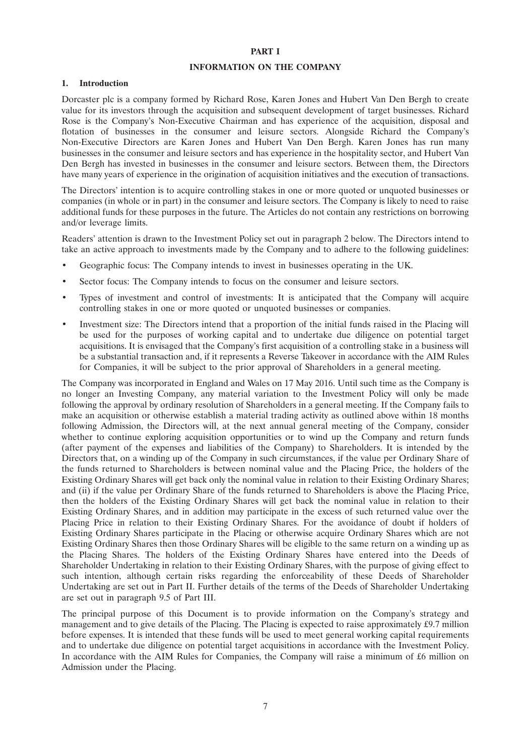# PART I

## INFORMATION ON THE COMPANY

### 1. Introduction

Dorcaster plc is a company formed by Richard Rose, Karen Jones and Hubert Van Den Bergh to create value for its investors through the acquisition and subsequent development of target businesses. Richard Rose is the Company's Non-Executive Chairman and has experience of the acquisition, disposal and flotation of businesses in the consumer and leisure sectors. Alongside Richard the Company's Non-Executive Directors are Karen Jones and Hubert Van Den Bergh. Karen Jones has run many businesses in the consumer and leisure sectors and has experience in the hospitality sector, and Hubert Van Den Bergh has invested in businesses in the consumer and leisure sectors. Between them, the Directors have many years of experience in the origination of acquisition initiatives and the execution of transactions.

The Directors' intention is to acquire controlling stakes in one or more quoted or unquoted businesses or companies (in whole or in part) in the consumer and leisure sectors. The Company is likely to need to raise additional funds for these purposes in the future. The Articles do not contain any restrictions on borrowing and/or leverage limits.

Readers' attention is drawn to the Investment Policy set out in paragraph 2 below. The Directors intend to take an active approach to investments made by the Company and to adhere to the following guidelines:

- Geographic focus: The Company intends to invest in businesses operating in the UK.
- Sector focus: The Company intends to focus on the consumer and leisure sectors.
- Types of investment and control of investments: It is anticipated that the Company will acquire controlling stakes in one or more quoted or unquoted businesses or companies.
- Investment size: The Directors intend that a proportion of the initial funds raised in the Placing will be used for the purposes of working capital and to undertake due diligence on potential target acquisitions. It is envisaged that the Company's first acquisition of a controlling stake in a business will be a substantial transaction and, if it represents a Reverse Takeover in accordance with the AIM Rules for Companies, it will be subject to the prior approval of Shareholders in a general meeting.

The Company was incorporated in England and Wales on 17 May 2016. Until such time as the Company is no longer an Investing Company, any material variation to the Investment Policy will only be made following the approval by ordinary resolution of Shareholders in a general meeting. If the Company fails to make an acquisition or otherwise establish a material trading activity as outlined above within 18 months following Admission, the Directors will, at the next annual general meeting of the Company, consider whether to continue exploring acquisition opportunities or to wind up the Company and return funds (after payment of the expenses and liabilities of the Company) to Shareholders. It is intended by the Directors that, on a winding up of the Company in such circumstances, if the value per Ordinary Share of the funds returned to Shareholders is between nominal value and the Placing Price, the holders of the Existing Ordinary Shares will get back only the nominal value in relation to their Existing Ordinary Shares; and (ii) if the value per Ordinary Share of the funds returned to Shareholders is above the Placing Price, then the holders of the Existing Ordinary Shares will get back the nominal value in relation to their Existing Ordinary Shares, and in addition may participate in the excess of such returned value over the Placing Price in relation to their Existing Ordinary Shares. For the avoidance of doubt if holders of Existing Ordinary Shares participate in the Placing or otherwise acquire Ordinary Shares which are not Existing Ordinary Shares then those Ordinary Shares will be eligible to the same return on a winding up as the Placing Shares. The holders of the Existing Ordinary Shares have entered into the Deeds of Shareholder Undertaking in relation to their Existing Ordinary Shares, with the purpose of giving effect to such intention, although certain risks regarding the enforceability of these Deeds of Shareholder Undertaking are set out in Part II. Further details of the terms of the Deeds of Shareholder Undertaking are set out in paragraph 9.5 of Part III.

The principal purpose of this Document is to provide information on the Company's strategy and management and to give details of the Placing. The Placing is expected to raise approximately £9.7 million before expenses. It is intended that these funds will be used to meet general working capital requirements and to undertake due diligence on potential target acquisitions in accordance with the Investment Policy. In accordance with the AIM Rules for Companies, the Company will raise a minimum of £6 million on Admission under the Placing.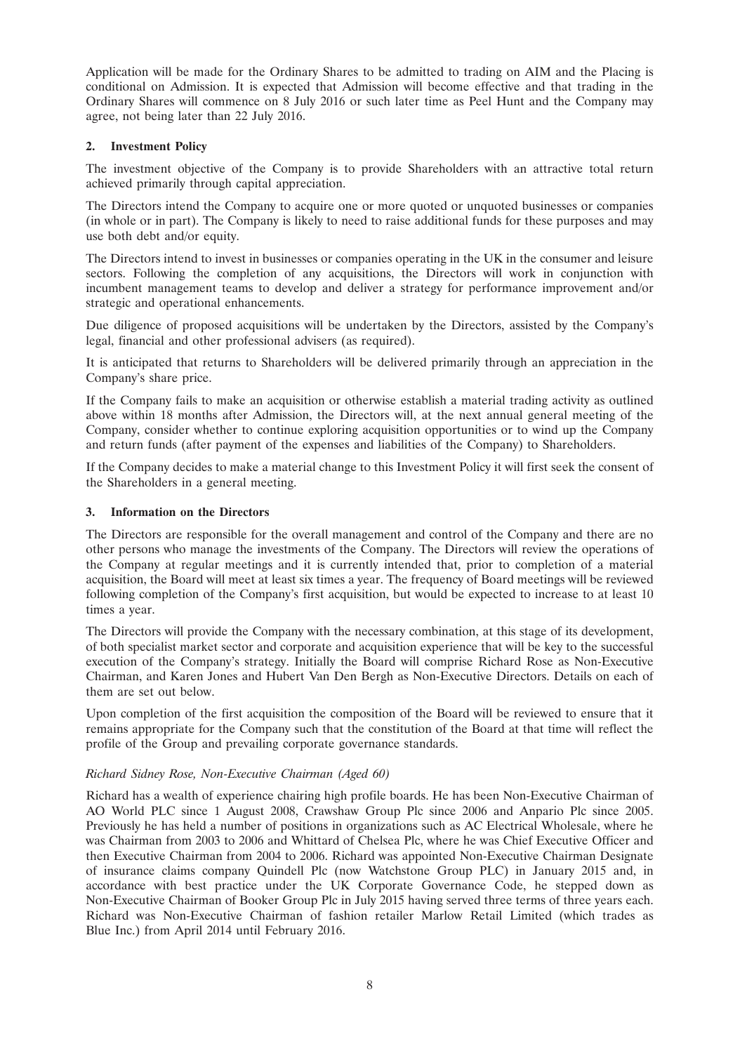Application will be made for the Ordinary Shares to be admitted to trading on AIM and the Placing is conditional on Admission. It is expected that Admission will become effective and that trading in the Ordinary Shares will commence on 8 July 2016 or such later time as Peel Hunt and the Company may agree, not being later than 22 July 2016.

## 2. Investment Policy

The investment objective of the Company is to provide Shareholders with an attractive total return achieved primarily through capital appreciation.

The Directors intend the Company to acquire one or more quoted or unquoted businesses or companies (in whole or in part). The Company is likely to need to raise additional funds for these purposes and may use both debt and/or equity.

The Directors intend to invest in businesses or companies operating in the UK in the consumer and leisure sectors. Following the completion of any acquisitions, the Directors will work in conjunction with incumbent management teams to develop and deliver a strategy for performance improvement and/or strategic and operational enhancements.

Due diligence of proposed acquisitions will be undertaken by the Directors, assisted by the Company's legal, financial and other professional advisers (as required).

It is anticipated that returns to Shareholders will be delivered primarily through an appreciation in the Company's share price.

If the Company fails to make an acquisition or otherwise establish a material trading activity as outlined above within 18 months after Admission, the Directors will, at the next annual general meeting of the Company, consider whether to continue exploring acquisition opportunities or to wind up the Company and return funds (after payment of the expenses and liabilities of the Company) to Shareholders.

If the Company decides to make a material change to this Investment Policy it will first seek the consent of the Shareholders in a general meeting.

## 3. Information on the Directors

The Directors are responsible for the overall management and control of the Company and there are no other persons who manage the investments of the Company. The Directors will review the operations of the Company at regular meetings and it is currently intended that, prior to completion of a material acquisition, the Board will meet at least six times a year. The frequency of Board meetings will be reviewed following completion of the Company's first acquisition, but would be expected to increase to at least 10 times a year.

The Directors will provide the Company with the necessary combination, at this stage of its development, of both specialist market sector and corporate and acquisition experience that will be key to the successful execution of the Company's strategy. Initially the Board will comprise Richard Rose as Non-Executive Chairman, and Karen Jones and Hubert Van Den Bergh as Non-Executive Directors. Details on each of them are set out below.

Upon completion of the first acquisition the composition of the Board will be reviewed to ensure that it remains appropriate for the Company such that the constitution of the Board at that time will reflect the profile of the Group and prevailing corporate governance standards.

*Richard Sidney Rose, Non-Executive Chairman (Aged 60)*

Richard has a wealth of experience chairing high profile boards. He has been Non-Executive Chairman of AO World PLC since 1 August 2008, Crawshaw Group Plc since 2006 and Anpario Plc since 2005. Previously he has held a number of positions in organizations such as AC Electrical Wholesale, where he was Chairman from 2003 to 2006 and Whittard of Chelsea Plc, where he was Chief Executive Officer and then Executive Chairman from 2004 to 2006. Richard was appointed Non-Executive Chairman Designate of insurance claims company Quindell Plc (now Watchstone Group PLC) in January 2015 and, in accordance with best practice under the UK Corporate Governance Code, he stepped down as Non-Executive Chairman of Booker Group Plc in July 2015 having served three terms of three years each. Richard was Non-Executive Chairman of fashion retailer Marlow Retail Limited (which trades as Blue Inc.) from April 2014 until February 2016.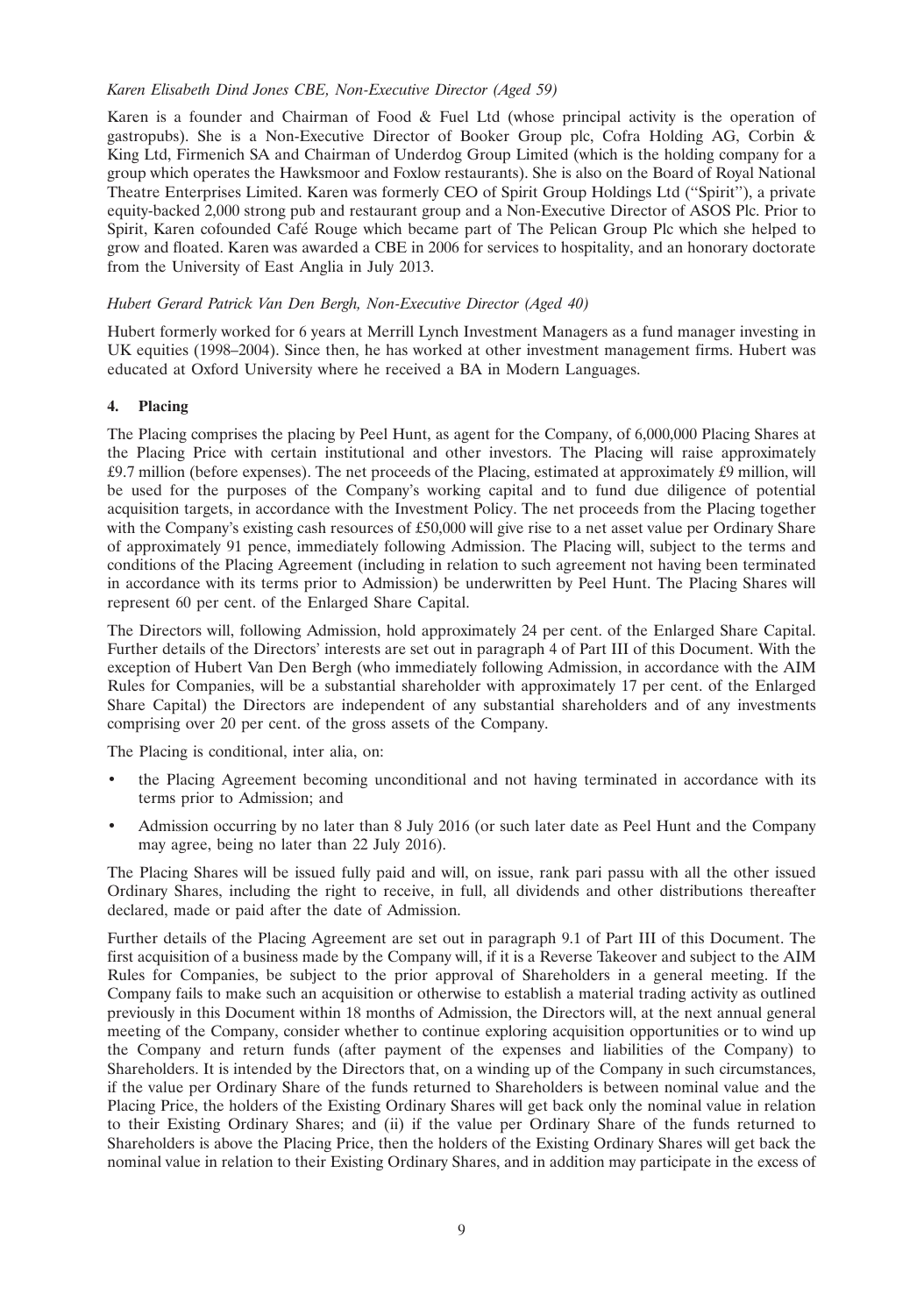*Karen Elisabeth Dind Jones CBE, Non-Executive Director (Aged 59)*

Karen is a founder and Chairman of Food & Fuel Ltd (whose principal activity is the operation of gastropubs). She is a Non-Executive Director of Booker Group plc, Cofra Holding AG, Corbin & King Ltd, Firmenich SA and Chairman of Underdog Group Limited (which is the holding company for a group which operates the Hawksmoor and Foxlow restaurants). She is also on the Board of Royal National Theatre Enterprises Limited. Karen was formerly CEO of Spirit Group Holdings Ltd (''Spirit''), a private equity-backed 2,000 strong pub and restaurant group and a Non-Executive Director of ASOS Plc. Prior to Spirit, Karen cofounded Café Rouge which became part of The Pelican Group Plc which she helped to grow and floated. Karen was awarded a CBE in 2006 for services to hospitality, and an honorary doctorate from the University of East Anglia in July 2013.

*Hubert Gerard Patrick Van Den Bergh, Non-Executive Director (Aged 40)*

Hubert formerly worked for 6 years at Merrill Lynch Investment Managers as a fund manager investing in UK equities (1998–2004). Since then, he has worked at other investment management firms. Hubert was educated at Oxford University where he received a BA in Modern Languages.

## 4. Placing

The Placing comprises the placing by Peel Hunt, as agent for the Company, of 6,000,000 Placing Shares at the Placing Price with certain institutional and other investors. The Placing will raise approximately £9.7 million (before expenses). The net proceeds of the Placing, estimated at approximately £9 million, will be used for the purposes of the Company's working capital and to fund due diligence of potential acquisition targets, in accordance with the Investment Policy. The net proceeds from the Placing together with the Company's existing cash resources of £50,000 will give rise to a net asset value per Ordinary Share of approximately 91 pence, immediately following Admission. The Placing will, subject to the terms and conditions of the Placing Agreement (including in relation to such agreement not having been terminated in accordance with its terms prior to Admission) be underwritten by Peel Hunt. The Placing Shares will represent 60 per cent. of the Enlarged Share Capital.

The Directors will, following Admission, hold approximately 24 per cent. of the Enlarged Share Capital. Further details of the Directors' interests are set out in paragraph 4 of Part III of this Document. With the exception of Hubert Van Den Bergh (who immediately following Admission, in accordance with the AIM Rules for Companies, will be a substantial shareholder with approximately 17 per cent. of the Enlarged Share Capital) the Directors are independent of any substantial shareholders and of any investments comprising over 20 per cent. of the gross assets of the Company.

The Placing is conditional, inter alia, on:

- the Placing Agreement becoming unconditional and not having terminated in accordance with its terms prior to Admission; and
- Admission occurring by no later than 8 July 2016 (or such later date as Peel Hunt and the Company may agree, being no later than 22 July 2016).

The Placing Shares will be issued fully paid and will, on issue, rank pari passu with all the other issued Ordinary Shares, including the right to receive, in full, all dividends and other distributions thereafter declared, made or paid after the date of Admission.

Further details of the Placing Agreement are set out in paragraph 9.1 of Part III of this Document. The first acquisition of a business made by the Company will, if it is a Reverse Takeover and subject to the AIM Rules for Companies, be subject to the prior approval of Shareholders in a general meeting. If the Company fails to make such an acquisition or otherwise to establish a material trading activity as outlined previously in this Document within 18 months of Admission, the Directors will, at the next annual general meeting of the Company, consider whether to continue exploring acquisition opportunities or to wind up the Company and return funds (after payment of the expenses and liabilities of the Company) to Shareholders. It is intended by the Directors that, on a winding up of the Company in such circumstances, if the value per Ordinary Share of the funds returned to Shareholders is between nominal value and the Placing Price, the holders of the Existing Ordinary Shares will get back only the nominal value in relation to their Existing Ordinary Shares; and (ii) if the value per Ordinary Share of the funds returned to Shareholders is above the Placing Price, then the holders of the Existing Ordinary Shares will get back the nominal value in relation to their Existing Ordinary Shares, and in addition may participate in the excess of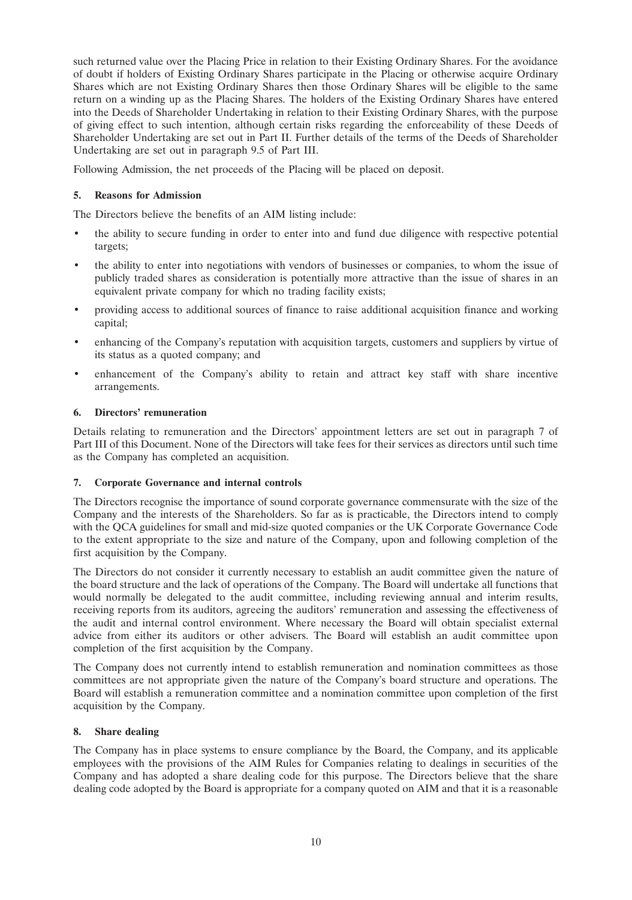such returned value over the Placing Price in relation to their Existing Ordinary Shares. For the avoidance of doubt if holders of Existing Ordinary Shares participate in the Placing or otherwise acquire Ordinary Shares which are not Existing Ordinary Shares then those Ordinary Shares will be eligible to the same return on a winding up as the Placing Shares. The holders of the Existing Ordinary Shares have entered into the Deeds of Shareholder Undertaking in relation to their Existing Ordinary Shares, with the purpose of giving effect to such intention, although certain risks regarding the enforceability of these Deeds of Shareholder Undertaking are set out in Part II. Further details of the terms of the Deeds of Shareholder Undertaking are set out in paragraph 9.5 of Part III.

Following Admission, the net proceeds of the Placing will be placed on deposit.

## 5. Reasons for Admission

The Directors believe the benefits of an AIM listing include:

- the ability to secure funding in order to enter into and fund due diligence with respective potential targets;
- the ability to enter into negotiations with vendors of businesses or companies, to whom the issue of publicly traded shares as consideration is potentially more attractive than the issue of shares in an equivalent private company for which no trading facility exists;
- providing access to additional sources of finance to raise additional acquisition finance and working capital;
- enhancing of the Company's reputation with acquisition targets, customers and suppliers by virtue of its status as a quoted company; and
- enhancement of the Company's ability to retain and attract key staff with share incentive arrangements.

## 6. Directors' remuneration

Details relating to remuneration and the Directors' appointment letters are set out in paragraph 7 of Part III of this Document. None of the Directors will take fees for their services as directors until such time as the Company has completed an acquisition.

## 7. Corporate Governance and internal controls

The Directors recognise the importance of sound corporate governance commensurate with the size of the Company and the interests of the Shareholders. So far as is practicable, the Directors intend to comply with the QCA guidelines for small and mid-size quoted companies or the UK Corporate Governance Code to the extent appropriate to the size and nature of the Company, upon and following completion of the first acquisition by the Company.

The Directors do not consider it currently necessary to establish an audit committee given the nature of the board structure and the lack of operations of the Company. The Board will undertake all functions that would normally be delegated to the audit committee, including reviewing annual and interim results, receiving reports from its auditors, agreeing the auditors' remuneration and assessing the effectiveness of the audit and internal control environment. Where necessary the Board will obtain specialist external advice from either its auditors or other advisers. The Board will establish an audit committee upon completion of the first acquisition by the Company.

The Company does not currently intend to establish remuneration and nomination committees as those committees are not appropriate given the nature of the Company's board structure and operations. The Board will establish a remuneration committee and a nomination committee upon completion of the first acquisition by the Company.

## 8. Share dealing

The Company has in place systems to ensure compliance by the Board, the Company, and its applicable employees with the provisions of the AIM Rules for Companies relating to dealings in securities of the Company and has adopted a share dealing code for this purpose. The Directors believe that the share dealing code adopted by the Board is appropriate for a company quoted on AIM and that it is a reasonable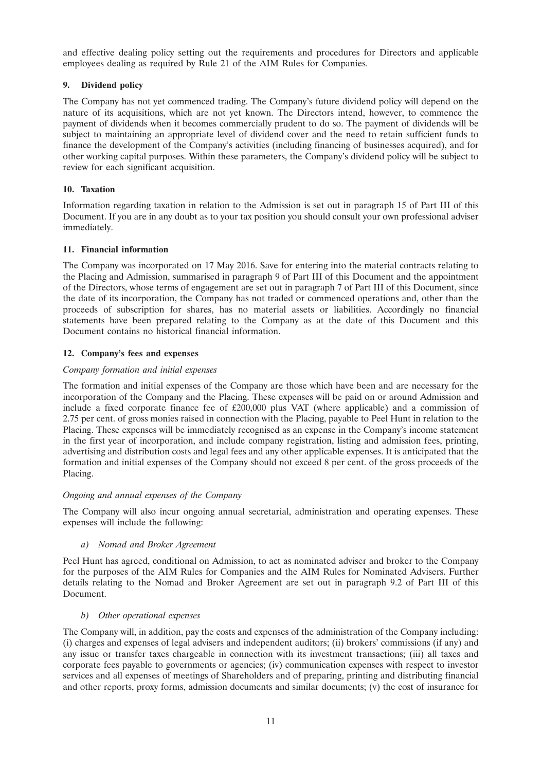and effective dealing policy setting out the requirements and procedures for Directors and applicable employees dealing as required by Rule 21 of the AIM Rules for Companies.

## 9. Dividend policy

The Company has not yet commenced trading. The Company's future dividend policy will depend on the nature of its acquisitions, which are not yet known. The Directors intend, however, to commence the payment of dividends when it becomes commercially prudent to do so. The payment of dividends will be subject to maintaining an appropriate level of dividend cover and the need to retain sufficient funds to finance the development of the Company's activities (including financing of businesses acquired), and for other working capital purposes. Within these parameters, the Company's dividend policy will be subject to review for each significant acquisition.

## 10. Taxation

Information regarding taxation in relation to the Admission is set out in paragraph 15 of Part III of this Document. If you are in any doubt as to your tax position you should consult your own professional adviser immediately.

## 11. Financial information

The Company was incorporated on 17 May 2016. Save for entering into the material contracts relating to the Placing and Admission, summarised in paragraph 9 of Part III of this Document and the appointment of the Directors, whose terms of engagement are set out in paragraph 7 of Part III of this Document, since the date of its incorporation, the Company has not traded or commenced operations and, other than the proceeds of subscription for shares, has no material assets or liabilities. Accordingly no financial statements have been prepared relating to the Company as at the date of this Document and this Document contains no historical financial information.

## 12. Company's fees and expenses

*Company formation and initial expenses*

The formation and initial expenses of the Company are those which have been and are necessary for the incorporation of the Company and the Placing. These expenses will be paid on or around Admission and include a fixed corporate finance fee of £200,000 plus VAT (where applicable) and a commission of 2.75 per cent. of gross monies raised in connection with the Placing, payable to Peel Hunt in relation to the Placing. These expenses will be immediately recognised as an expense in the Company's income statement in the first year of incorporation, and include company registration, listing and admission fees, printing, advertising and distribution costs and legal fees and any other applicable expenses. It is anticipated that the formation and initial expenses of the Company should not exceed 8 per cent. of the gross proceeds of the Placing.

*Ongoing and annual expenses of the Company*

The Company will also incur ongoing annual secretarial, administration and operating expenses. These expenses will include the following:

*a) Nomad and Broker Agreement*

Peel Hunt has agreed, conditional on Admission, to act as nominated adviser and broker to the Company for the purposes of the AIM Rules for Companies and the AIM Rules for Nominated Advisers. Further details relating to the Nomad and Broker Agreement are set out in paragraph 9.2 of Part III of this Document.

*b) Other operational expenses*

The Company will, in addition, pay the costs and expenses of the administration of the Company including: (i) charges and expenses of legal advisers and independent auditors; (ii) brokers' commissions (if any) and any issue or transfer taxes chargeable in connection with its investment transactions; (iii) all taxes and corporate fees payable to governments or agencies; (iv) communication expenses with respect to investor services and all expenses of meetings of Shareholders and of preparing, printing and distributing financial and other reports, proxy forms, admission documents and similar documents; (v) the cost of insurance for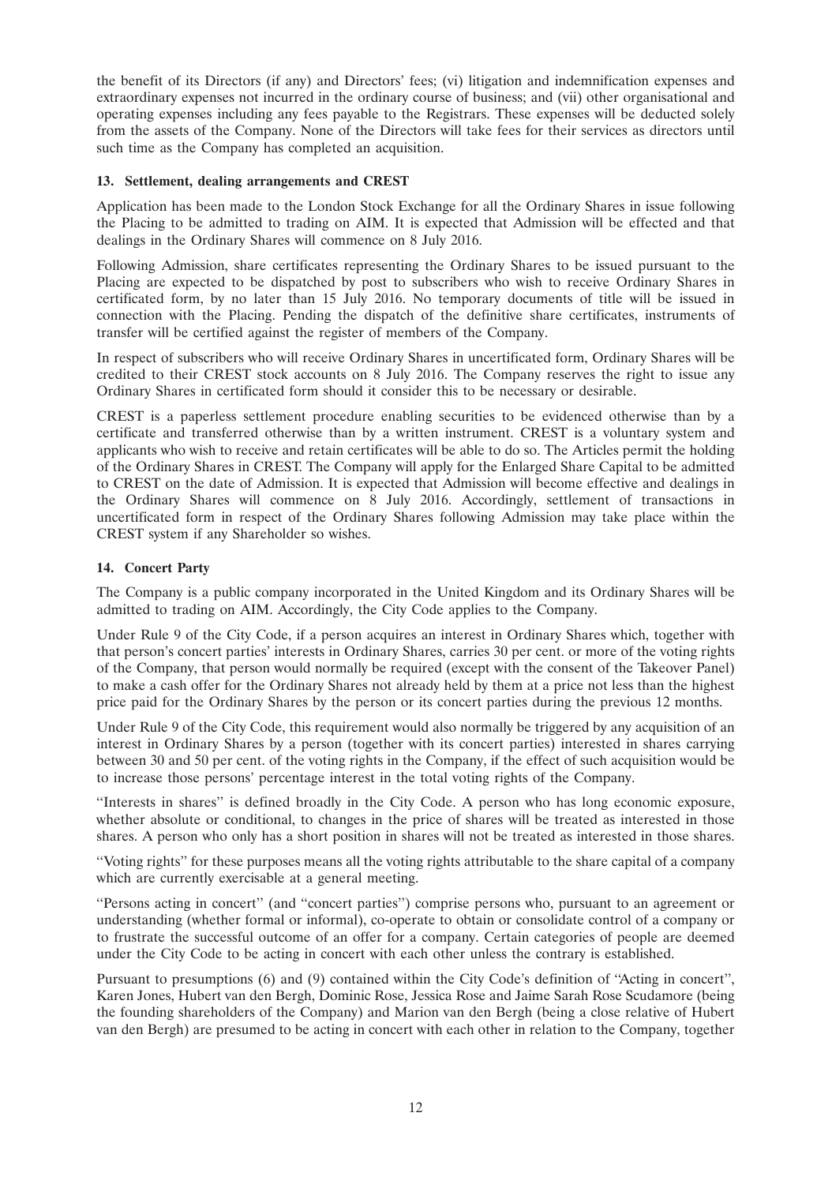the benefit of its Directors (if any) and Directors' fees; (vi) litigation and indemnification expenses and extraordinary expenses not incurred in the ordinary course of business; and (vii) other organisational and operating expenses including any fees payable to the Registrars. These expenses will be deducted solely from the assets of the Company. None of the Directors will take fees for their services as directors until such time as the Company has completed an acquisition.

## 13. Settlement, dealing arrangements and CREST

Application has been made to the London Stock Exchange for all the Ordinary Shares in issue following the Placing to be admitted to trading on AIM. It is expected that Admission will be effected and that dealings in the Ordinary Shares will commence on 8 July 2016.

Following Admission, share certificates representing the Ordinary Shares to be issued pursuant to the Placing are expected to be dispatched by post to subscribers who wish to receive Ordinary Shares in certificated form, by no later than 15 July 2016. No temporary documents of title will be issued in connection with the Placing. Pending the dispatch of the definitive share certificates, instruments of transfer will be certified against the register of members of the Company.

In respect of subscribers who will receive Ordinary Shares in uncertificated form, Ordinary Shares will be credited to their CREST stock accounts on 8 July 2016. The Company reserves the right to issue any Ordinary Shares in certificated form should it consider this to be necessary or desirable.

CREST is a paperless settlement procedure enabling securities to be evidenced otherwise than by a certificate and transferred otherwise than by a written instrument. CREST is a voluntary system and applicants who wish to receive and retain certificates will be able to do so. The Articles permit the holding of the Ordinary Shares in CREST. The Company will apply for the Enlarged Share Capital to be admitted to CREST on the date of Admission. It is expected that Admission will become effective and dealings in the Ordinary Shares will commence on 8 July 2016. Accordingly, settlement of transactions in uncertificated form in respect of the Ordinary Shares following Admission may take place within the CREST system if any Shareholder so wishes.

## 14. Concert Party

The Company is a public company incorporated in the United Kingdom and its Ordinary Shares will be admitted to trading on AIM. Accordingly, the City Code applies to the Company.

Under Rule 9 of the City Code, if a person acquires an interest in Ordinary Shares which, together with that person's concert parties' interests in Ordinary Shares, carries 30 per cent. or more of the voting rights of the Company, that person would normally be required (except with the consent of the Takeover Panel) to make a cash offer for the Ordinary Shares not already held by them at a price not less than the highest price paid for the Ordinary Shares by the person or its concert parties during the previous 12 months.

Under Rule 9 of the City Code, this requirement would also normally be triggered by any acquisition of an interest in Ordinary Shares by a person (together with its concert parties) interested in shares carrying between 30 and 50 per cent. of the voting rights in the Company, if the effect of such acquisition would be to increase those persons' percentage interest in the total voting rights of the Company.

"Interests in shares" is defined broadly in the City Code. A person who has long economic exposure, whether absolute or conditional, to changes in the price of shares will be treated as interested in those shares. A person who only has a short position in shares will not be treated as interested in those shares.

"Voting rights" for these purposes means all the voting rights attributable to the share capital of a company which are currently exercisable at a general meeting.

"Persons acting in concert" (and "concert parties") comprise persons who, pursuant to an agreement or understanding (whether formal or informal), co-operate to obtain or consolidate control of a company or to frustrate the successful outcome of an offer for a company. Certain categories of people are deemed under the City Code to be acting in concert with each other unless the contrary is established.

Pursuant to presumptions (6) and (9) contained within the City Code's definition of "Acting in concert", Karen Jones, Hubert van den Bergh, Dominic Rose, Jessica Rose and Jaime Sarah Rose Scudamore (being the founding shareholders of the Company) and Marion van den Bergh (being a close relative of Hubert van den Bergh) are presumed to be acting in concert with each other in relation to the Company, together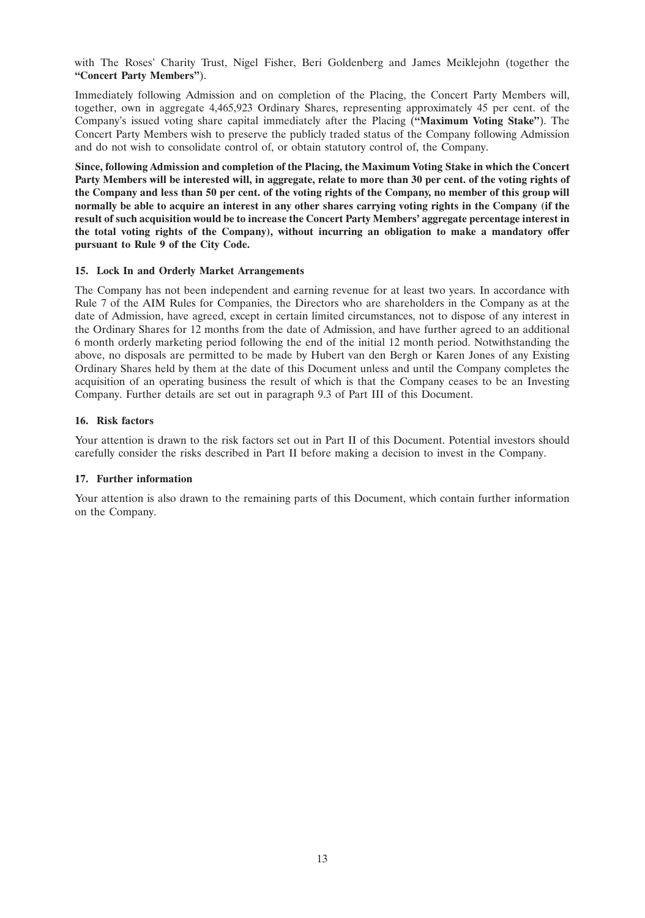with The Roses' Charity Trust, Nigel Fisher, Beri Goldenberg and James Meiklejohn (together the **"Concert Party Members"**).

Immediately following Admission and on completion of the Placing, the Concert Party Members will, together, own in aggregate 4,465,923 Ordinary Shares, representing approximately 45 per cent. of the Company's issued voting share capital immediately after the Placing (**"Maximum Voting Stake"**). The Concert Party Members wish to preserve the publicly traded status of the Company following Admission and do not wish to consolidate control of, or obtain statutory control of, the Company.

**Since, following Admission and completion of the Placing, the Maximum Voting Stake in which the Concert Party Members will be interested will, in aggregate, relate to more than 30 per cent. of the voting rights of the Company and less than 50 per cent. of the voting rights of the Company, no member of this group will normally be able to acquire an interest in any other shares carrying voting rights in the Company (if the result of such acquisition would be to increase the Concert Party Members' aggregate percentage interest in the total voting rights of the Company), without incurring an obligation to make a mandatory offer pursuant to Rule 9 of the City Code.**

### 15. Lock In and Orderly Market Arrangements

The Company has not been independent and earning revenue for at least two years. In accordance with Rule 7 of the AIM Rules for Companies, the Directors who are shareholders in the Company as at the date of Admission, have agreed, except in certain limited circumstances, not to dispose of any interest in the Ordinary Shares for 12 months from the date of Admission, and have further agreed to an additional 6 month orderly marketing period following the end of the initial 12 month period. Notwithstanding the above, no disposals are permitted to be made by Hubert van den Bergh or Karen Jones of any Existing Ordinary Shares held by them at the date of this Document unless and until the Company completes the acquisition of an operating business the result of which is that the Company ceases to be an Investing Company. Further details are set out in paragraph 9.3 of Part III of this Document.

### 16. Risk factors

Your attention is drawn to the risk factors set out in Part II of this Document. Potential investors should carefully consider the risks described in Part II before making a decision to invest in the Company.

### 17. Further information

Your attention is also drawn to the remaining parts of this Document, which contain further information on the Company.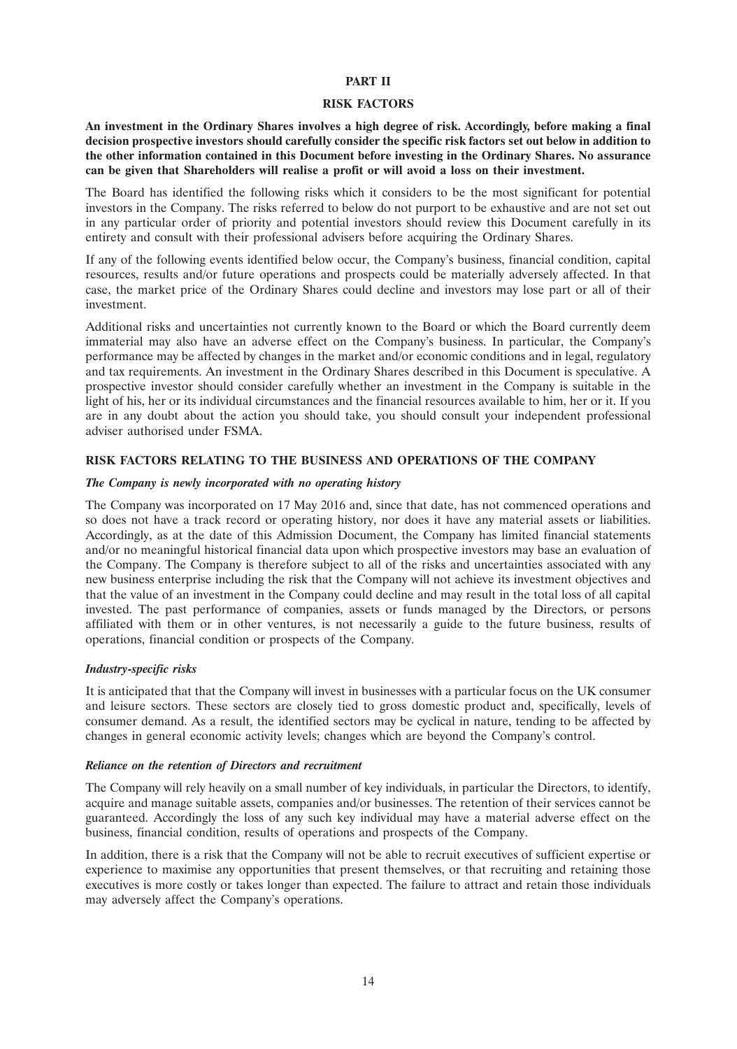# PART II

## RISK FACTORS

**An investment in the Ordinary Shares involves a high degree of risk. Accordingly, before making a final decision prospective investors should carefully consider the specific risk factors set out below in addition to the other information contained in this Document before investing in the Ordinary Shares. No assurance can be given that Shareholders will realise a profit or will avoid a loss on their investment.**

The Board has identified the following risks which it considers to be the most significant for potential investors in the Company. The risks referred to below do not purport to be exhaustive and are not set out in any particular order of priority and potential investors should review this Document carefully in its entirety and consult with their professional advisers before acquiring the Ordinary Shares.

If any of the following events identified below occur, the Company's business, financial condition, capital resources, results and/or future operations and prospects could be materially adversely affected. In that case, the market price of the Ordinary Shares could decline and investors may lose part or all of their investment.

Additional risks and uncertainties not currently known to the Board or which the Board currently deem immaterial may also have an adverse effect on the Company's business. In particular, the Company's performance may be affected by changes in the market and/or economic conditions and in legal, regulatory and tax requirements. An investment in the Ordinary Shares described in this Document is speculative. A prospective investor should consider carefully whether an investment in the Company is suitable in the light of his, her or its individual circumstances and the financial resources available to him, her or it. If you are in any doubt about the action you should take, you should consult your independent professional adviser authorised under FSMA.

### RISK FACTORS RELATING TO THE BUSINESS AND OPERATIONS OF THE COMPANY

***The Company is newly incorporated with no operating history***

The Company was incorporated on 17 May 2016 and, since that date, has not commenced operations and so does not have a track record or operating history, nor does it have any material assets or liabilities. Accordingly, as at the date of this Admission Document, the Company has limited financial statements and/or no meaningful historical financial data upon which prospective investors may base an evaluation of the Company. The Company is therefore subject to all of the risks and uncertainties associated with any new business enterprise including the risk that the Company will not achieve its investment objectives and that the value of an investment in the Company could decline and may result in the total loss of all capital invested. The past performance of companies, assets or funds managed by the Directors, or persons affiliated with them or in other ventures, is not necessarily a guide to the future business, results of operations, financial condition or prospects of the Company.

***Industry-specific risks***

It is anticipated that that the Company will invest in businesses with a particular focus on the UK consumer and leisure sectors. These sectors are closely tied to gross domestic product and, specifically, levels of consumer demand. As a result, the identified sectors may be cyclical in nature, tending to be affected by changes in general economic activity levels; changes which are beyond the Company's control.

***Reliance on the retention of Directors and recruitment***

The Company will rely heavily on a small number of key individuals, in particular the Directors, to identify, acquire and manage suitable assets, companies and/or businesses. The retention of their services cannot be guaranteed. Accordingly the loss of any such key individual may have a material adverse effect on the business, financial condition, results of operations and prospects of the Company.

In addition, there is a risk that the Company will not be able to recruit executives of sufficient expertise or experience to maximise any opportunities that present themselves, or that recruiting and retaining those executives is more costly or takes longer than expected. The failure to attract and retain those individuals may adversely affect the Company's operations.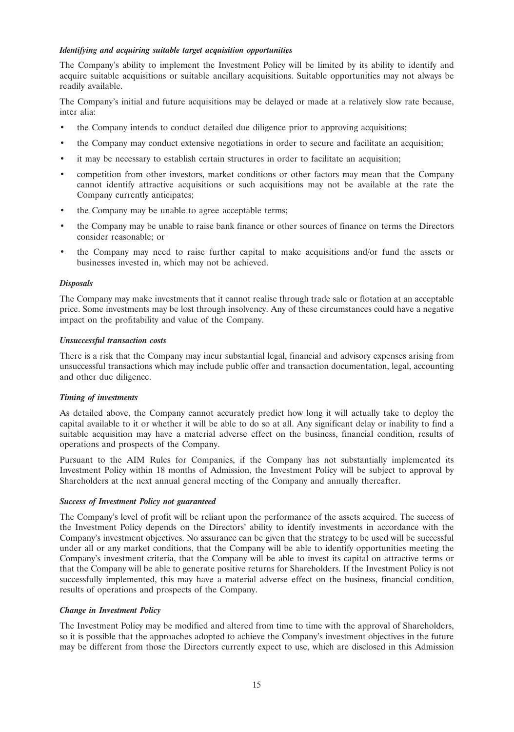***Identifying and acquiring suitable target acquisition opportunities***

The Company's ability to implement the Investment Policy will be limited by its ability to identify and acquire suitable acquisitions or suitable ancillary acquisitions. Suitable opportunities may not always be readily available.

The Company's initial and future acquisitions may be delayed or made at a relatively slow rate because, inter alia:

- the Company intends to conduct detailed due diligence prior to approving acquisitions;
- the Company may conduct extensive negotiations in order to secure and facilitate an acquisition;
- it may be necessary to establish certain structures in order to facilitate an acquisition;
- competition from other investors, market conditions or other factors may mean that the Company cannot identify attractive acquisitions or such acquisitions may not be available at the rate the Company currently anticipates;
- the Company may be unable to agree acceptable terms;
- the Company may be unable to raise bank finance or other sources of finance on terms the Directors consider reasonable; or
- the Company may need to raise further capital to make acquisitions and/or fund the assets or businesses invested in, which may not be achieved.

***Disposals***

The Company may make investments that it cannot realise through trade sale or flotation at an acceptable price. Some investments may be lost through insolvency. Any of these circumstances could have a negative impact on the profitability and value of the Company.

***Unsuccessful transaction costs***

There is a risk that the Company may incur substantial legal, financial and advisory expenses arising from unsuccessful transactions which may include public offer and transaction documentation, legal, accounting and other due diligence.

***Timing of investments***

As detailed above, the Company cannot accurately predict how long it will actually take to deploy the capital available to it or whether it will be able to do so at all. Any significant delay or inability to find a suitable acquisition may have a material adverse effect on the business, financial condition, results of operations and prospects of the Company.

Pursuant to the AIM Rules for Companies, if the Company has not substantially implemented its Investment Policy within 18 months of Admission, the Investment Policy will be subject to approval by Shareholders at the next annual general meeting of the Company and annually thereafter.

***Success of Investment Policy not guaranteed***

The Company's level of profit will be reliant upon the performance of the assets acquired. The success of the Investment Policy depends on the Directors' ability to identify investments in accordance with the Company's investment objectives. No assurance can be given that the strategy to be used will be successful under all or any market conditions, that the Company will be able to identify opportunities meeting the Company's investment criteria, that the Company will be able to invest its capital on attractive terms or that the Company will be able to generate positive returns for Shareholders. If the Investment Policy is not successfully implemented, this may have a material adverse effect on the business, financial condition, results of operations and prospects of the Company.

***Change in Investment Policy***

The Investment Policy may be modified and altered from time to time with the approval of Shareholders, so it is possible that the approaches adopted to achieve the Company's investment objectives in the future may be different from those the Directors currently expect to use, which are disclosed in this Admission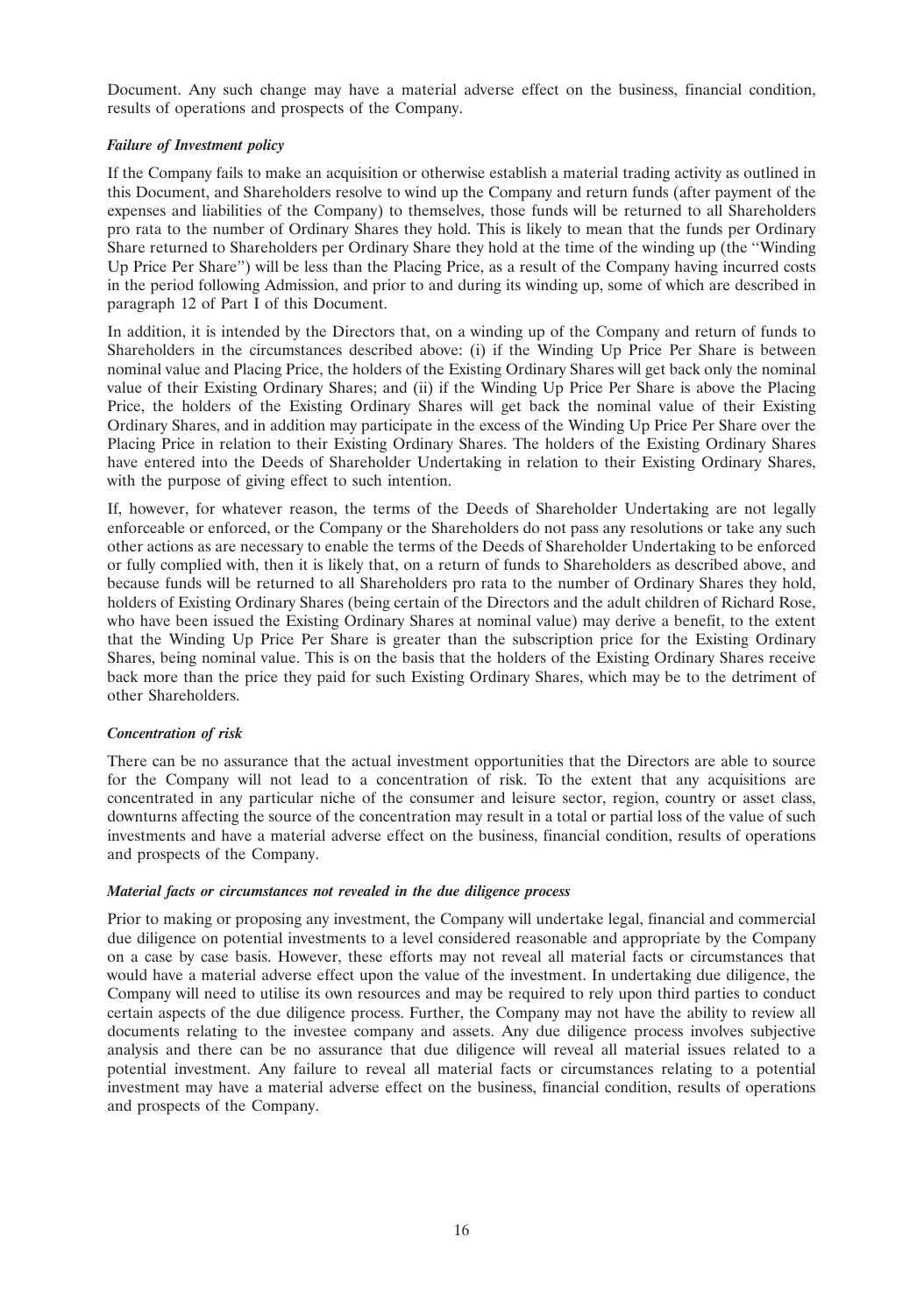Document. Any such change may have a material adverse effect on the business, financial condition, results of operations and prospects of the Company.

***Failure of Investment policy***

If the Company fails to make an acquisition or otherwise establish a material trading activity as outlined in this Document, and Shareholders resolve to wind up the Company and return funds (after payment of the expenses and liabilities of the Company) to themselves, those funds will be returned to all Shareholders pro rata to the number of Ordinary Shares they hold. This is likely to mean that the funds per Ordinary Share returned to Shareholders per Ordinary Share they hold at the time of the winding up (the ''Winding Up Price Per Share'') will be less than the Placing Price, as a result of the Company having incurred costs in the period following Admission, and prior to and during its winding up, some of which are described in paragraph 12 of Part I of this Document.

In addition, it is intended by the Directors that, on a winding up of the Company and return of funds to Shareholders in the circumstances described above: (i) if the Winding Up Price Per Share is between nominal value and Placing Price, the holders of the Existing Ordinary Shares will get back only the nominal value of their Existing Ordinary Shares; and (ii) if the Winding Up Price Per Share is above the Placing Price, the holders of the Existing Ordinary Shares will get back the nominal value of their Existing Ordinary Shares, and in addition may participate in the excess of the Winding Up Price Per Share over the Placing Price in relation to their Existing Ordinary Shares. The holders of the Existing Ordinary Shares have entered into the Deeds of Shareholder Undertaking in relation to their Existing Ordinary Shares, with the purpose of giving effect to such intention.

If, however, for whatever reason, the terms of the Deeds of Shareholder Undertaking are not legally enforceable or enforced, or the Company or the Shareholders do not pass any resolutions or take any such other actions as are necessary to enable the terms of the Deeds of Shareholder Undertaking to be enforced or fully complied with, then it is likely that, on a return of funds to Shareholders as described above, and because funds will be returned to all Shareholders pro rata to the number of Ordinary Shares they hold, holders of Existing Ordinary Shares (being certain of the Directors and the adult children of Richard Rose, who have been issued the Existing Ordinary Shares at nominal value) may derive a benefit, to the extent that the Winding Up Price Per Share is greater than the subscription price for the Existing Ordinary Shares, being nominal value. This is on the basis that the holders of the Existing Ordinary Shares receive back more than the price they paid for such Existing Ordinary Shares, which may be to the detriment of other Shareholders.

***Concentration of risk***

There can be no assurance that the actual investment opportunities that the Directors are able to source for the Company will not lead to a concentration of risk. To the extent that any acquisitions are concentrated in any particular niche of the consumer and leisure sector, region, country or asset class, downturns affecting the source of the concentration may result in a total or partial loss of the value of such investments and have a material adverse effect on the business, financial condition, results of operations and prospects of the Company.

***Material facts or circumstances not revealed in the due diligence process***

Prior to making or proposing any investment, the Company will undertake legal, financial and commercial due diligence on potential investments to a level considered reasonable and appropriate by the Company on a case by case basis. However, these efforts may not reveal all material facts or circumstances that would have a material adverse effect upon the value of the investment. In undertaking due diligence, the Company will need to utilise its own resources and may be required to rely upon third parties to conduct certain aspects of the due diligence process. Further, the Company may not have the ability to review all documents relating to the investee company and assets. Any due diligence process involves subjective analysis and there can be no assurance that due diligence will reveal all material issues related to a potential investment. Any failure to reveal all material facts or circumstances relating to a potential investment may have a material adverse effect on the business, financial condition, results of operations and prospects of the Company.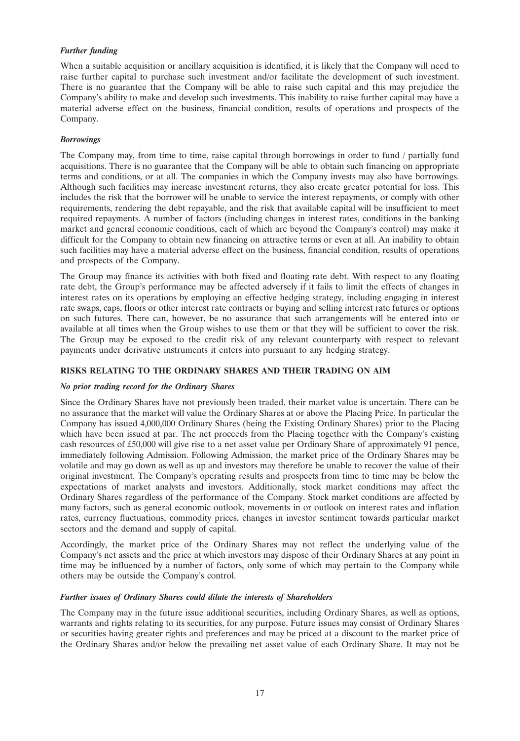***Further funding***

When a suitable acquisition or ancillary acquisition is identified, it is likely that the Company will need to raise further capital to purchase such investment and/or facilitate the development of such investment. There is no guarantee that the Company will be able to raise such capital and this may prejudice the Company's ability to make and develop such investments. This inability to raise further capital may have a material adverse effect on the business, financial condition, results of operations and prospects of the Company.

***Borrowings***

The Company may, from time to time, raise capital through borrowings in order to fund / partially fund acquisitions. There is no guarantee that the Company will be able to obtain such financing on appropriate terms and conditions, or at all. The companies in which the Company invests may also have borrowings. Although such facilities may increase investment returns, they also create greater potential for loss. This includes the risk that the borrower will be unable to service the interest repayments, or comply with other requirements, rendering the debt repayable, and the risk that available capital will be insufficient to meet required repayments. A number of factors (including changes in interest rates, conditions in the banking market and general economic conditions, each of which are beyond the Company's control) may make it difficult for the Company to obtain new financing on attractive terms or even at all. An inability to obtain such facilities may have a material adverse effect on the business, financial condition, results of operations and prospects of the Company.

The Group may finance its activities with both fixed and floating rate debt. With respect to any floating rate debt, the Group's performance may be affected adversely if it fails to limit the effects of changes in interest rates on its operations by employing an effective hedging strategy, including engaging in interest rate swaps, caps, floors or other interest rate contracts or buying and selling interest rate futures or options on such futures. There can, however, be no assurance that such arrangements will be entered into or available at all times when the Group wishes to use them or that they will be sufficient to cover the risk. The Group may be exposed to the credit risk of any relevant counterparty with respect to relevant payments under derivative instruments it enters into pursuant to any hedging strategy.

## RISKS RELATING TO THE ORDINARY SHARES AND THEIR TRADING ON AIM

***No prior trading record for the Ordinary Shares***

Since the Ordinary Shares have not previously been traded, their market value is uncertain. There can be no assurance that the market will value the Ordinary Shares at or above the Placing Price. In particular the Company has issued 4,000,000 Ordinary Shares (being the Existing Ordinary Shares) prior to the Placing which have been issued at par. The net proceeds from the Placing together with the Company's existing cash resources of £50,000 will give rise to a net asset value per Ordinary Share of approximately 91 pence, immediately following Admission. Following Admission, the market price of the Ordinary Shares may be volatile and may go down as well as up and investors may therefore be unable to recover the value of their original investment. The Company's operating results and prospects from time to time may be below the expectations of market analysts and investors. Additionally, stock market conditions may affect the Ordinary Shares regardless of the performance of the Company. Stock market conditions are affected by many factors, such as general economic outlook, movements in or outlook on interest rates and inflation rates, currency fluctuations, commodity prices, changes in investor sentiment towards particular market sectors and the demand and supply of capital.

Accordingly, the market price of the Ordinary Shares may not reflect the underlying value of the Company's net assets and the price at which investors may dispose of their Ordinary Shares at any point in time may be influenced by a number of factors, only some of which may pertain to the Company while others may be outside the Company's control.

***Further issues of Ordinary Shares could dilute the interests of Shareholders***

The Company may in the future issue additional securities, including Ordinary Shares, as well as options, warrants and rights relating to its securities, for any purpose. Future issues may consist of Ordinary Shares or securities having greater rights and preferences and may be priced at a discount to the market price of the Ordinary Shares and/or below the prevailing net asset value of each Ordinary Share. It may not be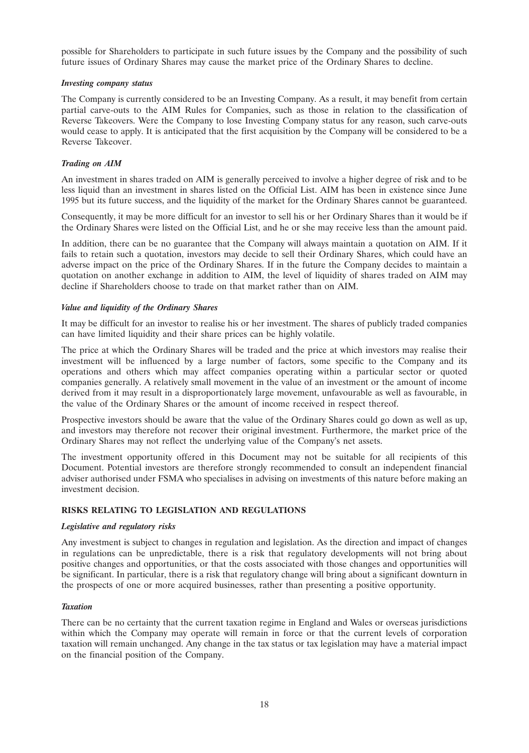possible for Shareholders to participate in such future issues by the Company and the possibility of such future issues of Ordinary Shares may cause the market price of the Ordinary Shares to decline.

***Investing company status***

The Company is currently considered to be an Investing Company. As a result, it may benefit from certain partial carve-outs to the AIM Rules for Companies, such as those in relation to the classification of Reverse Takeovers. Were the Company to lose Investing Company status for any reason, such carve-outs would cease to apply. It is anticipated that the first acquisition by the Company will be considered to be a Reverse Takeover.

***Trading on AIM***

An investment in shares traded on AIM is generally perceived to involve a higher degree of risk and to be less liquid than an investment in shares listed on the Official List. AIM has been in existence since June 1995 but its future success, and the liquidity of the market for the Ordinary Shares cannot be guaranteed.

Consequently, it may be more difficult for an investor to sell his or her Ordinary Shares than it would be if the Ordinary Shares were listed on the Official List, and he or she may receive less than the amount paid.

In addition, there can be no guarantee that the Company will always maintain a quotation on AIM. If it fails to retain such a quotation, investors may decide to sell their Ordinary Shares, which could have an adverse impact on the price of the Ordinary Shares. If in the future the Company decides to maintain a quotation on another exchange in addition to AIM, the level of liquidity of shares traded on AIM may decline if Shareholders choose to trade on that market rather than on AIM.

***Value and liquidity of the Ordinary Shares***

It may be difficult for an investor to realise his or her investment. The shares of publicly traded companies can have limited liquidity and their share prices can be highly volatile.

The price at which the Ordinary Shares will be traded and the price at which investors may realise their investment will be influenced by a large number of factors, some specific to the Company and its operations and others which may affect companies operating within a particular sector or quoted companies generally. A relatively small movement in the value of an investment or the amount of income derived from it may result in a disproportionately large movement, unfavourable as well as favourable, in the value of the Ordinary Shares or the amount of income received in respect thereof.

Prospective investors should be aware that the value of the Ordinary Shares could go down as well as up, and investors may therefore not recover their original investment. Furthermore, the market price of the Ordinary Shares may not reflect the underlying value of the Company's net assets.

The investment opportunity offered in this Document may not be suitable for all recipients of this Document. Potential investors are therefore strongly recommended to consult an independent financial adviser authorised under FSMA who specialises in advising on investments of this nature before making an investment decision.

**RISKS RELATING TO LEGISLATION AND REGULATIONS**

***Legislative and regulatory risks***

Any investment is subject to changes in regulation and legislation. As the direction and impact of changes in regulations can be unpredictable, there is a risk that regulatory developments will not bring about positive changes and opportunities, or that the costs associated with those changes and opportunities will be significant. In particular, there is a risk that regulatory change will bring about a significant downturn in the prospects of one or more acquired businesses, rather than presenting a positive opportunity.

***Taxation***

There can be no certainty that the current taxation regime in England and Wales or overseas jurisdictions within which the Company may operate will remain in force or that the current levels of corporation taxation will remain unchanged. Any change in the tax status or tax legislation may have a material impact on the financial position of the Company.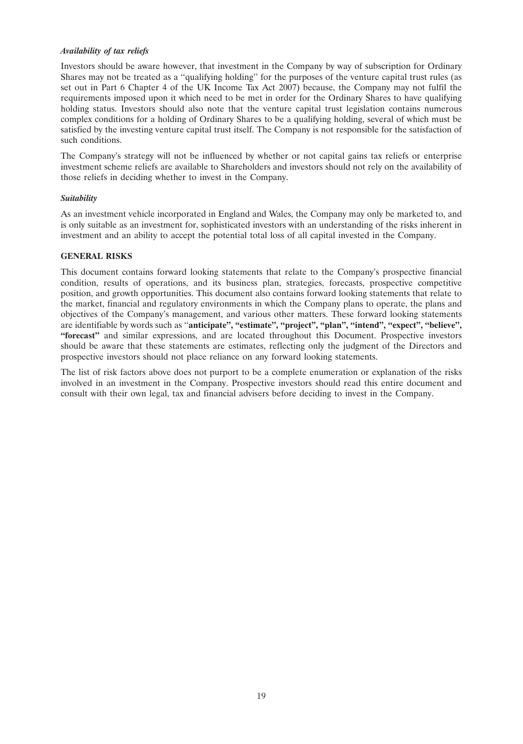***Availability of tax reliefs***

Investors should be aware however, that investment in the Company by way of subscription for Ordinary Shares may not be treated as a ''qualifying holding'' for the purposes of the venture capital trust rules (as set out in Part 6 Chapter 4 of the UK Income Tax Act 2007) because, the Company may not fulfil the requirements imposed upon it which need to be met in order for the Ordinary Shares to have qualifying holding status. Investors should also note that the venture capital trust legislation contains numerous complex conditions for a holding of Ordinary Shares to be a qualifying holding, several of which must be satisfied by the investing venture capital trust itself. The Company is not responsible for the satisfaction of such conditions.

The Company's strategy will not be influenced by whether or not capital gains tax reliefs or enterprise investment scheme reliefs are available to Shareholders and investors should not rely on the availability of those reliefs in deciding whether to invest in the Company.

***Suitability***

As an investment vehicle incorporated in England and Wales, the Company may only be marketed to, and is only suitable as an investment for, sophisticated investors with an understanding of the risks inherent in investment and an ability to accept the potential total loss of all capital invested in the Company.

**GENERAL RISKS**

This document contains forward looking statements that relate to the Company's prospective financial condition, results of operations, and its business plan, strategies, forecasts, prospective competitive position, and growth opportunities. This document also contains forward looking statements that relate to the market, financial and regulatory environments in which the Company plans to operate, the plans and objectives of the Company's management, and various other matters. These forward looking statements are identifiable by words such as ''**anticipate", "estimate", "project", "plan", "intend", "expect", "believe", "forecast"** and similar expressions, and are located throughout this Document. Prospective investors should be aware that these statements are estimates, reflecting only the judgment of the Directors and prospective investors should not place reliance on any forward looking statements.

The list of risk factors above does not purport to be a complete enumeration or explanation of the risks involved in an investment in the Company. Prospective investors should read this entire document and consult with their own legal, tax and financial advisers before deciding to invest in the Company.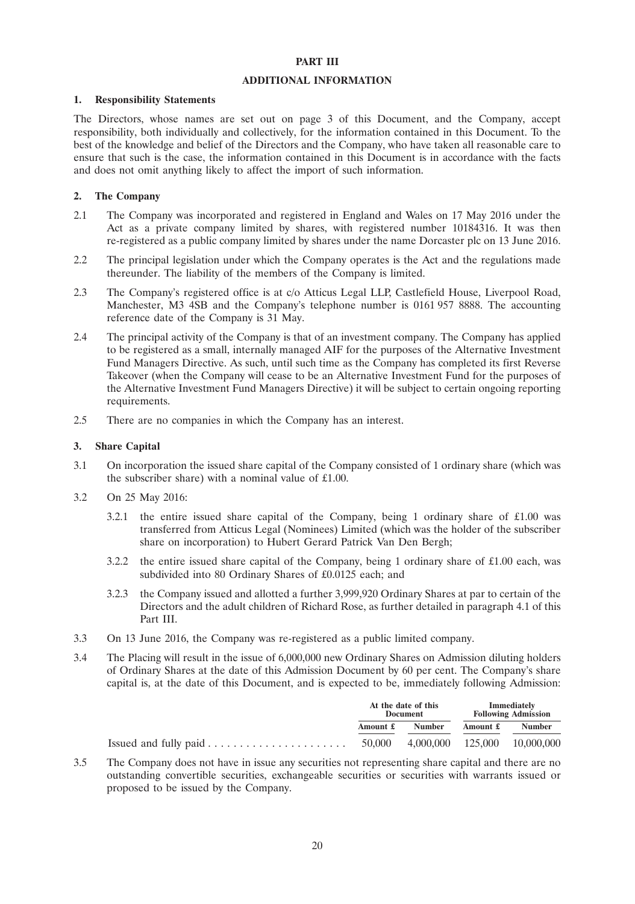# PART III

## ADDITIONAL INFORMATION

### 1. Responsibility Statements

The Directors, whose names are set out on page 3 of this Document, and the Company, accept responsibility, both individually and collectively, for the information contained in this Document. To the best of the knowledge and belief of the Directors and the Company, who have taken all reasonable care to ensure that such is the case, the information contained in this Document is in accordance with the facts and does not omit anything likely to affect the import of such information.

### 2. The Company

2.1 The Company was incorporated and registered in England and Wales on 17 May 2016 under the Act as a private company limited by shares, with registered number 10184316. It was then re-registered as a public company limited by shares under the name Dorcaster plc on 13 June 2016.

2.2 The principal legislation under which the Company operates is the Act and the regulations made thereunder. The liability of the members of the Company is limited.

2.3 The Company's registered office is at c/o Atticus Legal LLP, Castlefield House, Liverpool Road, Manchester, M3 4SB and the Company's telephone number is 0161 957 8888. The accounting reference date of the Company is 31 May.

2.4 The principal activity of the Company is that of an investment company. The Company has applied to be registered as a small, internally managed AIF for the purposes of the Alternative Investment Fund Managers Directive. As such, until such time as the Company has completed its first Reverse Takeover (when the Company will cease to be an Alternative Investment Fund for the purposes of the Alternative Investment Fund Managers Directive) it will be subject to certain ongoing reporting requirements.

2.5 There are no companies in which the Company has an interest.

### 3. Share Capital

3.1 On incorporation the issued share capital of the Company consisted of 1 ordinary share (which was the subscriber share) with a nominal value of £1.00.

3.2 On 25 May 2016:

3.2.1 the entire issued share capital of the Company, being 1 ordinary share of £1.00 was transferred from Atticus Legal (Nominees) Limited (which was the holder of the subscriber share on incorporation) to Hubert Gerard Patrick Van Den Bergh;

3.2.2 the entire issued share capital of the Company, being 1 ordinary share of £1.00 each, was subdivided into 80 Ordinary Shares of £0.0125 each; and

3.2.3 the Company issued and allotted a further 3,999,920 Ordinary Shares at par to certain of the Directors and the adult children of Richard Rose, as further detailed in paragraph 4.1 of this Part III.

3.3 On 13 June 2016, the Company was re-registered as a public limited company.

3.4 The Placing will result in the issue of 6,000,000 new Ordinary Shares on Admission diluting holders of Ordinary Shares at the date of this Admission Document by 60 per cent. The Company's share capital is, at the date of this Document, and is expected to be, immediately following Admission:

| | At the date of this Document | | Immediately Following Admission | |
|---|---|---|---|---|
| | Amount £ | Number | Amount £ | Number |
| Issued and fully paid | 50,000 | 4,000,000 | 125,000 | 10,000,000 |

3.5 The Company does not have in issue any securities not representing share capital and there are no outstanding convertible securities, exchangeable securities or securities with warrants issued or proposed to be issued by the Company.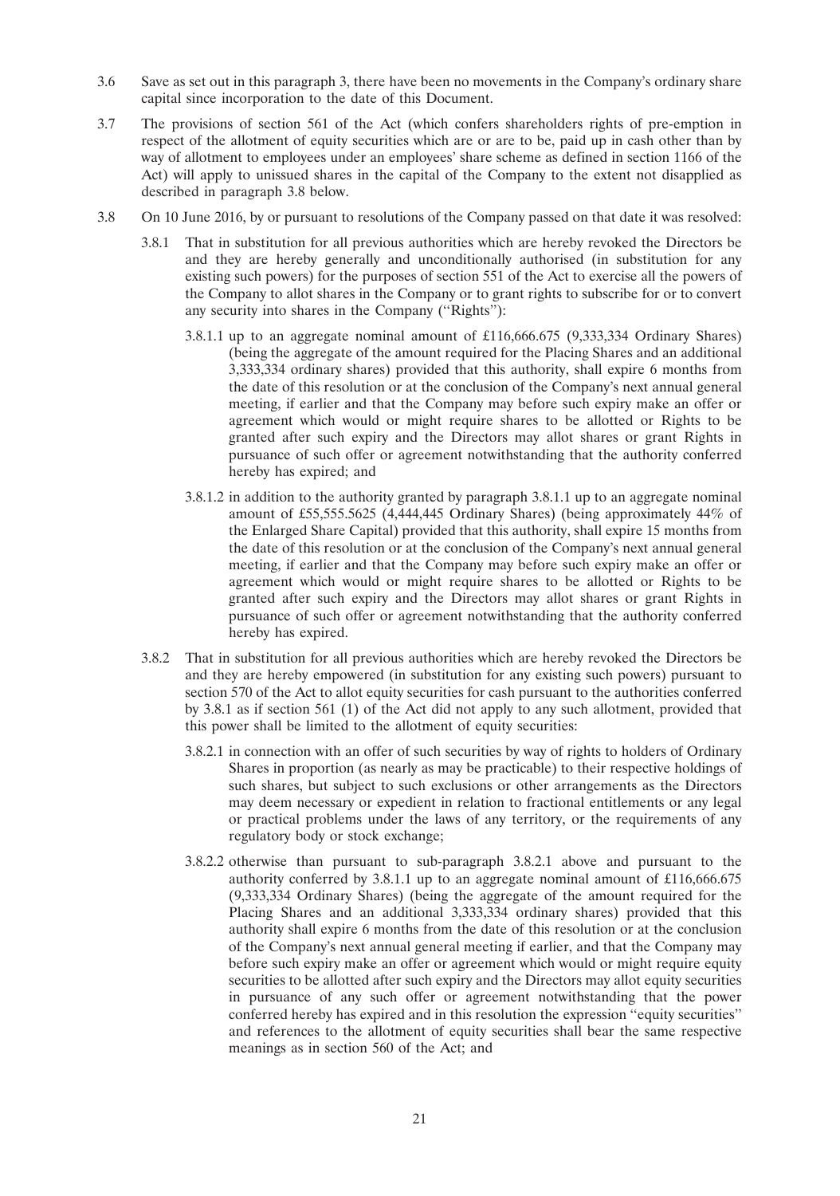3.6 Save as set out in this paragraph 3, there have been no movements in the Company's ordinary share capital since incorporation to the date of this Document.

3.7 The provisions of section 561 of the Act (which confers shareholders rights of pre-emption in respect of the allotment of equity securities which are or are to be, paid up in cash other than by way of allotment to employees under an employees' share scheme as defined in section 1166 of the Act) will apply to unissued shares in the capital of the Company to the extent not disapplied as described in paragraph 3.8 below.

3.8 On 10 June 2016, by or pursuant to resolutions of the Company passed on that date it was resolved:

3.8.1 That in substitution for all previous authorities which are hereby revoked the Directors be and they are hereby generally and unconditionally authorised (in substitution for any existing such powers) for the purposes of section 551 of the Act to exercise all the powers of the Company to allot shares in the Company or to grant rights to subscribe for or to convert any security into shares in the Company ("Rights"):

3.8.1.1 up to an aggregate nominal amount of £116,666.675 (9,333,334 Ordinary Shares) (being the aggregate of the amount required for the Placing Shares and an additional 3,333,334 ordinary shares) provided that this authority, shall expire 6 months from the date of this resolution or at the conclusion of the Company's next annual general meeting, if earlier and that the Company may before such expiry make an offer or agreement which would or might require shares to be allotted or Rights to be granted after such expiry and the Directors may allot shares or grant Rights in pursuance of such offer or agreement notwithstanding that the authority conferred hereby has expired; and

3.8.1.2 in addition to the authority granted by paragraph 3.8.1.1 up to an aggregate nominal amount of £55,555.5625 (4,444,445 Ordinary Shares) (being approximately 44% of the Enlarged Share Capital) provided that this authority, shall expire 15 months from the date of this resolution or at the conclusion of the Company's next annual general meeting, if earlier and that the Company may before such expiry make an offer or agreement which would or might require shares to be allotted or Rights to be granted after such expiry and the Directors may allot shares or grant Rights in pursuance of such offer or agreement notwithstanding that the authority conferred hereby has expired.

3.8.2 That in substitution for all previous authorities which are hereby revoked the Directors be and they are hereby empowered (in substitution for any existing such powers) pursuant to section 570 of the Act to allot equity securities for cash pursuant to the authorities conferred by 3.8.1 as if section 561 (1) of the Act did not apply to any such allotment, provided that this power shall be limited to the allotment of equity securities:

3.8.2.1 in connection with an offer of such securities by way of rights to holders of Ordinary Shares in proportion (as nearly as may be practicable) to their respective holdings of such shares, but subject to such exclusions or other arrangements as the Directors may deem necessary or expedient in relation to fractional entitlements or any legal or practical problems under the laws of any territory, or the requirements of any regulatory body or stock exchange;

3.8.2.2 otherwise than pursuant to sub-paragraph 3.8.2.1 above and pursuant to the authority conferred by 3.8.1.1 up to an aggregate nominal amount of £116,666.675 (9,333,334 Ordinary Shares) (being the aggregate of the amount required for the Placing Shares and an additional 3,333,334 ordinary shares) provided that this authority shall expire 6 months from the date of this resolution or at the conclusion of the Company's next annual general meeting if earlier, and that the Company may before such expiry make an offer or agreement which would or might require equity securities to be allotted after such expiry and the Directors may allot equity securities in pursuance of any such offer or agreement notwithstanding that the power conferred hereby has expired and in this resolution the expression "equity securities" and references to the allotment of equity securities shall bear the same respective meanings as in section 560 of the Act; and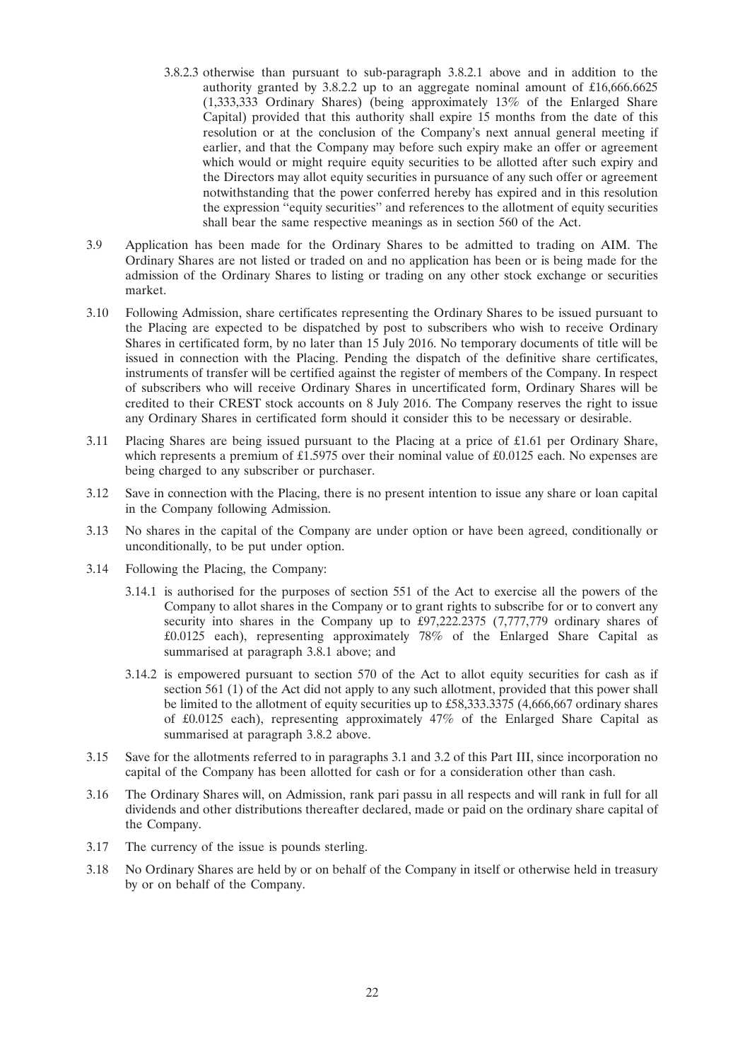3.8.2.3 otherwise than pursuant to sub-paragraph 3.8.2.1 above and in addition to the authority granted by 3.8.2.2 up to an aggregate nominal amount of £16,666.6625 (1,333,333 Ordinary Shares) (being approximately 13% of the Enlarged Share Capital) provided that this authority shall expire 15 months from the date of this resolution or at the conclusion of the Company's next annual general meeting if earlier, and that the Company may before such expiry make an offer or agreement which would or might require equity securities to be allotted after such expiry and the Directors may allot equity securities in pursuance of any such offer or agreement notwithstanding that the power conferred hereby has expired and in this resolution the expression "equity securities" and references to the allotment of equity securities shall bear the same respective meanings as in section 560 of the Act.

3.9 Application has been made for the Ordinary Shares to be admitted to trading on AIM. The Ordinary Shares are not listed or traded on and no application has been or is being made for the admission of the Ordinary Shares to listing or trading on any other stock exchange or securities market.

3.10 Following Admission, share certificates representing the Ordinary Shares to be issued pursuant to the Placing are expected to be dispatched by post to subscribers who wish to receive Ordinary Shares in certificated form, by no later than 15 July 2016. No temporary documents of title will be issued in connection with the Placing. Pending the dispatch of the definitive share certificates, instruments of transfer will be certified against the register of members of the Company. In respect of subscribers who will receive Ordinary Shares in uncertificated form, Ordinary Shares will be credited to their CREST stock accounts on 8 July 2016. The Company reserves the right to issue any Ordinary Shares in certificated form should it consider this to be necessary or desirable.

3.11 Placing Shares are being issued pursuant to the Placing at a price of £1.61 per Ordinary Share, which represents a premium of £1.5975 over their nominal value of £0.0125 each. No expenses are being charged to any subscriber or purchaser.

3.12 Save in connection with the Placing, there is no present intention to issue any share or loan capital in the Company following Admission.

3.13 No shares in the capital of the Company are under option or have been agreed, conditionally or unconditionally, to be put under option.

3.14 Following the Placing, the Company:

3.14.1 is authorised for the purposes of section 551 of the Act to exercise all the powers of the Company to allot shares in the Company or to grant rights to subscribe for or to convert any security into shares in the Company up to £97,222.2375 (7,777,779 ordinary shares of £0.0125 each), representing approximately 78% of the Enlarged Share Capital as summarised at paragraph 3.8.1 above; and

3.14.2 is empowered pursuant to section 570 of the Act to allot equity securities for cash as if section 561 (1) of the Act did not apply to any such allotment, provided that this power shall be limited to the allotment of equity securities up to £58,333.3375 (4,666,667 ordinary shares of £0.0125 each), representing approximately 47% of the Enlarged Share Capital as summarised at paragraph 3.8.2 above.

3.15 Save for the allotments referred to in paragraphs 3.1 and 3.2 of this Part III, since incorporation no capital of the Company has been allotted for cash or for a consideration other than cash.

3.16 The Ordinary Shares will, on Admission, rank pari passu in all respects and will rank in full for all dividends and other distributions thereafter declared, made or paid on the ordinary share capital of the Company.

3.17 The currency of the issue is pounds sterling.

3.18 No Ordinary Shares are held by or on behalf of the Company in itself or otherwise held in treasury by or on behalf of the Company.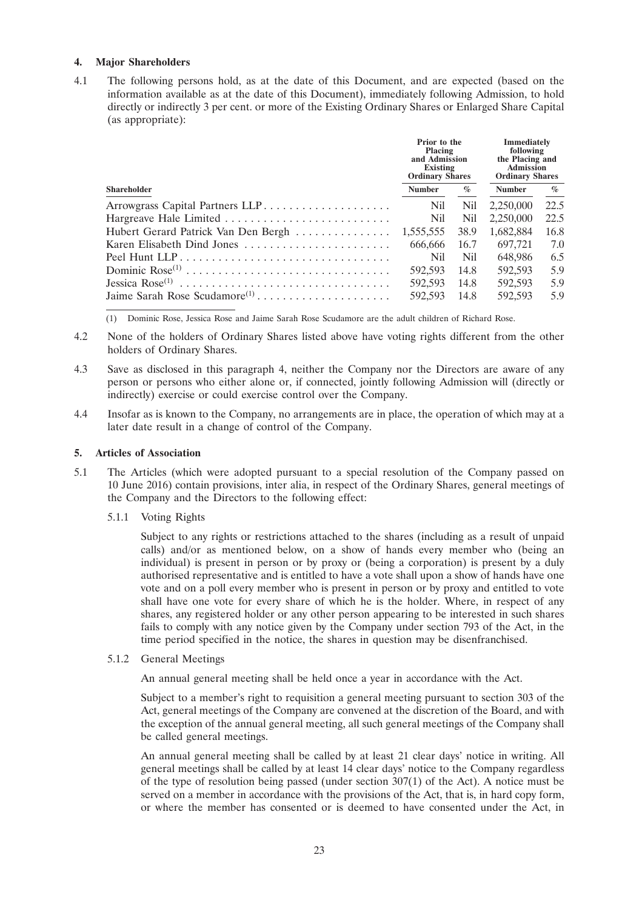## 4. Major Shareholders

4.1 The following persons hold, as at the date of this Document, and are expected (based on the information available as at the date of this Document), immediately following Admission, to hold directly or indirectly 3 per cent. or more of the Existing Ordinary Shares or Enlarged Share Capital (as appropriate):

| Shareholder | Prior to the Placing and Admission Existing Ordinary Shares | | Immediately following the Placing and Admission Ordinary Shares | |
|---|---|---|---|---|
| | **Number** | **%** | **Number** | **%** |
| Arrowgrass Capital Partners LLP | Nil | Nil | 2,250,000 | 22.5 |
| Hargreave Hale Limited | Nil | Nil | 2,250,000 | 22.5 |
| Hubert Gerard Patrick Van Den Bergh | 1,555,555 | 38.9 | 1,682,884 | 16.8 |
| Karen Elisabeth Dind Jones | 666,666 | 16.7 | 697,721 | 7.0 |
| Peel Hunt LLP | Nil | Nil | 648,986 | 6.5 |
| Dominic Rose[(1)] | 592,593 | 14.8 | 592,593 | 5.9 |
| Jessica Rose[(1)] | 592,593 | 14.8 | 592,593 | 5.9 |
| Jaime Sarah Rose Scudamore[(1)] | 592,593 | 14.8 | 592,593 | 5.9 |

(1) Dominic Rose, Jessica Rose and Jaime Sarah Rose Scudamore are the adult children of Richard Rose.

4.2 None of the holders of Ordinary Shares listed above have voting rights different from the other holders of Ordinary Shares.

4.3 Save as disclosed in this paragraph 4, neither the Company nor the Directors are aware of any person or persons who either alone or, if connected, jointly following Admission will (directly or indirectly) exercise or could exercise control over the Company.

4.4 Insofar as is known to the Company, no arrangements are in place, the operation of which may at a later date result in a change of control of the Company.

## 5. Articles of Association

5.1 The Articles (which were adopted pursuant to a special resolution of the Company passed on 10 June 2016) contain provisions, inter alia, in respect of the Ordinary Shares, general meetings of the Company and the Directors to the following effect:

5.1.1 Voting Rights

Subject to any rights or restrictions attached to the shares (including as a result of unpaid calls) and/or as mentioned below, on a show of hands every member who (being an individual) is present in person or by proxy or (being a corporation) is present by a duly authorised representative and is entitled to have a vote shall upon a show of hands have one vote and on a poll every member who is present in person or by proxy and entitled to vote shall have one vote for every share of which he is the holder. Where, in respect of any shares, any registered holder or any other person appearing to be interested in such shares fails to comply with any notice given by the Company under section 793 of the Act, in the time period specified in the notice, the shares in question may be disenfranchised.

5.1.2 General Meetings

An annual general meeting shall be held once a year in accordance with the Act.

Subject to a member's right to requisition a general meeting pursuant to section 303 of the Act, general meetings of the Company are convened at the discretion of the Board, and with the exception of the annual general meeting, all such general meetings of the Company shall be called general meetings.

An annual general meeting shall be called by at least 21 clear days' notice in writing. All general meetings shall be called by at least 14 clear days' notice to the Company regardless of the type of resolution being passed (under section 307(1) of the Act). A notice must be served on a member in accordance with the provisions of the Act, that is, in hard copy form, or where the member has consented or is deemed to have consented under the Act, in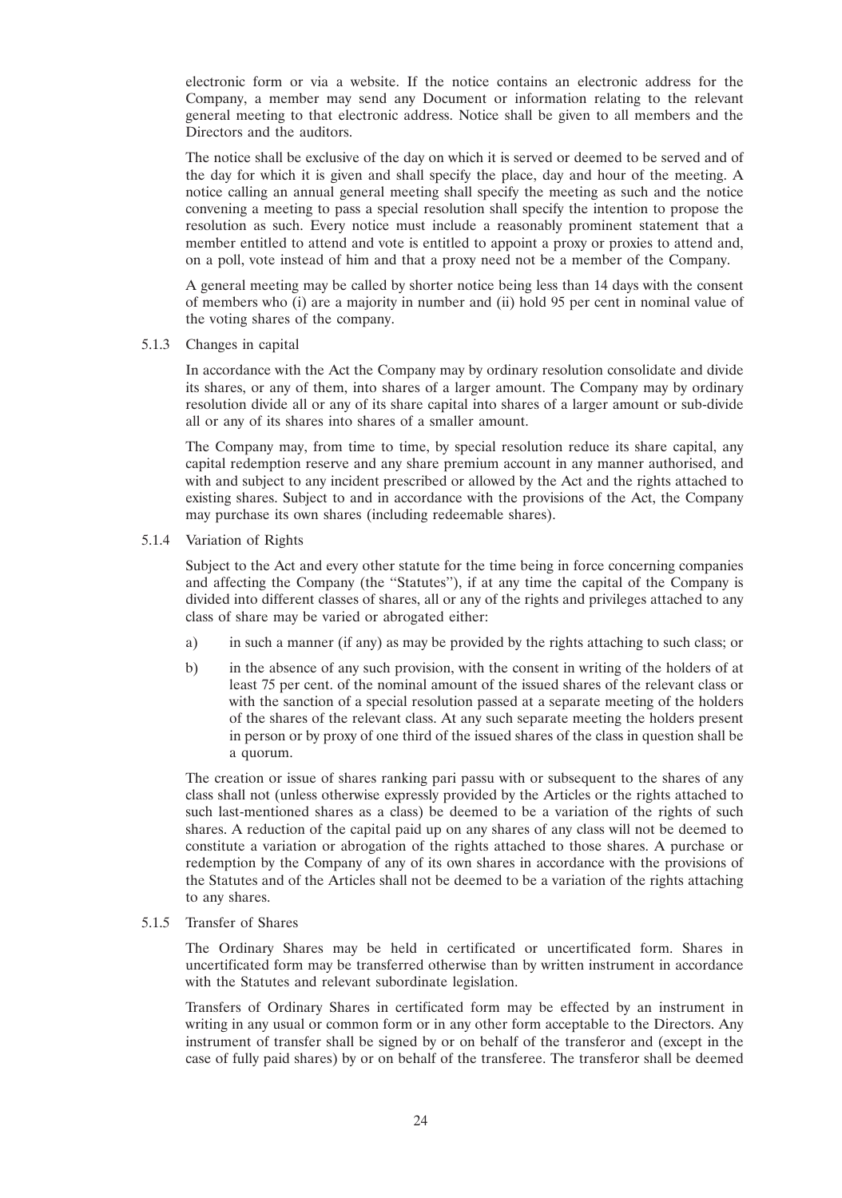electronic form or via a website. If the notice contains an electronic address for the Company, a member may send any Document or information relating to the relevant general meeting to that electronic address. Notice shall be given to all members and the Directors and the auditors.

The notice shall be exclusive of the day on which it is served or deemed to be served and of the day for which it is given and shall specify the place, day and hour of the meeting. A notice calling an annual general meeting shall specify the meeting as such and the notice convening a meeting to pass a special resolution shall specify the intention to propose the resolution as such. Every notice must include a reasonably prominent statement that a member entitled to attend and vote is entitled to appoint a proxy or proxies to attend and, on a poll, vote instead of him and that a proxy need not be a member of the Company.

A general meeting may be called by shorter notice being less than 14 days with the consent of members who (i) are a majority in number and (ii) hold 95 per cent in nominal value of the voting shares of the company.

5.1.3 Changes in capital

In accordance with the Act the Company may by ordinary resolution consolidate and divide its shares, or any of them, into shares of a larger amount. The Company may by ordinary resolution divide all or any of its share capital into shares of a larger amount or sub-divide all or any of its shares into shares of a smaller amount.

The Company may, from time to time, by special resolution reduce its share capital, any capital redemption reserve and any share premium account in any manner authorised, and with and subject to any incident prescribed or allowed by the Act and the rights attached to existing shares. Subject to and in accordance with the provisions of the Act, the Company may purchase its own shares (including redeemable shares).

5.1.4 Variation of Rights

Subject to the Act and every other statute for the time being in force concerning companies and affecting the Company (the "Statutes"), if at any time the capital of the Company is divided into different classes of shares, all or any of the rights and privileges attached to any class of share may be varied or abrogated either:

a) in such a manner (if any) as may be provided by the rights attaching to such class; or

b) in the absence of any such provision, with the consent in writing of the holders of at least 75 per cent. of the nominal amount of the issued shares of the relevant class or with the sanction of a special resolution passed at a separate meeting of the holders of the shares of the relevant class. At any such separate meeting the holders present in person or by proxy of one third of the issued shares of the class in question shall be a quorum.

The creation or issue of shares ranking pari passu with or subsequent to the shares of any class shall not (unless otherwise expressly provided by the Articles or the rights attached to such last-mentioned shares as a class) be deemed to be a variation of the rights of such shares. A reduction of the capital paid up on any shares of any class will not be deemed to constitute a variation or abrogation of the rights attached to those shares. A purchase or redemption by the Company of any of its own shares in accordance with the provisions of the Statutes and of the Articles shall not be deemed to be a variation of the rights attaching to any shares.

5.1.5 Transfer of Shares

The Ordinary Shares may be held in certificated or uncertificated form. Shares in uncertificated form may be transferred otherwise than by written instrument in accordance with the Statutes and relevant subordinate legislation.

Transfers of Ordinary Shares in certificated form may be effected by an instrument in writing in any usual or common form or in any other form acceptable to the Directors. Any instrument of transfer shall be signed by or on behalf of the transferor and (except in the case of fully paid shares) by or on behalf of the transferee. The transferor shall be deemed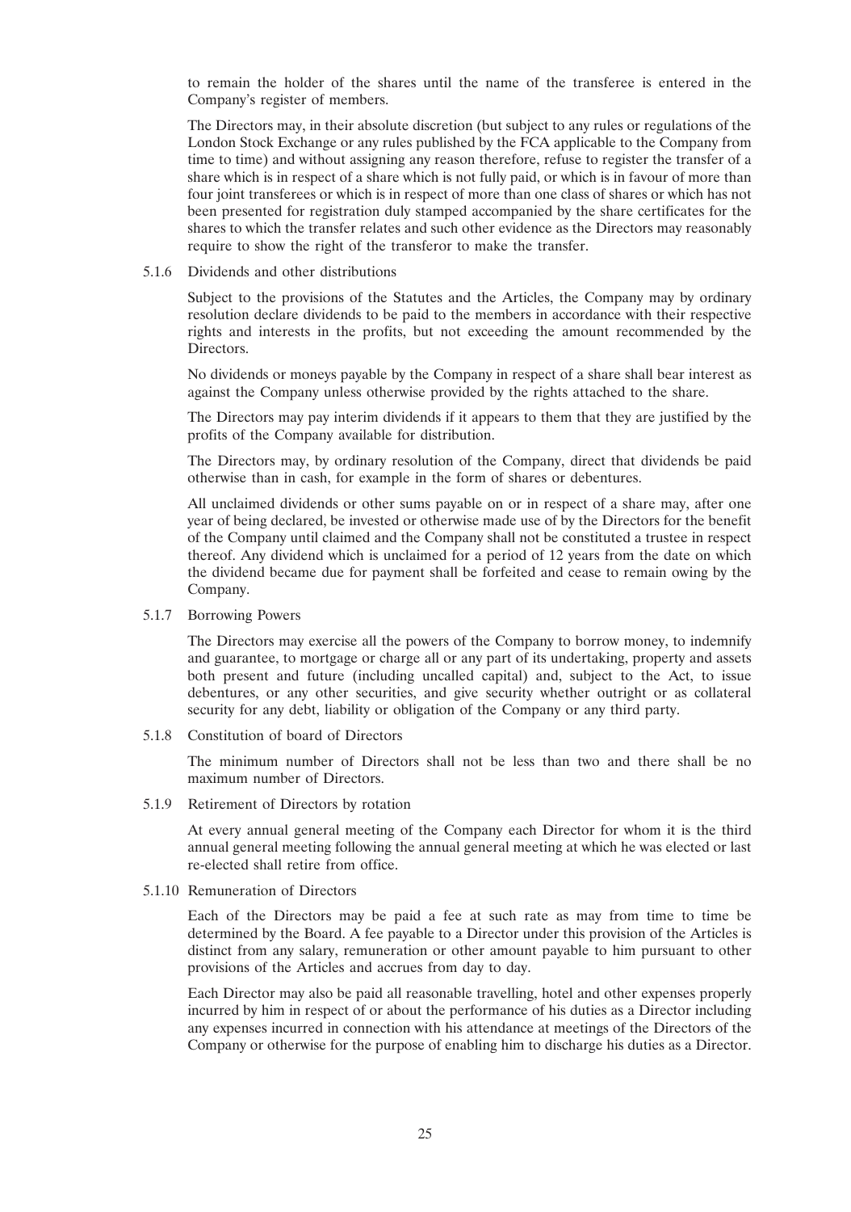to remain the holder of the shares until the name of the transferee is entered in the Company's register of members.

The Directors may, in their absolute discretion (but subject to any rules or regulations of the London Stock Exchange or any rules published by the FCA applicable to the Company from time to time) and without assigning any reason therefore, refuse to register the transfer of a share which is in respect of a share which is not fully paid, or which is in favour of more than four joint transferees or which is in respect of more than one class of shares or which has not been presented for registration duly stamped accompanied by the share certificates for the shares to which the transfer relates and such other evidence as the Directors may reasonably require to show the right of the transferor to make the transfer.

5.1.6 Dividends and other distributions

Subject to the provisions of the Statutes and the Articles, the Company may by ordinary resolution declare dividends to be paid to the members in accordance with their respective rights and interests in the profits, but not exceeding the amount recommended by the Directors.

No dividends or moneys payable by the Company in respect of a share shall bear interest as against the Company unless otherwise provided by the rights attached to the share.

The Directors may pay interim dividends if it appears to them that they are justified by the profits of the Company available for distribution.

The Directors may, by ordinary resolution of the Company, direct that dividends be paid otherwise than in cash, for example in the form of shares or debentures.

All unclaimed dividends or other sums payable on or in respect of a share may, after one year of being declared, be invested or otherwise made use of by the Directors for the benefit of the Company until claimed and the Company shall not be constituted a trustee in respect thereof. Any dividend which is unclaimed for a period of 12 years from the date on which the dividend became due for payment shall be forfeited and cease to remain owing by the Company.

5.1.7 Borrowing Powers

The Directors may exercise all the powers of the Company to borrow money, to indemnify and guarantee, to mortgage or charge all or any part of its undertaking, property and assets both present and future (including uncalled capital) and, subject to the Act, to issue debentures, or any other securities, and give security whether outright or as collateral security for any debt, liability or obligation of the Company or any third party.

5.1.8 Constitution of board of Directors

The minimum number of Directors shall not be less than two and there shall be no maximum number of Directors.

5.1.9 Retirement of Directors by rotation

At every annual general meeting of the Company each Director for whom it is the third annual general meeting following the annual general meeting at which he was elected or last re-elected shall retire from office.

5.1.10 Remuneration of Directors

Each of the Directors may be paid a fee at such rate as may from time to time be determined by the Board. A fee payable to a Director under this provision of the Articles is distinct from any salary, remuneration or other amount payable to him pursuant to other provisions of the Articles and accrues from day to day.

Each Director may also be paid all reasonable travelling, hotel and other expenses properly incurred by him in respect of or about the performance of his duties as a Director including any expenses incurred in connection with his attendance at meetings of the Directors of the Company or otherwise for the purpose of enabling him to discharge his duties as a Director.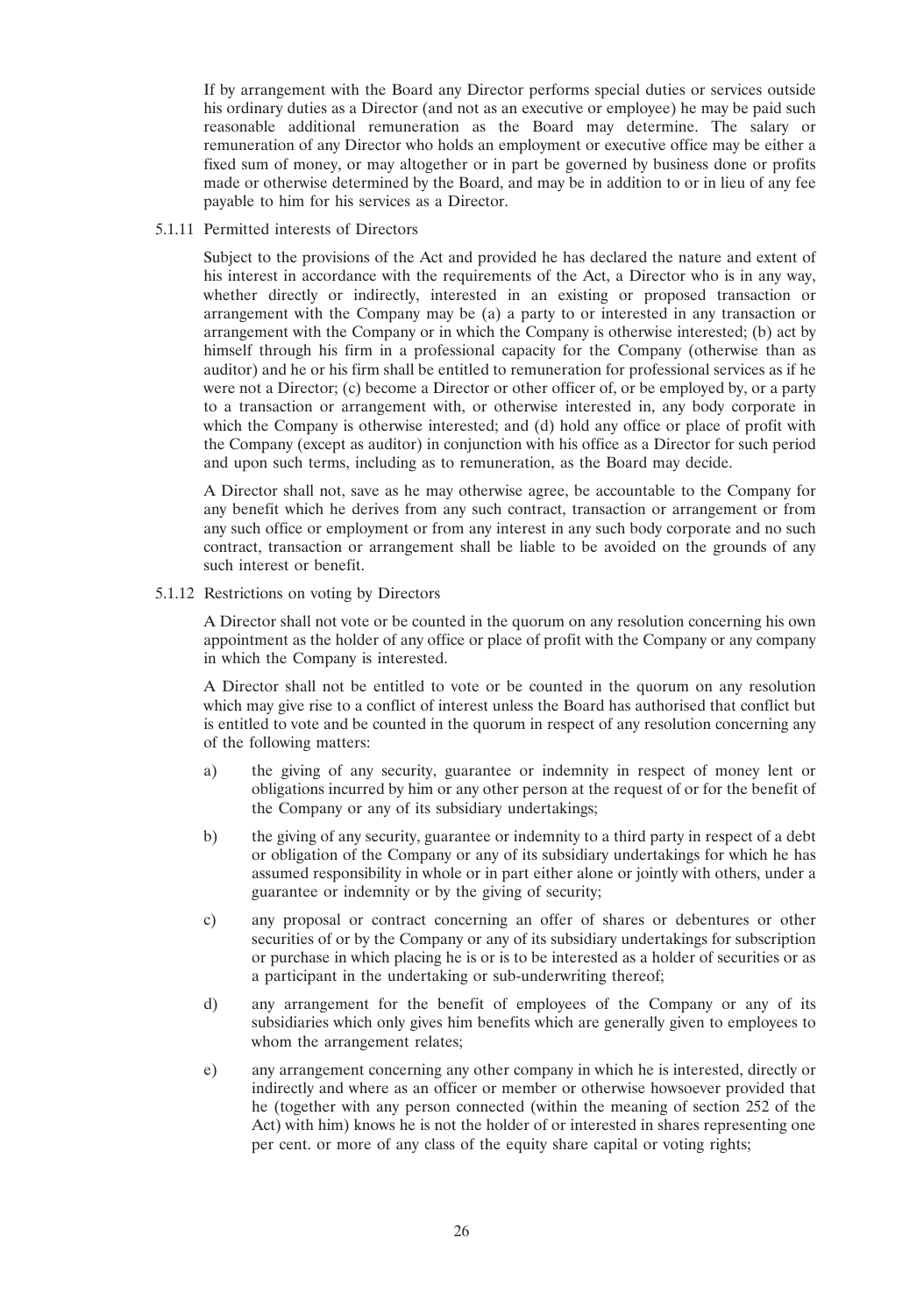If by arrangement with the Board any Director performs special duties or services outside his ordinary duties as a Director (and not as an executive or employee) he may be paid such reasonable additional remuneration as the Board may determine. The salary or remuneration of any Director who holds an employment or executive office may be either a fixed sum of money, or may altogether or in part be governed by business done or profits made or otherwise determined by the Board, and may be in addition to or in lieu of any fee payable to him for his services as a Director.

5.1.11 Permitted interests of Directors

Subject to the provisions of the Act and provided he has declared the nature and extent of his interest in accordance with the requirements of the Act, a Director who is in any way, whether directly or indirectly, interested in an existing or proposed transaction or arrangement with the Company may be (a) a party to or interested in any transaction or arrangement with the Company or in which the Company is otherwise interested; (b) act by himself through his firm in a professional capacity for the Company (otherwise than as auditor) and he or his firm shall be entitled to remuneration for professional services as if he were not a Director; (c) become a Director or other officer of, or be employed by, or a party to a transaction or arrangement with, or otherwise interested in, any body corporate in which the Company is otherwise interested; and (d) hold any office or place of profit with the Company (except as auditor) in conjunction with his office as a Director for such period and upon such terms, including as to remuneration, as the Board may decide.

A Director shall not, save as he may otherwise agree, be accountable to the Company for any benefit which he derives from any such contract, transaction or arrangement or from any such office or employment or from any interest in any such body corporate and no such contract, transaction or arrangement shall be liable to be avoided on the grounds of any such interest or benefit.

5.1.12 Restrictions on voting by Directors

A Director shall not vote or be counted in the quorum on any resolution concerning his own appointment as the holder of any office or place of profit with the Company or any company in which the Company is interested.

A Director shall not be entitled to vote or be counted in the quorum on any resolution which may give rise to a conflict of interest unless the Board has authorised that conflict but is entitled to vote and be counted in the quorum in respect of any resolution concerning any of the following matters:

a) the giving of any security, guarantee or indemnity in respect of money lent or obligations incurred by him or any other person at the request of or for the benefit of the Company or any of its subsidiary undertakings;

b) the giving of any security, guarantee or indemnity to a third party in respect of a debt or obligation of the Company or any of its subsidiary undertakings for which he has assumed responsibility in whole or in part either alone or jointly with others, under a guarantee or indemnity or by the giving of security;

c) any proposal or contract concerning an offer of shares or debentures or other securities of or by the Company or any of its subsidiary undertakings for subscription or purchase in which placing he is or is to be interested as a holder of securities or as a participant in the undertaking or sub-underwriting thereof;

d) any arrangement for the benefit of employees of the Company or any of its subsidiaries which only gives him benefits which are generally given to employees to whom the arrangement relates;

e) any arrangement concerning any other company in which he is interested, directly or indirectly and where as an officer or member or otherwise howsoever provided that he (together with any person connected (within the meaning of section 252 of the Act) with him) knows he is not the holder of or interested in shares representing one per cent. or more of any class of the equity share capital or voting rights;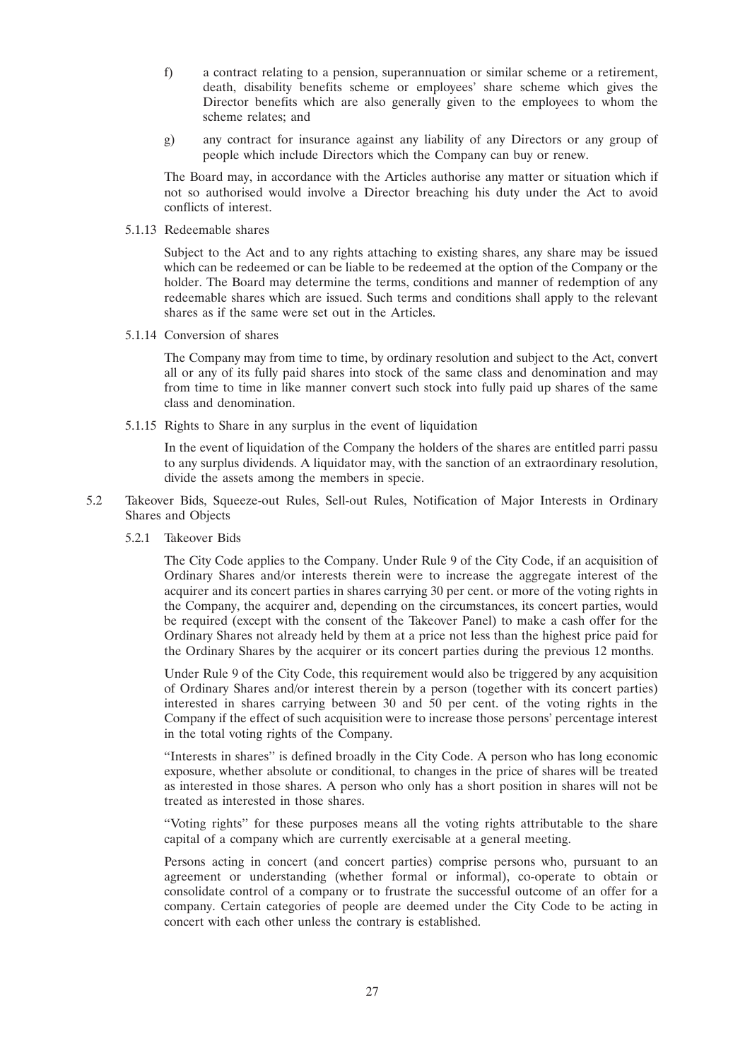f) a contract relating to a pension, superannuation or similar scheme or a retirement, death, disability benefits scheme or employees' share scheme which gives the Director benefits which are also generally given to the employees to whom the scheme relates; and

g) any contract for insurance against any liability of any Directors or any group of people which include Directors which the Company can buy or renew.

The Board may, in accordance with the Articles authorise any matter or situation which if not so authorised would involve a Director breaching his duty under the Act to avoid conflicts of interest.

5.1.13 Redeemable shares

Subject to the Act and to any rights attaching to existing shares, any share may be issued which can be redeemed or can be liable to be redeemed at the option of the Company or the holder. The Board may determine the terms, conditions and manner of redemption of any redeemable shares which are issued. Such terms and conditions shall apply to the relevant shares as if the same were set out in the Articles.

5.1.14 Conversion of shares

The Company may from time to time, by ordinary resolution and subject to the Act, convert all or any of its fully paid shares into stock of the same class and denomination and may from time to time in like manner convert such stock into fully paid up shares of the same class and denomination.

5.1.15 Rights to Share in any surplus in the event of liquidation

In the event of liquidation of the Company the holders of the shares are entitled parri passu to any surplus dividends. A liquidator may, with the sanction of an extraordinary resolution, divide the assets among the members in specie.

5.2 Takeover Bids, Squeeze-out Rules, Sell-out Rules, Notification of Major Interests in Ordinary Shares and Objects

5.2.1 Takeover Bids

The City Code applies to the Company. Under Rule 9 of the City Code, if an acquisition of Ordinary Shares and/or interests therein were to increase the aggregate interest of the acquirer and its concert parties in shares carrying 30 per cent. or more of the voting rights in the Company, the acquirer and, depending on the circumstances, its concert parties, would be required (except with the consent of the Takeover Panel) to make a cash offer for the Ordinary Shares not already held by them at a price not less than the highest price paid for the Ordinary Shares by the acquirer or its concert parties during the previous 12 months.

Under Rule 9 of the City Code, this requirement would also be triggered by any acquisition of Ordinary Shares and/or interest therein by a person (together with its concert parties) interested in shares carrying between 30 and 50 per cent. of the voting rights in the Company if the effect of such acquisition were to increase those persons' percentage interest in the total voting rights of the Company.

"Interests in shares" is defined broadly in the City Code. A person who has long economic exposure, whether absolute or conditional, to changes in the price of shares will be treated as interested in those shares. A person who only has a short position in shares will not be treated as interested in those shares.

"Voting rights" for these purposes means all the voting rights attributable to the share capital of a company which are currently exercisable at a general meeting.

Persons acting in concert (and concert parties) comprise persons who, pursuant to an agreement or understanding (whether formal or informal), co-operate to obtain or consolidate control of a company or to frustrate the successful outcome of an offer for a company. Certain categories of people are deemed under the City Code to be acting in concert with each other unless the contrary is established.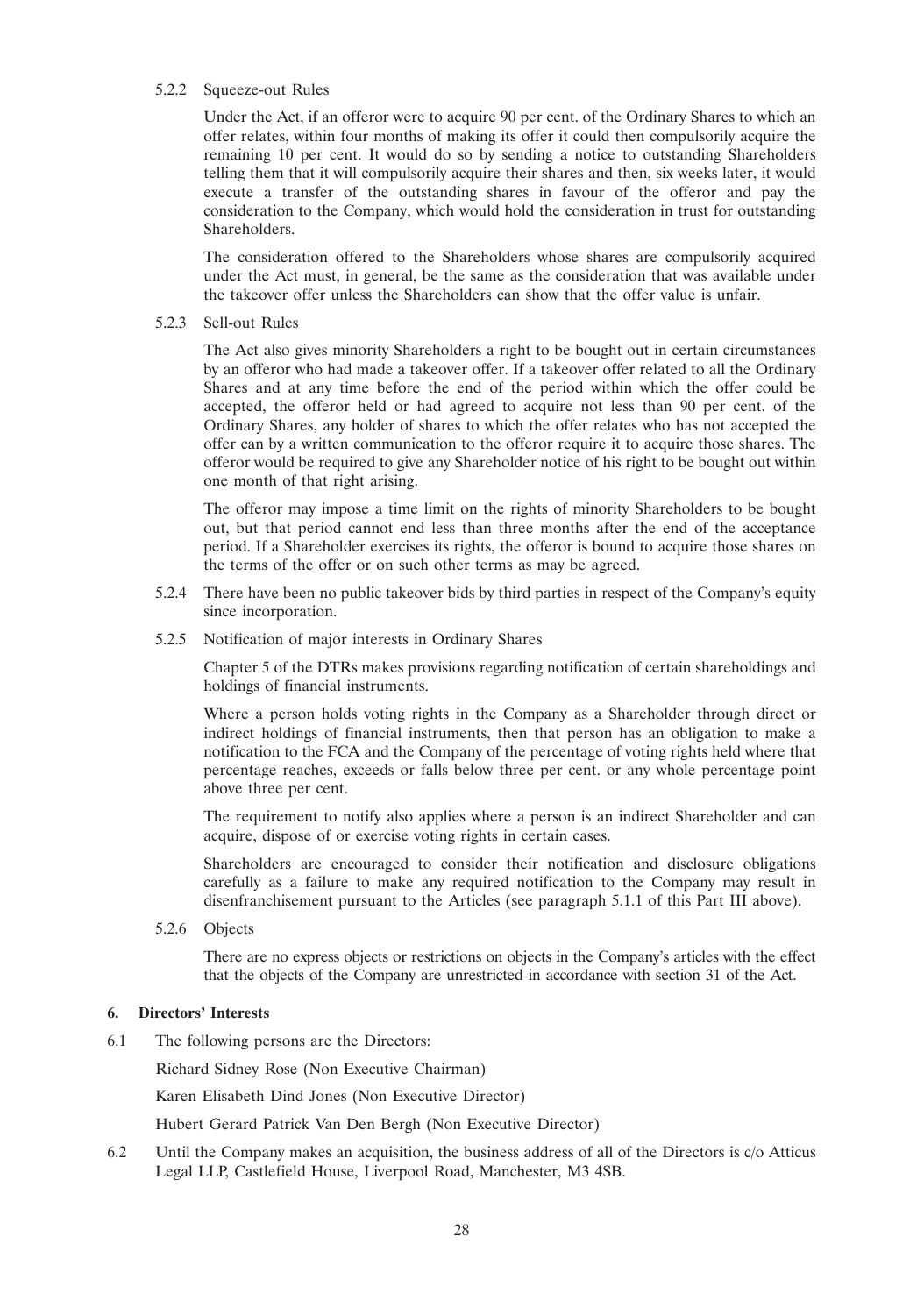5.2.2 Squeeze-out Rules

Under the Act, if an offeror were to acquire 90 per cent. of the Ordinary Shares to which an offer relates, within four months of making its offer it could then compulsorily acquire the remaining 10 per cent. It would do so by sending a notice to outstanding Shareholders telling them that it will compulsorily acquire their shares and then, six weeks later, it would execute a transfer of the outstanding shares in favour of the offeror and pay the consideration to the Company, which would hold the consideration in trust for outstanding Shareholders.

The consideration offered to the Shareholders whose shares are compulsorily acquired under the Act must, in general, be the same as the consideration that was available under the takeover offer unless the Shareholders can show that the offer value is unfair.

5.2.3 Sell-out Rules

The Act also gives minority Shareholders a right to be bought out in certain circumstances by an offeror who had made a takeover offer. If a takeover offer related to all the Ordinary Shares and at any time before the end of the period within which the offer could be accepted, the offeror held or had agreed to acquire not less than 90 per cent. of the Ordinary Shares, any holder of shares to which the offer relates who has not accepted the offer can by a written communication to the offeror require it to acquire those shares. The offeror would be required to give any Shareholder notice of his right to be bought out within one month of that right arising.

The offeror may impose a time limit on the rights of minority Shareholders to be bought out, but that period cannot end less than three months after the end of the acceptance period. If a Shareholder exercises its rights, the offeror is bound to acquire those shares on the terms of the offer or on such other terms as may be agreed.

5.2.4 There have been no public takeover bids by third parties in respect of the Company's equity since incorporation.

5.2.5 Notification of major interests in Ordinary Shares

Chapter 5 of the DTRs makes provisions regarding notification of certain shareholdings and holdings of financial instruments.

Where a person holds voting rights in the Company as a Shareholder through direct or indirect holdings of financial instruments, then that person has an obligation to make a notification to the FCA and the Company of the percentage of voting rights held where that percentage reaches, exceeds or falls below three per cent. or any whole percentage point above three per cent.

The requirement to notify also applies where a person is an indirect Shareholder and can acquire, dispose of or exercise voting rights in certain cases.

Shareholders are encouraged to consider their notification and disclosure obligations carefully as a failure to make any required notification to the Company may result in disenfranchisement pursuant to the Articles (see paragraph 5.1.1 of this Part III above).

5.2.6 Objects

There are no express objects or restrictions on objects in the Company's articles with the effect that the objects of the Company are unrestricted in accordance with section 31 of the Act.

## 6. Directors' Interests

6.1 The following persons are the Directors:

Richard Sidney Rose (Non Executive Chairman)

Karen Elisabeth Dind Jones (Non Executive Director)

Hubert Gerard Patrick Van Den Bergh (Non Executive Director)

6.2 Until the Company makes an acquisition, the business address of all of the Directors is c/o Atticus Legal LLP, Castlefield House, Liverpool Road, Manchester, M3 4SB.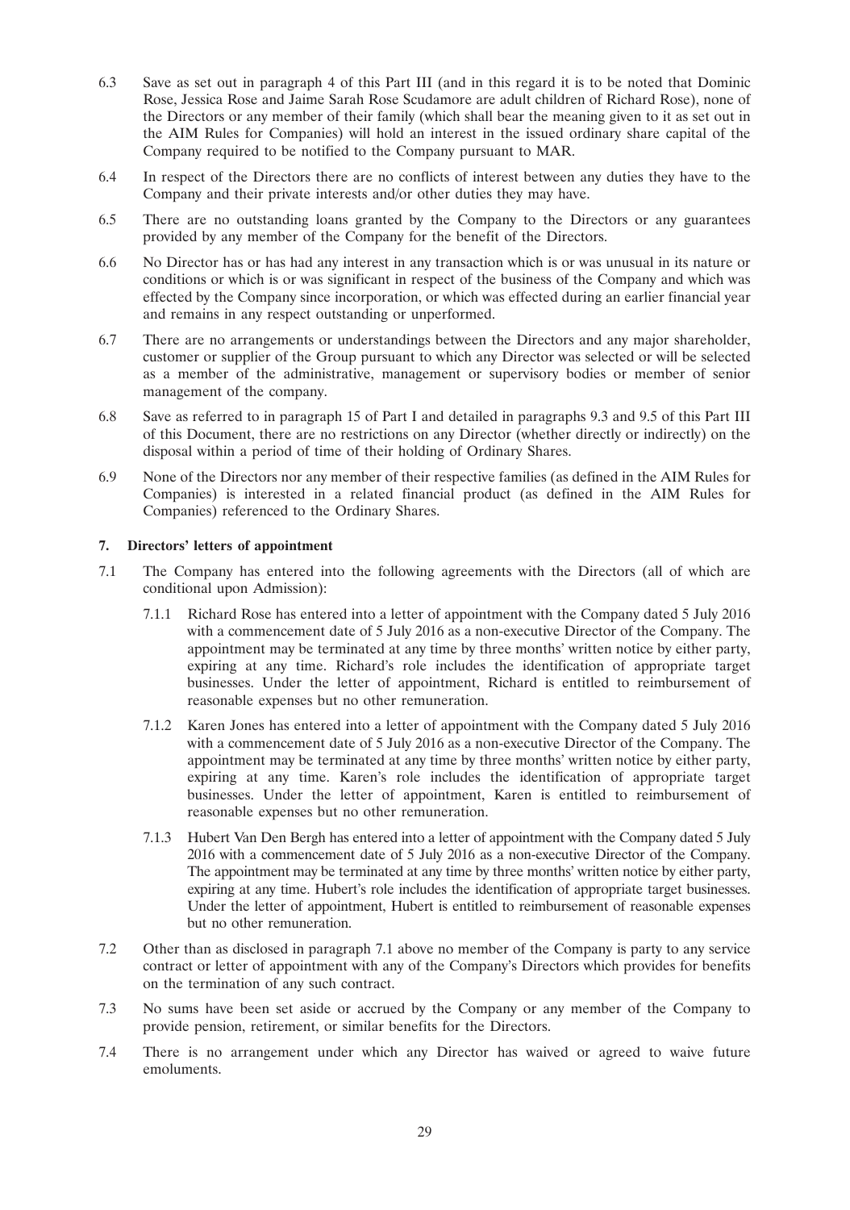6.3 Save as set out in paragraph 4 of this Part III (and in this regard it is to be noted that Dominic Rose, Jessica Rose and Jaime Sarah Rose Scudamore are adult children of Richard Rose), none of the Directors or any member of their family (which shall bear the meaning given to it as set out in the AIM Rules for Companies) will hold an interest in the issued ordinary share capital of the Company required to be notified to the Company pursuant to MAR.

6.4 In respect of the Directors there are no conflicts of interest between any duties they have to the Company and their private interests and/or other duties they may have.

6.5 There are no outstanding loans granted by the Company to the Directors or any guarantees provided by any member of the Company for the benefit of the Directors.

6.6 No Director has or has had any interest in any transaction which is or was unusual in its nature or conditions or which is or was significant in respect of the business of the Company and which was effected by the Company since incorporation, or which was effected during an earlier financial year and remains in any respect outstanding or unperformed.

6.7 There are no arrangements or understandings between the Directors and any major shareholder, customer or supplier of the Group pursuant to which any Director was selected or will be selected as a member of the administrative, management or supervisory bodies or member of senior management of the company.

6.8 Save as referred to in paragraph 15 of Part I and detailed in paragraphs 9.3 and 9.5 of this Part III of this Document, there are no restrictions on any Director (whether directly or indirectly) on the disposal within a period of time of their holding of Ordinary Shares.

6.9 None of the Directors nor any member of their respective families (as defined in the AIM Rules for Companies) is interested in a related financial product (as defined in the AIM Rules for Companies) referenced to the Ordinary Shares.

**7. Directors' letters of appointment**

7.1 The Company has entered into the following agreements with the Directors (all of which are conditional upon Admission):

7.1.1 Richard Rose has entered into a letter of appointment with the Company dated 5 July 2016 with a commencement date of 5 July 2016 as a non-executive Director of the Company. The appointment may be terminated at any time by three months' written notice by either party, expiring at any time. Richard's role includes the identification of appropriate target businesses. Under the letter of appointment, Richard is entitled to reimbursement of reasonable expenses but no other remuneration.

7.1.2 Karen Jones has entered into a letter of appointment with the Company dated 5 July 2016 with a commencement date of 5 July 2016 as a non-executive Director of the Company. The appointment may be terminated at any time by three months' written notice by either party, expiring at any time. Karen's role includes the identification of appropriate target businesses. Under the letter of appointment, Karen is entitled to reimbursement of reasonable expenses but no other remuneration.

7.1.3 Hubert Van Den Bergh has entered into a letter of appointment with the Company dated 5 July 2016 with a commencement date of 5 July 2016 as a non-executive Director of the Company. The appointment may be terminated at any time by three months' written notice by either party, expiring at any time. Hubert's role includes the identification of appropriate target businesses. Under the letter of appointment, Hubert is entitled to reimbursement of reasonable expenses but no other remuneration.

7.2 Other than as disclosed in paragraph 7.1 above no member of the Company is party to any service contract or letter of appointment with any of the Company's Directors which provides for benefits on the termination of any such contract.

7.3 No sums have been set aside or accrued by the Company or any member of the Company to provide pension, retirement, or similar benefits for the Directors.

7.4 There is no arrangement under which any Director has waived or agreed to waive future emoluments.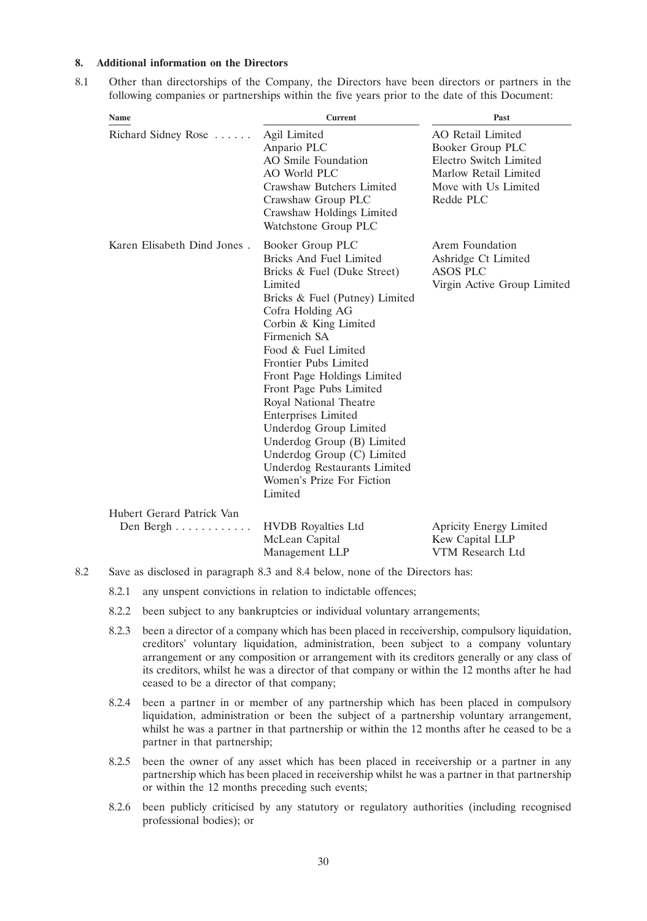**8. Additional information on the Directors**

8.1 Other than directorships of the Company, the Directors have been directors or partners in the following companies or partnerships within the five years prior to the date of this Document:

| Name | Current | Past |
|---|---|---|
| Richard Sidney Rose | Agil Limited<br>Anpario PLC<br>AO Smile Foundation<br>AO World PLC<br>Crawshaw Butchers Limited<br>Crawshaw Group PLC<br>Crawshaw Holdings Limited<br>Watchstone Group PLC | AO Retail Limited<br>Booker Group PLC<br>Electro Switch Limited<br>Marlow Retail Limited<br>Move with Us Limited<br>Redde PLC |
| Karen Elisabeth Dind Jones | Booker Group PLC<br>Bricks And Fuel Limited<br>Bricks & Fuel (Duke Street) Limited<br>Bricks & Fuel (Putney) Limited<br>Cofra Holding AG<br>Corbin & King Limited<br>Firmenich SA<br>Food & Fuel Limited<br>Frontier Pubs Limited<br>Front Page Holdings Limited<br>Front Page Pubs Limited<br>Royal National Theatre Enterprises Limited<br>Underdog Group Limited<br>Underdog Group (B) Limited<br>Underdog Group (C) Limited<br>Underdog Restaurants Limited<br>Women's Prize For Fiction Limited | Arem Foundation<br>Ashridge Ct Limited<br>ASOS PLC<br>Virgin Active Group Limited |
| Hubert Gerard Patrick Van Den Bergh | HVDB Royalties Ltd<br>McLean Capital Management LLP | Apricity Energy Limited<br>Kew Capital LLP<br>VTM Research Ltd |

8.2 Save as disclosed in paragraph 8.3 and 8.4 below, none of the Directors has:

8.2.1 any unspent convictions in relation to indictable offences;

8.2.2 been subject to any bankruptcies or individual voluntary arrangements;

8.2.3 been a director of a company which has been placed in receivership, compulsory liquidation, creditors' voluntary liquidation, administration, been subject to a company voluntary arrangement or any composition or arrangement with its creditors generally or any class of its creditors, whilst he was a director of that company or within the 12 months after he had ceased to be a director of that company;

8.2.4 been a partner in or member of any partnership which has been placed in compulsory liquidation, administration or been the subject of a partnership voluntary arrangement, whilst he was a partner in that partnership or within the 12 months after he ceased to be a partner in that partnership;

8.2.5 been the owner of any asset which has been placed in receivership or a partner in any partnership which has been placed in receivership whilst he was a partner in that partnership or within the 12 months preceding such events;

8.2.6 been publicly criticised by any statutory or regulatory authorities (including recognised professional bodies); or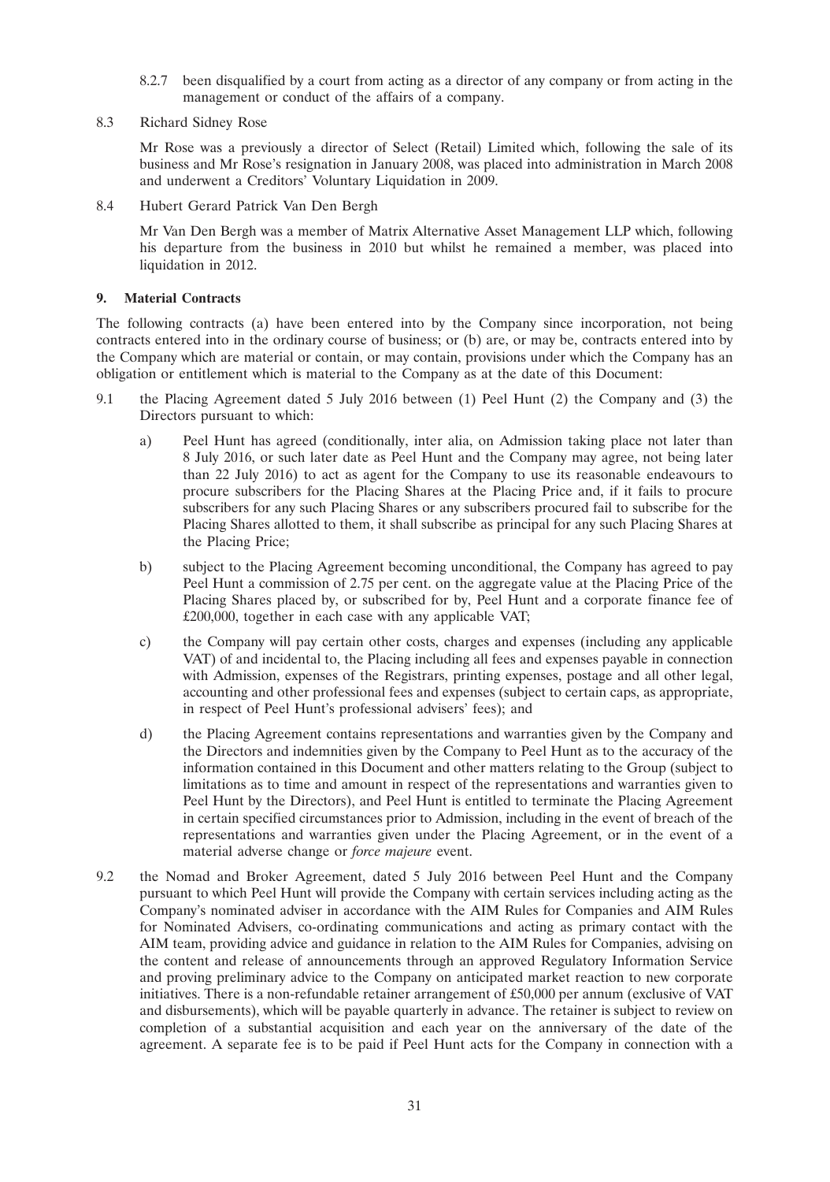8.2.7 been disqualified by a court from acting as a director of any company or from acting in the management or conduct of the affairs of a company.

8.3 Richard Sidney Rose

Mr Rose was a previously a director of Select (Retail) Limited which, following the sale of its business and Mr Rose's resignation in January 2008, was placed into administration in March 2008 and underwent a Creditors' Voluntary Liquidation in 2009.

8.4 Hubert Gerard Patrick Van Den Bergh

Mr Van Den Bergh was a member of Matrix Alternative Asset Management LLP which, following his departure from the business in 2010 but whilst he remained a member, was placed into liquidation in 2012.

## 9. Material Contracts

The following contracts (a) have been entered into by the Company since incorporation, not being contracts entered into in the ordinary course of business; or (b) are, or may be, contracts entered into by the Company which are material or contain, or may contain, provisions under which the Company has an obligation or entitlement which is material to the Company as at the date of this Document:

9.1 the Placing Agreement dated 5 July 2016 between (1) Peel Hunt (2) the Company and (3) the Directors pursuant to which:

a) Peel Hunt has agreed (conditionally, inter alia, on Admission taking place not later than 8 July 2016, or such later date as Peel Hunt and the Company may agree, not being later than 22 July 2016) to act as agent for the Company to use its reasonable endeavours to procure subscribers for the Placing Shares at the Placing Price and, if it fails to procure subscribers for any such Placing Shares or any subscribers procured fail to subscribe for the Placing Shares allotted to them, it shall subscribe as principal for any such Placing Shares at the Placing Price;

b) subject to the Placing Agreement becoming unconditional, the Company has agreed to pay Peel Hunt a commission of 2.75 per cent. on the aggregate value at the Placing Price of the Placing Shares placed by, or subscribed for by, Peel Hunt and a corporate finance fee of £200,000, together in each case with any applicable VAT;

c) the Company will pay certain other costs, charges and expenses (including any applicable VAT) of and incidental to, the Placing including all fees and expenses payable in connection with Admission, expenses of the Registrars, printing expenses, postage and all other legal, accounting and other professional fees and expenses (subject to certain caps, as appropriate, in respect of Peel Hunt's professional advisers' fees); and

d) the Placing Agreement contains representations and warranties given by the Company and the Directors and indemnities given by the Company to Peel Hunt as to the accuracy of the information contained in this Document and other matters relating to the Group (subject to limitations as to time and amount in respect of the representations and warranties given to Peel Hunt by the Directors), and Peel Hunt is entitled to terminate the Placing Agreement in certain specified circumstances prior to Admission, including in the event of breach of the representations and warranties given under the Placing Agreement, or in the event of a material adverse change or *force majeure* event.

9.2 the Nomad and Broker Agreement, dated 5 July 2016 between Peel Hunt and the Company pursuant to which Peel Hunt will provide the Company with certain services including acting as the Company's nominated adviser in accordance with the AIM Rules for Companies and AIM Rules for Nominated Advisers, co-ordinating communications and acting as primary contact with the AIM team, providing advice and guidance in relation to the AIM Rules for Companies, advising on the content and release of announcements through an approved Regulatory Information Service and proving preliminary advice to the Company on anticipated market reaction to new corporate initiatives. There is a non-refundable retainer arrangement of £50,000 per annum (exclusive of VAT and disbursements), which will be payable quarterly in advance. The retainer is subject to review on completion of a substantial acquisition and each year on the anniversary of the date of the agreement. A separate fee is to be paid if Peel Hunt acts for the Company in connection with a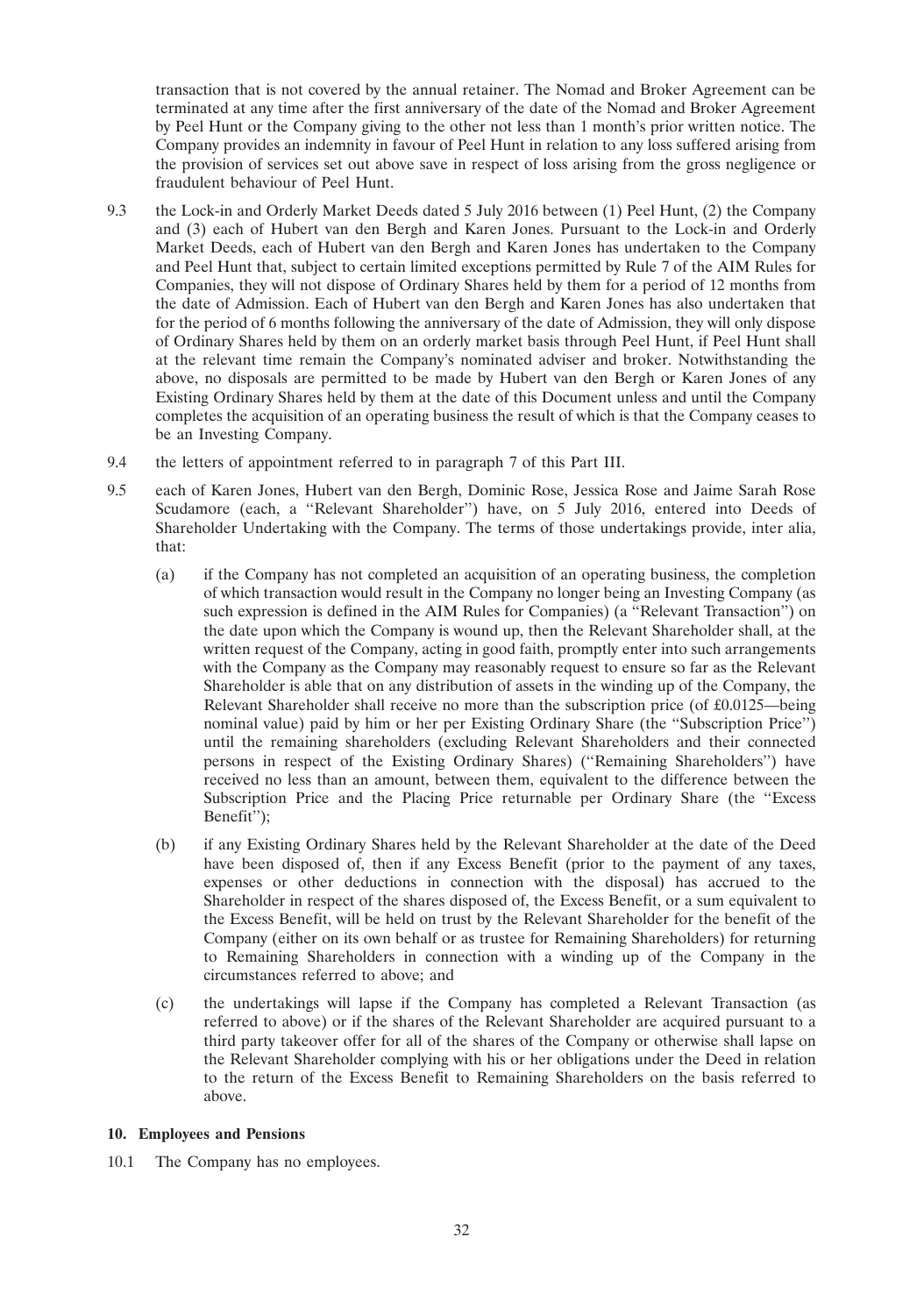transaction that is not covered by the annual retainer. The Nomad and Broker Agreement can be terminated at any time after the first anniversary of the date of the Nomad and Broker Agreement by Peel Hunt or the Company giving to the other not less than 1 month's prior written notice. The Company provides an indemnity in favour of Peel Hunt in relation to any loss suffered arising from the provision of services set out above save in respect of loss arising from the gross negligence or fraudulent behaviour of Peel Hunt.

9.3 the Lock-in and Orderly Market Deeds dated 5 July 2016 between (1) Peel Hunt, (2) the Company and (3) each of Hubert van den Bergh and Karen Jones. Pursuant to the Lock-in and Orderly Market Deeds, each of Hubert van den Bergh and Karen Jones has undertaken to the Company and Peel Hunt that, subject to certain limited exceptions permitted by Rule 7 of the AIM Rules for Companies, they will not dispose of Ordinary Shares held by them for a period of 12 months from the date of Admission. Each of Hubert van den Bergh and Karen Jones has also undertaken that for the period of 6 months following the anniversary of the date of Admission, they will only dispose of Ordinary Shares held by them on an orderly market basis through Peel Hunt, if Peel Hunt shall at the relevant time remain the Company's nominated adviser and broker. Notwithstanding the above, no disposals are permitted to be made by Hubert van den Bergh or Karen Jones of any Existing Ordinary Shares held by them at the date of this Document unless and until the Company completes the acquisition of an operating business the result of which is that the Company ceases to be an Investing Company.

9.4 the letters of appointment referred to in paragraph 7 of this Part III.

9.5 each of Karen Jones, Hubert van den Bergh, Dominic Rose, Jessica Rose and Jaime Sarah Rose Scudamore (each, a "Relevant Shareholder") have, on 5 July 2016, entered into Deeds of Shareholder Undertaking with the Company. The terms of those undertakings provide, inter alia, that:

(a) if the Company has not completed an acquisition of an operating business, the completion of which transaction would result in the Company no longer being an Investing Company (as such expression is defined in the AIM Rules for Companies) (a "Relevant Transaction") on the date upon which the Company is wound up, then the Relevant Shareholder shall, at the written request of the Company, acting in good faith, promptly enter into such arrangements with the Company as the Company may reasonably request to ensure so far as the Relevant Shareholder is able that on any distribution of assets in the winding up of the Company, the Relevant Shareholder shall receive no more than the subscription price (of £0.0125—being nominal value) paid by him or her per Existing Ordinary Share (the "Subscription Price") until the remaining shareholders (excluding Relevant Shareholders and their connected persons in respect of the Existing Ordinary Shares) ("Remaining Shareholders") have received no less than an amount, between them, equivalent to the difference between the Subscription Price and the Placing Price returnable per Ordinary Share (the "Excess Benefit");

(b) if any Existing Ordinary Shares held by the Relevant Shareholder at the date of the Deed have been disposed of, then if any Excess Benefit (prior to the payment of any taxes, expenses or other deductions in connection with the disposal) has accrued to the Shareholder in respect of the shares disposed of, the Excess Benefit, or a sum equivalent to the Excess Benefit, will be held on trust by the Relevant Shareholder for the benefit of the Company (either on its own behalf or as trustee for Remaining Shareholders) for returning to Remaining Shareholders in connection with a winding up of the Company in the circumstances referred to above; and

(c) the undertakings will lapse if the Company has completed a Relevant Transaction (as referred to above) or if the shares of the Relevant Shareholder are acquired pursuant to a third party takeover offer for all of the shares of the Company or otherwise shall lapse on the Relevant Shareholder complying with his or her obligations under the Deed in relation to the return of the Excess Benefit to Remaining Shareholders on the basis referred to above.

**10. Employees and Pensions**

10.1 The Company has no employees.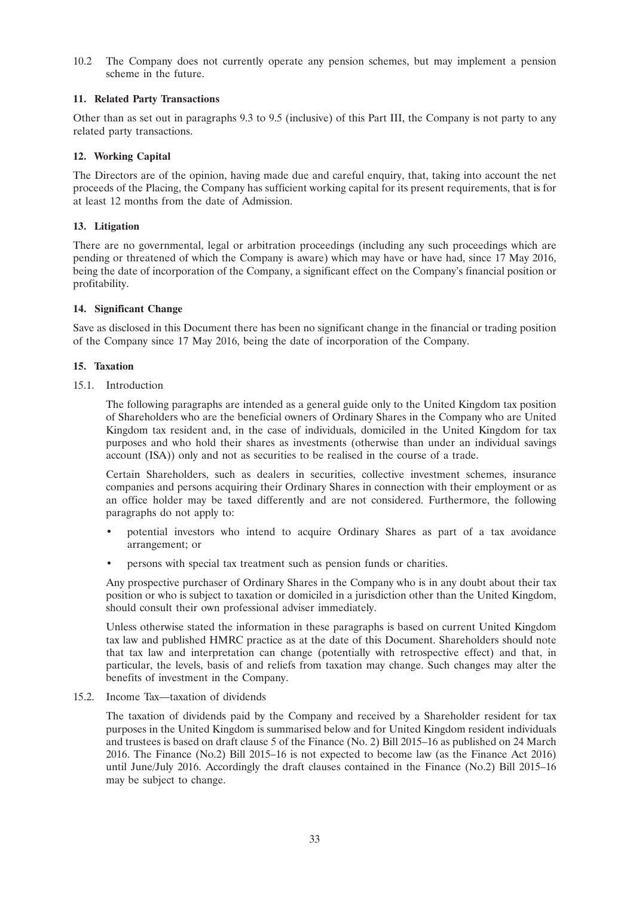10.2 The Company does not currently operate any pension schemes, but may implement a pension scheme in the future.

### 11. Related Party Transactions

Other than as set out in paragraphs 9.3 to 9.5 (inclusive) of this Part III, the Company is not party to any related party transactions.

### 12. Working Capital

The Directors are of the opinion, having made due and careful enquiry, that, taking into account the net proceeds of the Placing, the Company has sufficient working capital for its present requirements, that is for at least 12 months from the date of Admission.

### 13. Litigation

There are no governmental, legal or arbitration proceedings (including any such proceedings which are pending or threatened of which the Company is aware) which may have or have had, since 17 May 2016, being the date of incorporation of the Company, a significant effect on the Company's financial position or profitability.

### 14. Significant Change

Save as disclosed in this Document there has been no significant change in the financial or trading position of the Company since 17 May 2016, being the date of incorporation of the Company.

### 15. Taxation

15.1. Introduction

The following paragraphs are intended as a general guide only to the United Kingdom tax position of Shareholders who are the beneficial owners of Ordinary Shares in the Company who are United Kingdom tax resident and, in the case of individuals, domiciled in the United Kingdom for tax purposes and who hold their shares as investments (otherwise than under an individual savings account (ISA)) only and not as securities to be realised in the course of a trade.

Certain Shareholders, such as dealers in securities, collective investment schemes, insurance companies and persons acquiring their Ordinary Shares in connection with their employment or as an office holder may be taxed differently and are not considered. Furthermore, the following paragraphs do not apply to:

- potential investors who intend to acquire Ordinary Shares as part of a tax avoidance arrangement; or
- persons with special tax treatment such as pension funds or charities.

Any prospective purchaser of Ordinary Shares in the Company who is in any doubt about their tax position or who is subject to taxation or domiciled in a jurisdiction other than the United Kingdom, should consult their own professional adviser immediately.

Unless otherwise stated the information in these paragraphs is based on current United Kingdom tax law and published HMRC practice as at the date of this Document. Shareholders should note that tax law and interpretation can change (potentially with retrospective effect) and that, in particular, the levels, basis of and reliefs from taxation may change. Such changes may alter the benefits of investment in the Company.

15.2. Income Tax—taxation of dividends

The taxation of dividends paid by the Company and received by a Shareholder resident for tax purposes in the United Kingdom is summarised below and for United Kingdom resident individuals and trustees is based on draft clause 5 of the Finance (No. 2) Bill 2015–16 as published on 24 March 2016. The Finance (No.2) Bill 2015–16 is not expected to become law (as the Finance Act 2016) until June/July 2016. Accordingly the draft clauses contained in the Finance (No.2) Bill 2015–16 may be subject to change.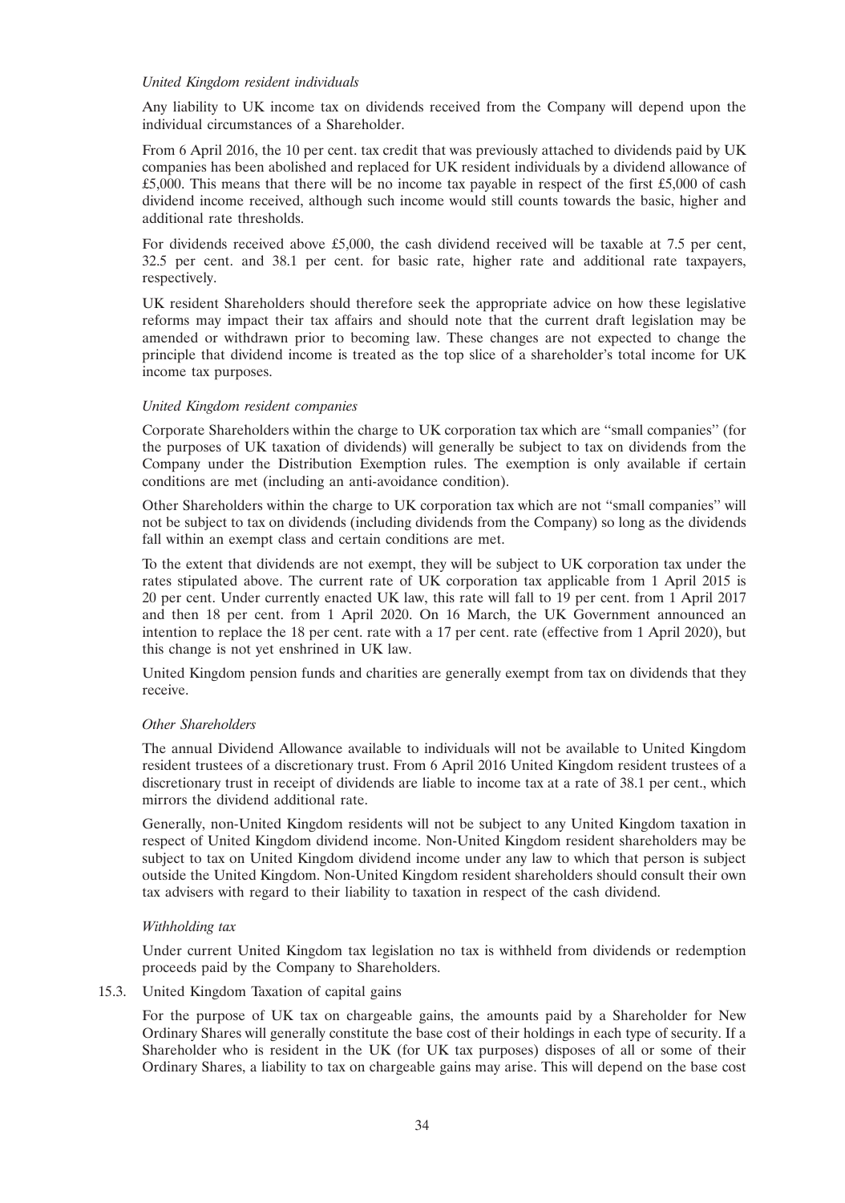*United Kingdom resident individuals*

Any liability to UK income tax on dividends received from the Company will depend upon the individual circumstances of a Shareholder.

From 6 April 2016, the 10 per cent. tax credit that was previously attached to dividends paid by UK companies has been abolished and replaced for UK resident individuals by a dividend allowance of £5,000. This means that there will be no income tax payable in respect of the first £5,000 of cash dividend income received, although such income would still counts towards the basic, higher and additional rate thresholds.

For dividends received above £5,000, the cash dividend received will be taxable at 7.5 per cent, 32.5 per cent. and 38.1 per cent. for basic rate, higher rate and additional rate taxpayers, respectively.

UK resident Shareholders should therefore seek the appropriate advice on how these legislative reforms may impact their tax affairs and should note that the current draft legislation may be amended or withdrawn prior to becoming law. These changes are not expected to change the principle that dividend income is treated as the top slice of a shareholder's total income for UK income tax purposes.

*United Kingdom resident companies*

Corporate Shareholders within the charge to UK corporation tax which are "small companies" (for the purposes of UK taxation of dividends) will generally be subject to tax on dividends from the Company under the Distribution Exemption rules. The exemption is only available if certain conditions are met (including an anti-avoidance condition).

Other Shareholders within the charge to UK corporation tax which are not "small companies" will not be subject to tax on dividends (including dividends from the Company) so long as the dividends fall within an exempt class and certain conditions are met.

To the extent that dividends are not exempt, they will be subject to UK corporation tax under the rates stipulated above. The current rate of UK corporation tax applicable from 1 April 2015 is 20 per cent. Under currently enacted UK law, this rate will fall to 19 per cent. from 1 April 2017 and then 18 per cent. from 1 April 2020. On 16 March, the UK Government announced an intention to replace the 18 per cent. rate with a 17 per cent. rate (effective from 1 April 2020), but this change is not yet enshrined in UK law.

United Kingdom pension funds and charities are generally exempt from tax on dividends that they receive.

*Other Shareholders*

The annual Dividend Allowance available to individuals will not be available to United Kingdom resident trustees of a discretionary trust. From 6 April 2016 United Kingdom resident trustees of a discretionary trust in receipt of dividends are liable to income tax at a rate of 38.1 per cent., which mirrors the dividend additional rate.

Generally, non-United Kingdom residents will not be subject to any United Kingdom taxation in respect of United Kingdom dividend income. Non-United Kingdom resident shareholders may be subject to tax on United Kingdom dividend income under any law to which that person is subject outside the United Kingdom. Non-United Kingdom resident shareholders should consult their own tax advisers with regard to their liability to taxation in respect of the cash dividend.

*Withholding tax*

Under current United Kingdom tax legislation no tax is withheld from dividends or redemption proceeds paid by the Company to Shareholders.

15.3. United Kingdom Taxation of capital gains

For the purpose of UK tax on chargeable gains, the amounts paid by a Shareholder for New Ordinary Shares will generally constitute the base cost of their holdings in each type of security. If a Shareholder who is resident in the UK (for UK tax purposes) disposes of all or some of their Ordinary Shares, a liability to tax on chargeable gains may arise. This will depend on the base cost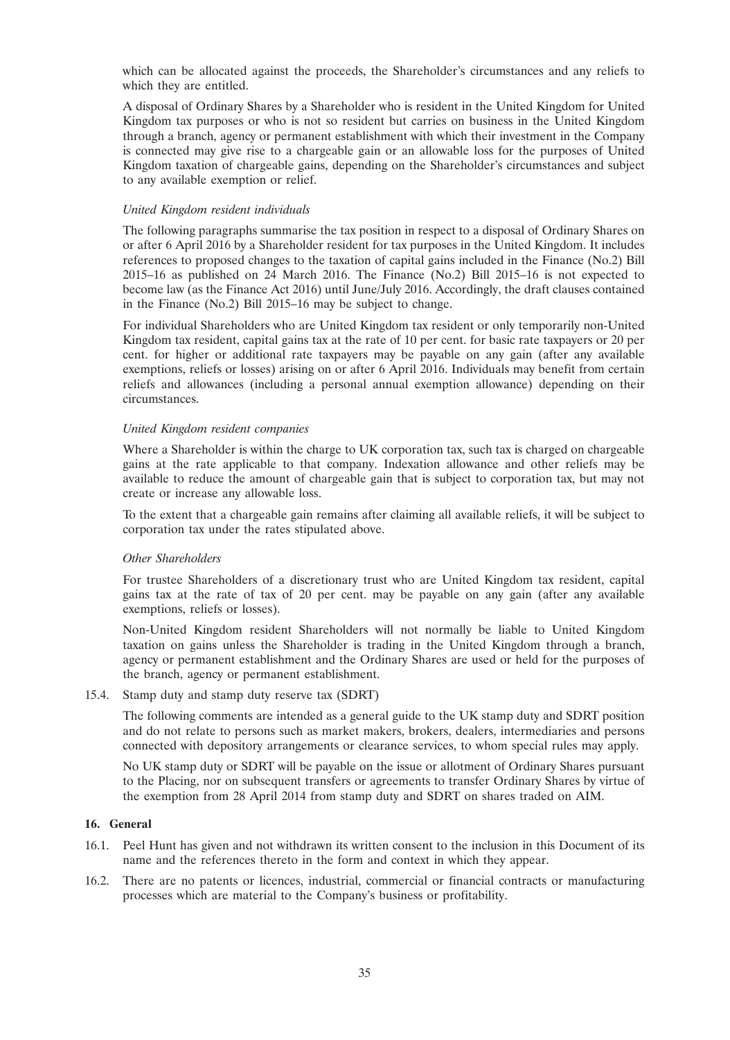which can be allocated against the proceeds, the Shareholder's circumstances and any reliefs to which they are entitled.

A disposal of Ordinary Shares by a Shareholder who is resident in the United Kingdom for United Kingdom tax purposes or who is not so resident but carries on business in the United Kingdom through a branch, agency or permanent establishment with which their investment in the Company is connected may give rise to a chargeable gain or an allowable loss for the purposes of United Kingdom taxation of chargeable gains, depending on the Shareholder's circumstances and subject to any available exemption or relief.

*United Kingdom resident individuals*

The following paragraphs summarise the tax position in respect to a disposal of Ordinary Shares on or after 6 April 2016 by a Shareholder resident for tax purposes in the United Kingdom. It includes references to proposed changes to the taxation of capital gains included in the Finance (No.2) Bill 2015–16 as published on 24 March 2016. The Finance (No.2) Bill 2015–16 is not expected to become law (as the Finance Act 2016) until June/July 2016. Accordingly, the draft clauses contained in the Finance (No.2) Bill 2015–16 may be subject to change.

For individual Shareholders who are United Kingdom tax resident or only temporarily non-United Kingdom tax resident, capital gains tax at the rate of 10 per cent. for basic rate taxpayers or 20 per cent. for higher or additional rate taxpayers may be payable on any gain (after any available exemptions, reliefs or losses) arising on or after 6 April 2016. Individuals may benefit from certain reliefs and allowances (including a personal annual exemption allowance) depending on their circumstances.

*United Kingdom resident companies*

Where a Shareholder is within the charge to UK corporation tax, such tax is charged on chargeable gains at the rate applicable to that company. Indexation allowance and other reliefs may be available to reduce the amount of chargeable gain that is subject to corporation tax, but may not create or increase any allowable loss.

To the extent that a chargeable gain remains after claiming all available reliefs, it will be subject to corporation tax under the rates stipulated above.

*Other Shareholders*

For trustee Shareholders of a discretionary trust who are United Kingdom tax resident, capital gains tax at the rate of tax of 20 per cent. may be payable on any gain (after any available exemptions, reliefs or losses).

Non-United Kingdom resident Shareholders will not normally be liable to United Kingdom taxation on gains unless the Shareholder is trading in the United Kingdom through a branch, agency or permanent establishment and the Ordinary Shares are used or held for the purposes of the branch, agency or permanent establishment.

15.4. Stamp duty and stamp duty reserve tax (SDRT)

The following comments are intended as a general guide to the UK stamp duty and SDRT position and do not relate to persons such as market makers, brokers, dealers, intermediaries and persons connected with depository arrangements or clearance services, to whom special rules may apply.

No UK stamp duty or SDRT will be payable on the issue or allotment of Ordinary Shares pursuant to the Placing, nor on subsequent transfers or agreements to transfer Ordinary Shares by virtue of the exemption from 28 April 2014 from stamp duty and SDRT on shares traded on AIM.

**16. General**

16.1. Peel Hunt has given and not withdrawn its written consent to the inclusion in this Document of its name and the references thereto in the form and context in which they appear.

16.2. There are no patents or licences, industrial, commercial or financial contracts or manufacturing processes which are material to the Company's business or profitability.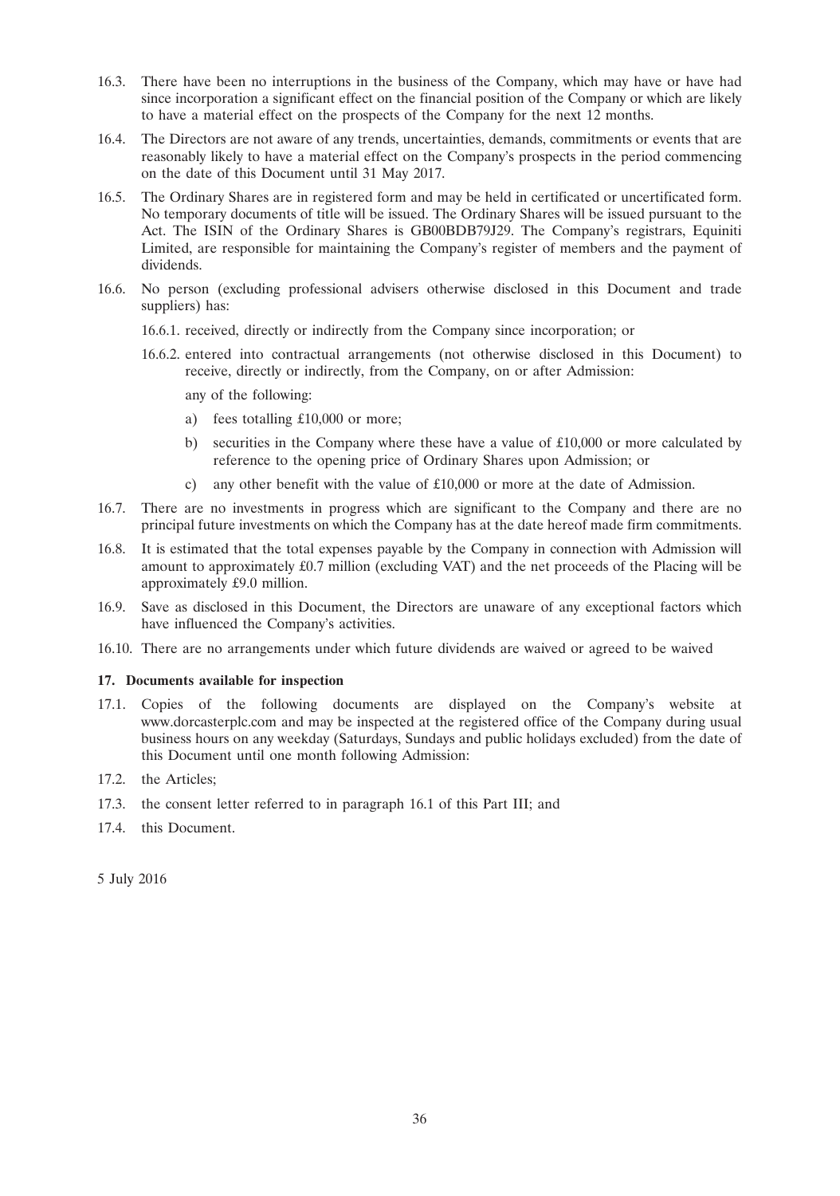16.3. There have been no interruptions in the business of the Company, which may have or have had since incorporation a significant effect on the financial position of the Company or which are likely to have a material effect on the prospects of the Company for the next 12 months.

16.4. The Directors are not aware of any trends, uncertainties, demands, commitments or events that are reasonably likely to have a material effect on the Company's prospects in the period commencing on the date of this Document until 31 May 2017.

16.5. The Ordinary Shares are in registered form and may be held in certificated or uncertificated form. No temporary documents of title will be issued. The Ordinary Shares will be issued pursuant to the Act. The ISIN of the Ordinary Shares is GB00BDB79J29. The Company's registrars, Equiniti Limited, are responsible for maintaining the Company's register of members and the payment of dividends.

16.6. No person (excluding professional advisers otherwise disclosed in this Document and trade suppliers) has:

16.6.1. received, directly or indirectly from the Company since incorporation; or

16.6.2. entered into contractual arrangements (not otherwise disclosed in this Document) to receive, directly or indirectly, from the Company, on or after Admission:

any of the following:

a) fees totalling £10,000 or more;

b) securities in the Company where these have a value of £10,000 or more calculated by reference to the opening price of Ordinary Shares upon Admission; or

c) any other benefit with the value of £10,000 or more at the date of Admission.

16.7. There are no investments in progress which are significant to the Company and there are no principal future investments on which the Company has at the date hereof made firm commitments.

16.8. It is estimated that the total expenses payable by the Company in connection with Admission will amount to approximately £0.7 million (excluding VAT) and the net proceeds of the Placing will be approximately £9.0 million.

16.9. Save as disclosed in this Document, the Directors are unaware of any exceptional factors which have influenced the Company's activities.

16.10. There are no arrangements under which future dividends are waived or agreed to be waived

**17. Documents available for inspection**

17.1. Copies of the following documents are displayed on the Company's website at www.dorcasterplc.com and may be inspected at the registered office of the Company during usual business hours on any weekday (Saturdays, Sundays and public holidays excluded) from the date of this Document until one month following Admission:

17.2. the Articles;

17.3. the consent letter referred to in paragraph 16.1 of this Part III; and

17.4. this Document.

5 July 2016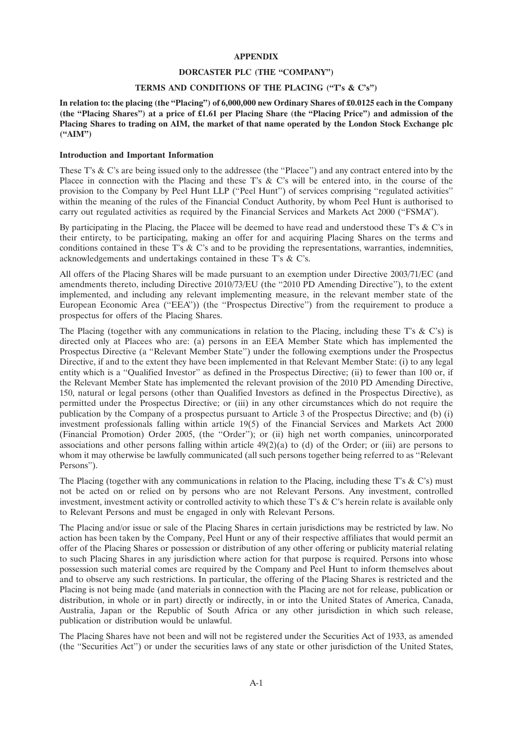**APPENDIX**

**DORCASTER PLC (THE "COMPANY")**

**TERMS AND CONDITIONS OF THE PLACING ("T's & C's")**

**In relation to: the placing (the "Placing") of 6,000,000 new Ordinary Shares of £0.0125 each in the Company (the "Placing Shares") at a price of £1.61 per Placing Share (the "Placing Price") and admission of the Placing Shares to trading on AIM, the market of that name operated by the London Stock Exchange plc ("AIM")**

**Introduction and Important Information**

These T's & C's are being issued only to the addressee (the "Placee") and any contract entered into by the Placee in connection with the Placing and these T's & C's will be entered into, in the course of the provision to the Company by Peel Hunt LLP ("Peel Hunt") of services comprising "regulated activities" within the meaning of the rules of the Financial Conduct Authority, by whom Peel Hunt is authorised to carry out regulated activities as required by the Financial Services and Markets Act 2000 ("FSMA").

By participating in the Placing, the Placee will be deemed to have read and understood these T's & C's in their entirety, to be participating, making an offer for and acquiring Placing Shares on the terms and conditions contained in these T's & C's and to be providing the representations, warranties, indemnities, acknowledgements and undertakings contained in these T's & C's.

All offers of the Placing Shares will be made pursuant to an exemption under Directive 2003/71/EC (and amendments thereto, including Directive 2010/73/EU (the "2010 PD Amending Directive"), to the extent implemented, and including any relevant implementing measure, in the relevant member state of the European Economic Area ("EEA")) (the "Prospectus Directive") from the requirement to produce a prospectus for offers of the Placing Shares.

The Placing (together with any communications in relation to the Placing, including these T's & C's) is directed only at Placees who are: (a) persons in an EEA Member State which has implemented the Prospectus Directive (a "Relevant Member State") under the following exemptions under the Prospectus Directive, if and to the extent they have been implemented in that Relevant Member State: (i) to any legal entity which is a "Qualified Investor" as defined in the Prospectus Directive; (ii) to fewer than 100 or, if the Relevant Member State has implemented the relevant provision of the 2010 PD Amending Directive, 150, natural or legal persons (other than Qualified Investors as defined in the Prospectus Directive), as permitted under the Prospectus Directive; or (iii) in any other circumstances which do not require the publication by the Company of a prospectus pursuant to Article 3 of the Prospectus Directive; and (b) (i) investment professionals falling within article 19(5) of the Financial Services and Markets Act 2000 (Financial Promotion) Order 2005, (the "Order"); or (ii) high net worth companies, unincorporated associations and other persons falling within article 49(2)(a) to (d) of the Order; or (iii) are persons to whom it may otherwise be lawfully communicated (all such persons together being referred to as "Relevant Persons").

The Placing (together with any communications in relation to the Placing, including these T's & C's) must not be acted on or relied on by persons who are not Relevant Persons. Any investment, controlled investment, investment activity or controlled activity to which these T's & C's herein relate is available only to Relevant Persons and must be engaged in only with Relevant Persons.

The Placing and/or issue or sale of the Placing Shares in certain jurisdictions may be restricted by law. No action has been taken by the Company, Peel Hunt or any of their respective affiliates that would permit an offer of the Placing Shares or possession or distribution of any other offering or publicity material relating to such Placing Shares in any jurisdiction where action for that purpose is required. Persons into whose possession such material comes are required by the Company and Peel Hunt to inform themselves about and to observe any such restrictions. In particular, the offering of the Placing Shares is restricted and the Placing is not being made (and materials in connection with the Placing are not for release, publication or distribution, in whole or in part) directly or indirectly, in or into the United States of America, Canada, Australia, Japan or the Republic of South Africa or any other jurisdiction in which such release, publication or distribution would be unlawful.

The Placing Shares have not been and will not be registered under the Securities Act of 1933, as amended (the "Securities Act") or under the securities laws of any state or other jurisdiction of the United States,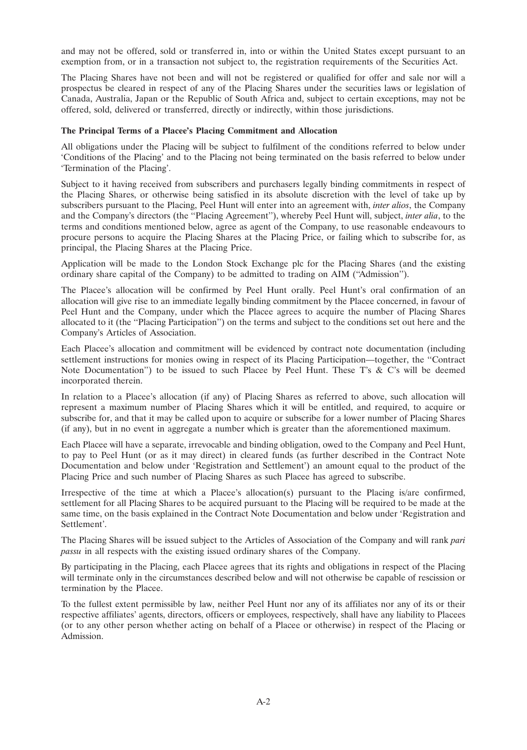and may not be offered, sold or transferred in, into or within the United States except pursuant to an exemption from, or in a transaction not subject to, the registration requirements of the Securities Act.

The Placing Shares have not been and will not be registered or qualified for offer and sale nor will a prospectus be cleared in respect of any of the Placing Shares under the securities laws or legislation of Canada, Australia, Japan or the Republic of South Africa and, subject to certain exceptions, may not be offered, sold, delivered or transferred, directly or indirectly, within those jurisdictions.

**The Principal Terms of a Placee's Placing Commitment and Allocation**

All obligations under the Placing will be subject to fulfilment of the conditions referred to below under 'Conditions of the Placing' and to the Placing not being terminated on the basis referred to below under 'Termination of the Placing'.

Subject to it having received from subscribers and purchasers legally binding commitments in respect of the Placing Shares, or otherwise being satisfied in its absolute discretion with the level of take up by subscribers pursuant to the Placing, Peel Hunt will enter into an agreement with, *inter alios*, the Company and the Company's directors (the ''Placing Agreement''), whereby Peel Hunt will, subject, *inter alia*, to the terms and conditions mentioned below, agree as agent of the Company, to use reasonable endeavours to procure persons to acquire the Placing Shares at the Placing Price, or failing which to subscribe for, as principal, the Placing Shares at the Placing Price.

Application will be made to the London Stock Exchange plc for the Placing Shares (and the existing ordinary share capital of the Company) to be admitted to trading on AIM (''Admission'').

The Placee's allocation will be confirmed by Peel Hunt orally. Peel Hunt's oral confirmation of an allocation will give rise to an immediate legally binding commitment by the Placee concerned, in favour of Peel Hunt and the Company, under which the Placee agrees to acquire the number of Placing Shares allocated to it (the ''Placing Participation'') on the terms and subject to the conditions set out here and the Company's Articles of Association.

Each Placee's allocation and commitment will be evidenced by contract note documentation (including settlement instructions for monies owing in respect of its Placing Participation—together, the ''Contract Note Documentation'') to be issued to such Placee by Peel Hunt. These T's & C's will be deemed incorporated therein.

In relation to a Placee's allocation (if any) of Placing Shares as referred to above, such allocation will represent a maximum number of Placing Shares which it will be entitled, and required, to acquire or subscribe for, and that it may be called upon to acquire or subscribe for a lower number of Placing Shares (if any), but in no event in aggregate a number which is greater than the aforementioned maximum.

Each Placee will have a separate, irrevocable and binding obligation, owed to the Company and Peel Hunt, to pay to Peel Hunt (or as it may direct) in cleared funds (as further described in the Contract Note Documentation and below under 'Registration and Settlement') an amount equal to the product of the Placing Price and such number of Placing Shares as such Placee has agreed to subscribe.

Irrespective of the time at which a Placee's allocation(s) pursuant to the Placing is/are confirmed, settlement for all Placing Shares to be acquired pursuant to the Placing will be required to be made at the same time, on the basis explained in the Contract Note Documentation and below under 'Registration and Settlement'.

The Placing Shares will be issued subject to the Articles of Association of the Company and will rank *pari passu* in all respects with the existing issued ordinary shares of the Company.

By participating in the Placing, each Placee agrees that its rights and obligations in respect of the Placing will terminate only in the circumstances described below and will not otherwise be capable of rescission or termination by the Placee.

To the fullest extent permissible by law, neither Peel Hunt nor any of its affiliates nor any of its or their respective affiliates' agents, directors, officers or employees, respectively, shall have any liability to Placees (or to any other person whether acting on behalf of a Placee or otherwise) in respect of the Placing or Admission.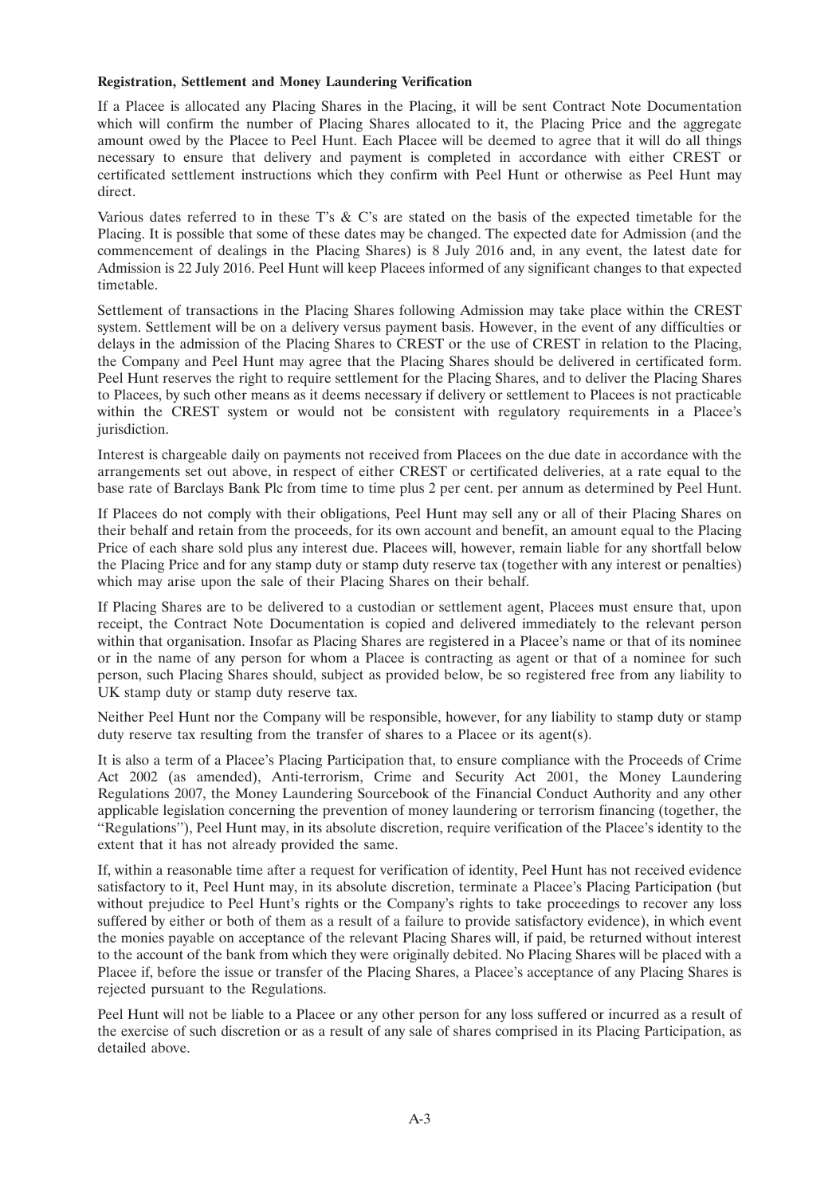**Registration, Settlement and Money Laundering Verification**

If a Placee is allocated any Placing Shares in the Placing, it will be sent Contract Note Documentation which will confirm the number of Placing Shares allocated to it, the Placing Price and the aggregate amount owed by the Placee to Peel Hunt. Each Placee will be deemed to agree that it will do all things necessary to ensure that delivery and payment is completed in accordance with either CREST or certificated settlement instructions which they confirm with Peel Hunt or otherwise as Peel Hunt may direct.

Various dates referred to in these T's & C's are stated on the basis of the expected timetable for the Placing. It is possible that some of these dates may be changed. The expected date for Admission (and the commencement of dealings in the Placing Shares) is 8 July 2016 and, in any event, the latest date for Admission is 22 July 2016. Peel Hunt will keep Placees informed of any significant changes to that expected timetable.

Settlement of transactions in the Placing Shares following Admission may take place within the CREST system. Settlement will be on a delivery versus payment basis. However, in the event of any difficulties or delays in the admission of the Placing Shares to CREST or the use of CREST in relation to the Placing, the Company and Peel Hunt may agree that the Placing Shares should be delivered in certificated form. Peel Hunt reserves the right to require settlement for the Placing Shares, and to deliver the Placing Shares to Placees, by such other means as it deems necessary if delivery or settlement to Placees is not practicable within the CREST system or would not be consistent with regulatory requirements in a Placee's jurisdiction.

Interest is chargeable daily on payments not received from Placees on the due date in accordance with the arrangements set out above, in respect of either CREST or certificated deliveries, at a rate equal to the base rate of Barclays Bank Plc from time to time plus 2 per cent. per annum as determined by Peel Hunt.

If Placees do not comply with their obligations, Peel Hunt may sell any or all of their Placing Shares on their behalf and retain from the proceeds, for its own account and benefit, an amount equal to the Placing Price of each share sold plus any interest due. Placees will, however, remain liable for any shortfall below the Placing Price and for any stamp duty or stamp duty reserve tax (together with any interest or penalties) which may arise upon the sale of their Placing Shares on their behalf.

If Placing Shares are to be delivered to a custodian or settlement agent, Placees must ensure that, upon receipt, the Contract Note Documentation is copied and delivered immediately to the relevant person within that organisation. Insofar as Placing Shares are registered in a Placee's name or that of its nominee or in the name of any person for whom a Placee is contracting as agent or that of a nominee for such person, such Placing Shares should, subject as provided below, be so registered free from any liability to UK stamp duty or stamp duty reserve tax.

Neither Peel Hunt nor the Company will be responsible, however, for any liability to stamp duty or stamp duty reserve tax resulting from the transfer of shares to a Placee or its agent(s).

It is also a term of a Placee's Placing Participation that, to ensure compliance with the Proceeds of Crime Act 2002 (as amended), Anti-terrorism, Crime and Security Act 2001, the Money Laundering Regulations 2007, the Money Laundering Sourcebook of the Financial Conduct Authority and any other applicable legislation concerning the prevention of money laundering or terrorism financing (together, the "Regulations"), Peel Hunt may, in its absolute discretion, require verification of the Placee's identity to the extent that it has not already provided the same.

If, within a reasonable time after a request for verification of identity, Peel Hunt has not received evidence satisfactory to it, Peel Hunt may, in its absolute discretion, terminate a Placee's Placing Participation (but without prejudice to Peel Hunt's rights or the Company's rights to take proceedings to recover any loss suffered by either or both of them as a result of a failure to provide satisfactory evidence), in which event the monies payable on acceptance of the relevant Placing Shares will, if paid, be returned without interest to the account of the bank from which they were originally debited. No Placing Shares will be placed with a Placee if, before the issue or transfer of the Placing Shares, a Placee's acceptance of any Placing Shares is rejected pursuant to the Regulations.

Peel Hunt will not be liable to a Placee or any other person for any loss suffered or incurred as a result of the exercise of such discretion or as a result of any sale of shares comprised in its Placing Participation, as detailed above.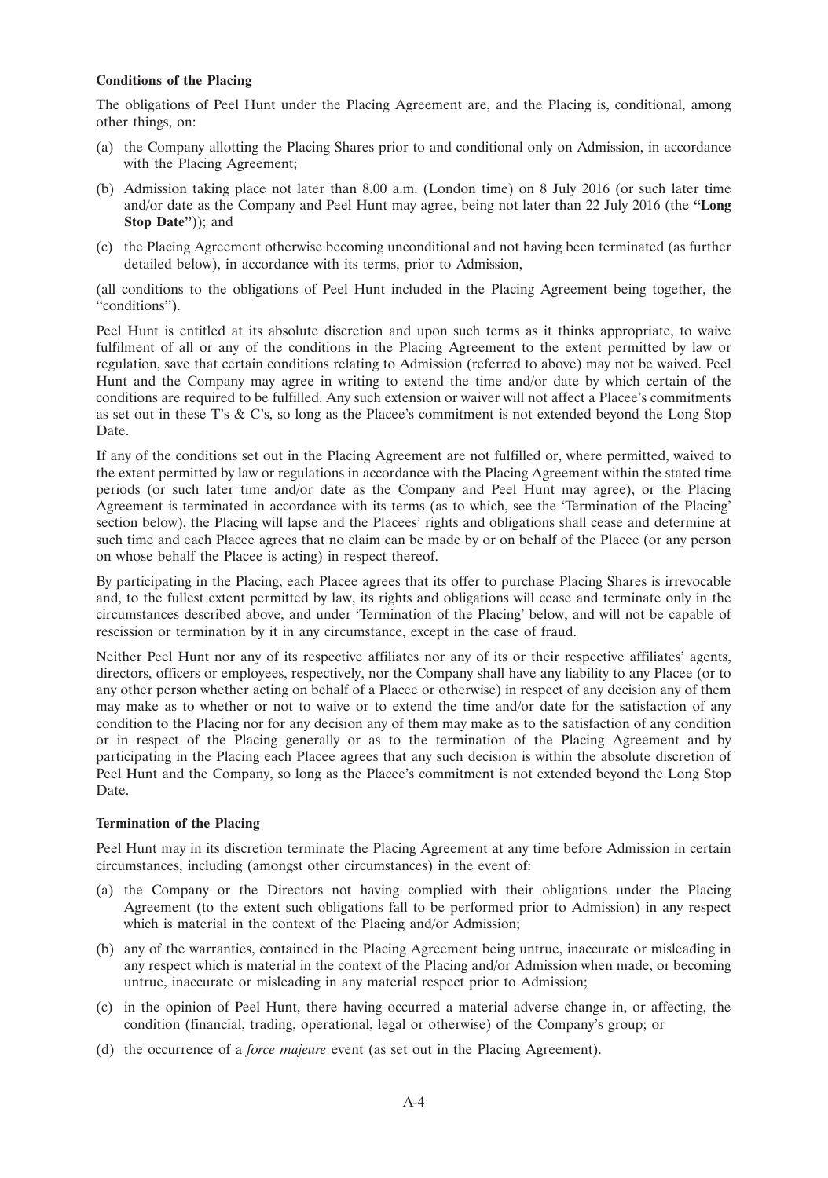**Conditions of the Placing**

The obligations of Peel Hunt under the Placing Agreement are, and the Placing is, conditional, among other things, on:

(a) the Company allotting the Placing Shares prior to and conditional only on Admission, in accordance with the Placing Agreement;

(b) Admission taking place not later than 8.00 a.m. (London time) on 8 July 2016 (or such later time and/or date as the Company and Peel Hunt may agree, being not later than 22 July 2016 (the **"Long Stop Date"**)); and

(c) the Placing Agreement otherwise becoming unconditional and not having been terminated (as further detailed below), in accordance with its terms, prior to Admission,

(all conditions to the obligations of Peel Hunt included in the Placing Agreement being together, the "conditions").

Peel Hunt is entitled at its absolute discretion and upon such terms as it thinks appropriate, to waive fulfilment of all or any of the conditions in the Placing Agreement to the extent permitted by law or regulation, save that certain conditions relating to Admission (referred to above) may not be waived. Peel Hunt and the Company may agree in writing to extend the time and/or date by which certain of the conditions are required to be fulfilled. Any such extension or waiver will not affect a Placee's commitments as set out in these T's & C's, so long as the Placee's commitment is not extended beyond the Long Stop Date.

If any of the conditions set out in the Placing Agreement are not fulfilled or, where permitted, waived to the extent permitted by law or regulations in accordance with the Placing Agreement within the stated time periods (or such later time and/or date as the Company and Peel Hunt may agree), or the Placing Agreement is terminated in accordance with its terms (as to which, see the 'Termination of the Placing' section below), the Placing will lapse and the Placees' rights and obligations shall cease and determine at such time and each Placee agrees that no claim can be made by or on behalf of the Placee (or any person on whose behalf the Placee is acting) in respect thereof.

By participating in the Placing, each Placee agrees that its offer to purchase Placing Shares is irrevocable and, to the fullest extent permitted by law, its rights and obligations will cease and terminate only in the circumstances described above, and under 'Termination of the Placing' below, and will not be capable of rescission or termination by it in any circumstance, except in the case of fraud.

Neither Peel Hunt nor any of its respective affiliates nor any of its or their respective affiliates' agents, directors, officers or employees, respectively, nor the Company shall have any liability to any Placee (or to any other person whether acting on behalf of a Placee or otherwise) in respect of any decision any of them may make as to whether or not to waive or to extend the time and/or date for the satisfaction of any condition to the Placing nor for any decision any of them may make as to the satisfaction of any condition or in respect of the Placing generally or as to the termination of the Placing Agreement and by participating in the Placing each Placee agrees that any such decision is within the absolute discretion of Peel Hunt and the Company, so long as the Placee's commitment is not extended beyond the Long Stop Date.

**Termination of the Placing**

Peel Hunt may in its discretion terminate the Placing Agreement at any time before Admission in certain circumstances, including (amongst other circumstances) in the event of:

(a) the Company or the Directors not having complied with their obligations under the Placing Agreement (to the extent such obligations fall to be performed prior to Admission) in any respect which is material in the context of the Placing and/or Admission;

(b) any of the warranties, contained in the Placing Agreement being untrue, inaccurate or misleading in any respect which is material in the context of the Placing and/or Admission when made, or becoming untrue, inaccurate or misleading in any material respect prior to Admission;

(c) in the opinion of Peel Hunt, there having occurred a material adverse change in, or affecting, the condition (financial, trading, operational, legal or otherwise) of the Company's group; or

(d) the occurrence of a *force majeure* event (as set out in the Placing Agreement).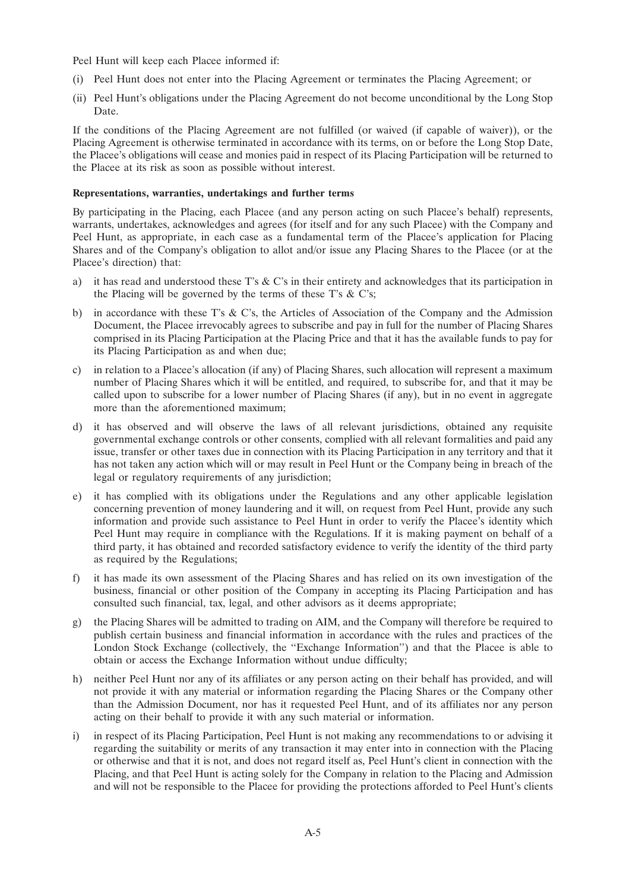Peel Hunt will keep each Placee informed if:

(i) Peel Hunt does not enter into the Placing Agreement or terminates the Placing Agreement; or

(ii) Peel Hunt's obligations under the Placing Agreement do not become unconditional by the Long Stop Date.

If the conditions of the Placing Agreement are not fulfilled (or waived (if capable of waiver)), or the Placing Agreement is otherwise terminated in accordance with its terms, on or before the Long Stop Date, the Placee's obligations will cease and monies paid in respect of its Placing Participation will be returned to the Placee at its risk as soon as possible without interest.

**Representations, warranties, undertakings and further terms**

By participating in the Placing, each Placee (and any person acting on such Placee's behalf) represents, warrants, undertakes, acknowledges and agrees (for itself and for any such Placee) with the Company and Peel Hunt, as appropriate, in each case as a fundamental term of the Placee's application for Placing Shares and of the Company's obligation to allot and/or issue any Placing Shares to the Placee (or at the Placee's direction) that:

a) it has read and understood these T's & C's in their entirety and acknowledges that its participation in the Placing will be governed by the terms of these T's & C's;

b) in accordance with these T's & C's, the Articles of Association of the Company and the Admission Document, the Placee irrevocably agrees to subscribe and pay in full for the number of Placing Shares comprised in its Placing Participation at the Placing Price and that it has the available funds to pay for its Placing Participation as and when due;

c) in relation to a Placee's allocation (if any) of Placing Shares, such allocation will represent a maximum number of Placing Shares which it will be entitled, and required, to subscribe for, and that it may be called upon to subscribe for a lower number of Placing Shares (if any), but in no event in aggregate more than the aforementioned maximum;

d) it has observed and will observe the laws of all relevant jurisdictions, obtained any requisite governmental exchange controls or other consents, complied with all relevant formalities and paid any issue, transfer or other taxes due in connection with its Placing Participation in any territory and that it has not taken any action which will or may result in Peel Hunt or the Company being in breach of the legal or regulatory requirements of any jurisdiction;

e) it has complied with its obligations under the Regulations and any other applicable legislation concerning prevention of money laundering and it will, on request from Peel Hunt, provide any such information and provide such assistance to Peel Hunt in order to verify the Placee's identity which Peel Hunt may require in compliance with the Regulations. If it is making payment on behalf of a third party, it has obtained and recorded satisfactory evidence to verify the identity of the third party as required by the Regulations;

f) it has made its own assessment of the Placing Shares and has relied on its own investigation of the business, financial or other position of the Company in accepting its Placing Participation and has consulted such financial, tax, legal, and other advisors as it deems appropriate;

g) the Placing Shares will be admitted to trading on AIM, and the Company will therefore be required to publish certain business and financial information in accordance with the rules and practices of the London Stock Exchange (collectively, the "Exchange Information") and that the Placee is able to obtain or access the Exchange Information without undue difficulty;

h) neither Peel Hunt nor any of its affiliates or any person acting on their behalf has provided, and will not provide it with any material or information regarding the Placing Shares or the Company other than the Admission Document, nor has it requested Peel Hunt, and of its affiliates nor any person acting on their behalf to provide it with any such material or information.

i) in respect of its Placing Participation, Peel Hunt is not making any recommendations to or advising it regarding the suitability or merits of any transaction it may enter into in connection with the Placing or otherwise and that it is not, and does not regard itself as, Peel Hunt's client in connection with the Placing, and that Peel Hunt is acting solely for the Company in relation to the Placing and Admission and will not be responsible to the Placee for providing the protections afforded to Peel Hunt's clients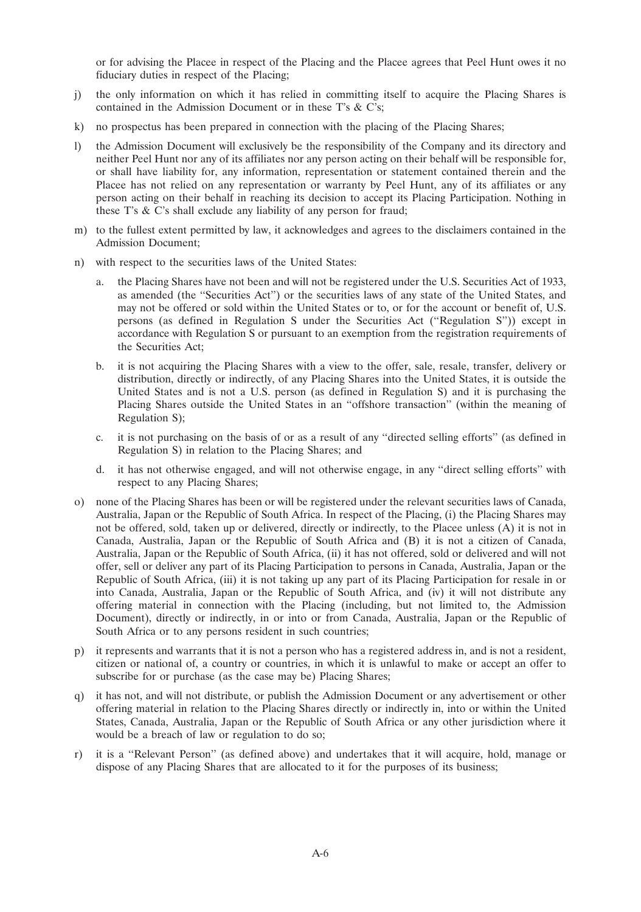or for advising the Placee in respect of the Placing and the Placee agrees that Peel Hunt owes it no fiduciary duties in respect of the Placing;

j) the only information on which it has relied in committing itself to acquire the Placing Shares is contained in the Admission Document or in these T's & C's;

k) no prospectus has been prepared in connection with the placing of the Placing Shares;

l) the Admission Document will exclusively be the responsibility of the Company and its directory and neither Peel Hunt nor any of its affiliates nor any person acting on their behalf will be responsible for, or shall have liability for, any information, representation or statement contained therein and the Placee has not relied on any representation or warranty by Peel Hunt, any of its affiliates or any person acting on their behalf in reaching its decision to accept its Placing Participation. Nothing in these T's & C's shall exclude any liability of any person for fraud;

m) to the fullest extent permitted by law, it acknowledges and agrees to the disclaimers contained in the Admission Document;

n) with respect to the securities laws of the United States:

   a. the Placing Shares have not been and will not be registered under the U.S. Securities Act of 1933, as amended (the "Securities Act") or the securities laws of any state of the United States, and may not be offered or sold within the United States or to, or for the account or benefit of, U.S. persons (as defined in Regulation S under the Securities Act ("Regulation S")) except in accordance with Regulation S or pursuant to an exemption from the registration requirements of the Securities Act;

   b. it is not acquiring the Placing Shares with a view to the offer, sale, resale, transfer, delivery or distribution, directly or indirectly, of any Placing Shares into the United States, it is outside the United States and is not a U.S. person (as defined in Regulation S) and it is purchasing the Placing Shares outside the United States in an "offshore transaction" (within the meaning of Regulation S);

   c. it is not purchasing on the basis of or as a result of any "directed selling efforts" (as defined in Regulation S) in relation to the Placing Shares; and

   d. it has not otherwise engaged, and will not otherwise engage, in any "direct selling efforts" with respect to any Placing Shares;

o) none of the Placing Shares has been or will be registered under the relevant securities laws of Canada, Australia, Japan or the Republic of South Africa. In respect of the Placing, (i) the Placing Shares may not be offered, sold, taken up or delivered, directly or indirectly, to the Placee unless (A) it is not in Canada, Australia, Japan or the Republic of South Africa and (B) it is not a citizen of Canada, Australia, Japan or the Republic of South Africa, (ii) it has not offered, sold or delivered and will not offer, sell or deliver any part of its Placing Participation to persons in Canada, Australia, Japan or the Republic of South Africa, (iii) it is not taking up any part of its Placing Participation for resale in or into Canada, Australia, Japan or the Republic of South Africa, and (iv) it will not distribute any offering material in connection with the Placing (including, but not limited to, the Admission Document), directly or indirectly, in or into or from Canada, Australia, Japan or the Republic of South Africa or to any persons resident in such countries;

p) it represents and warrants that it is not a person who has a registered address in, and is not a resident, citizen or national of, a country or countries, in which it is unlawful to make or accept an offer to subscribe for or purchase (as the case may be) Placing Shares;

q) it has not, and will not distribute, or publish the Admission Document or any advertisement or other offering material in relation to the Placing Shares directly or indirectly in, into or within the United States, Canada, Australia, Japan or the Republic of South Africa or any other jurisdiction where it would be a breach of law or regulation to do so;

r) it is a "Relevant Person" (as defined above) and undertakes that it will acquire, hold, manage or dispose of any Placing Shares that are allocated to it for the purposes of its business;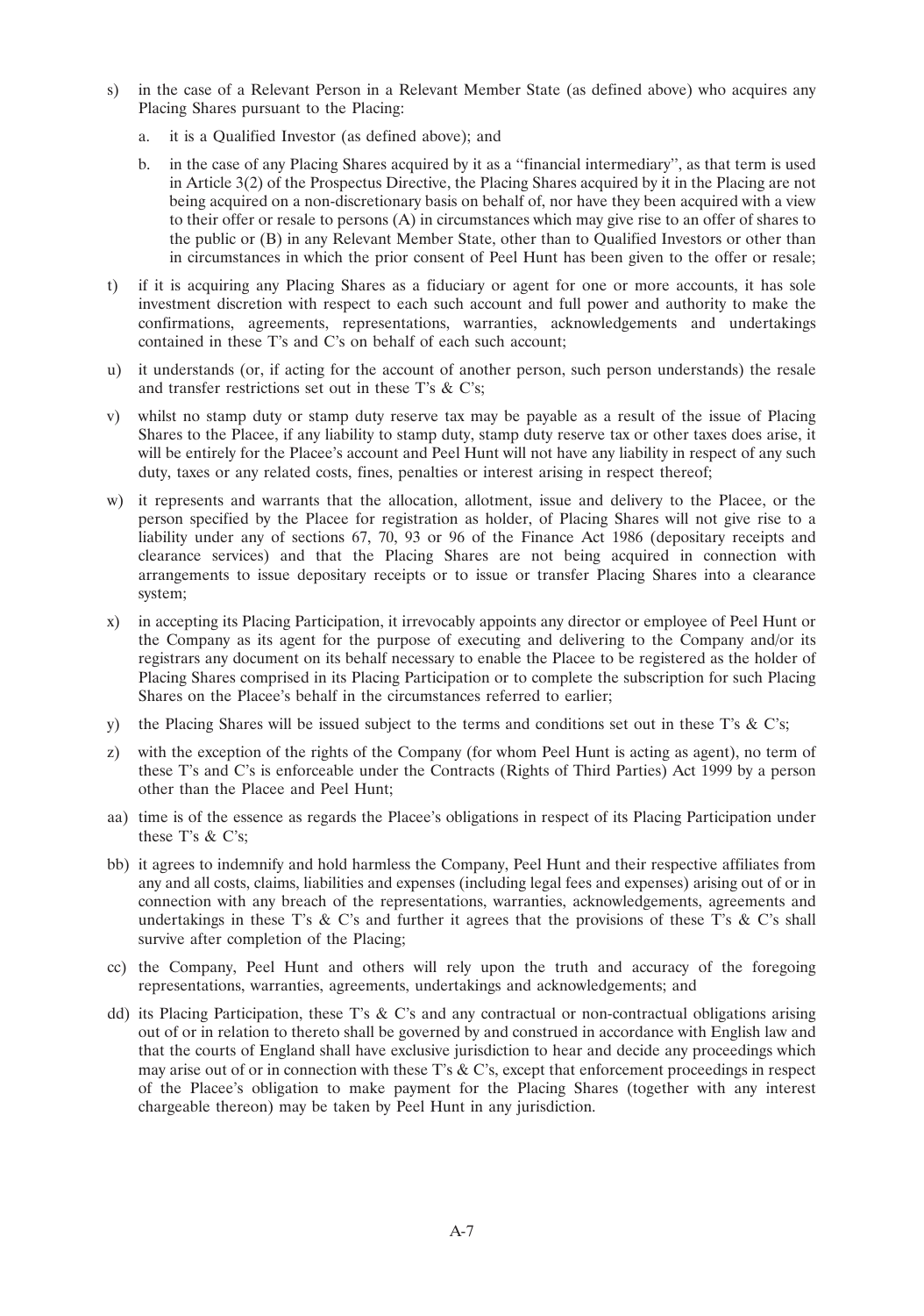s) in the case of a Relevant Person in a Relevant Member State (as defined above) who acquires any Placing Shares pursuant to the Placing:

   a. it is a Qualified Investor (as defined above); and

   b. in the case of any Placing Shares acquired by it as a "financial intermediary", as that term is used in Article 3(2) of the Prospectus Directive, the Placing Shares acquired by it in the Placing are not being acquired on a non-discretionary basis on behalf of, nor have they been acquired with a view to their offer or resale to persons (A) in circumstances which may give rise to an offer of shares to the public or (B) in any Relevant Member State, other than to Qualified Investors or other than in circumstances in which the prior consent of Peel Hunt has been given to the offer or resale;

t) if it is acquiring any Placing Shares as a fiduciary or agent for one or more accounts, it has sole investment discretion with respect to each such account and full power and authority to make the confirmations, agreements, representations, warranties, acknowledgements and undertakings contained in these T's and C's on behalf of each such account;

u) it understands (or, if acting for the account of another person, such person understands) the resale and transfer restrictions set out in these T's & C's;

v) whilst no stamp duty or stamp duty reserve tax may be payable as a result of the issue of Placing Shares to the Placee, if any liability to stamp duty, stamp duty reserve tax or other taxes does arise, it will be entirely for the Placee's account and Peel Hunt will not have any liability in respect of any such duty, taxes or any related costs, fines, penalties or interest arising in respect thereof;

w) it represents and warrants that the allocation, allotment, issue and delivery to the Placee, or the person specified by the Placee for registration as holder, of Placing Shares will not give rise to a liability under any of sections 67, 70, 93 or 96 of the Finance Act 1986 (depositary receipts and clearance services) and that the Placing Shares are not being acquired in connection with arrangements to issue depositary receipts or to issue or transfer Placing Shares into a clearance system;

x) in accepting its Placing Participation, it irrevocably appoints any director or employee of Peel Hunt or the Company as its agent for the purpose of executing and delivering to the Company and/or its registrars any document on its behalf necessary to enable the Placee to be registered as the holder of Placing Shares comprised in its Placing Participation or to complete the subscription for such Placing Shares on the Placee's behalf in the circumstances referred to earlier;

y) the Placing Shares will be issued subject to the terms and conditions set out in these T's & C's;

z) with the exception of the rights of the Company (for whom Peel Hunt is acting as agent), no term of these T's and C's is enforceable under the Contracts (Rights of Third Parties) Act 1999 by a person other than the Placee and Peel Hunt;

aa) time is of the essence as regards the Placee's obligations in respect of its Placing Participation under these T's & C's;

bb) it agrees to indemnify and hold harmless the Company, Peel Hunt and their respective affiliates from any and all costs, claims, liabilities and expenses (including legal fees and expenses) arising out of or in connection with any breach of the representations, warranties, acknowledgements, agreements and undertakings in these T's & C's and further it agrees that the provisions of these T's & C's shall survive after completion of the Placing;

cc) the Company, Peel Hunt and others will rely upon the truth and accuracy of the foregoing representations, warranties, agreements, undertakings and acknowledgements; and

dd) its Placing Participation, these T's & C's and any contractual or non-contractual obligations arising out of or in relation to thereto shall be governed by and construed in accordance with English law and that the courts of England shall have exclusive jurisdiction to hear and decide any proceedings which may arise out of or in connection with these T's & C's, except that enforcement proceedings in respect of the Placee's obligation to make payment for the Placing Shares (together with any interest chargeable thereon) may be taken by Peel Hunt in any jurisdiction.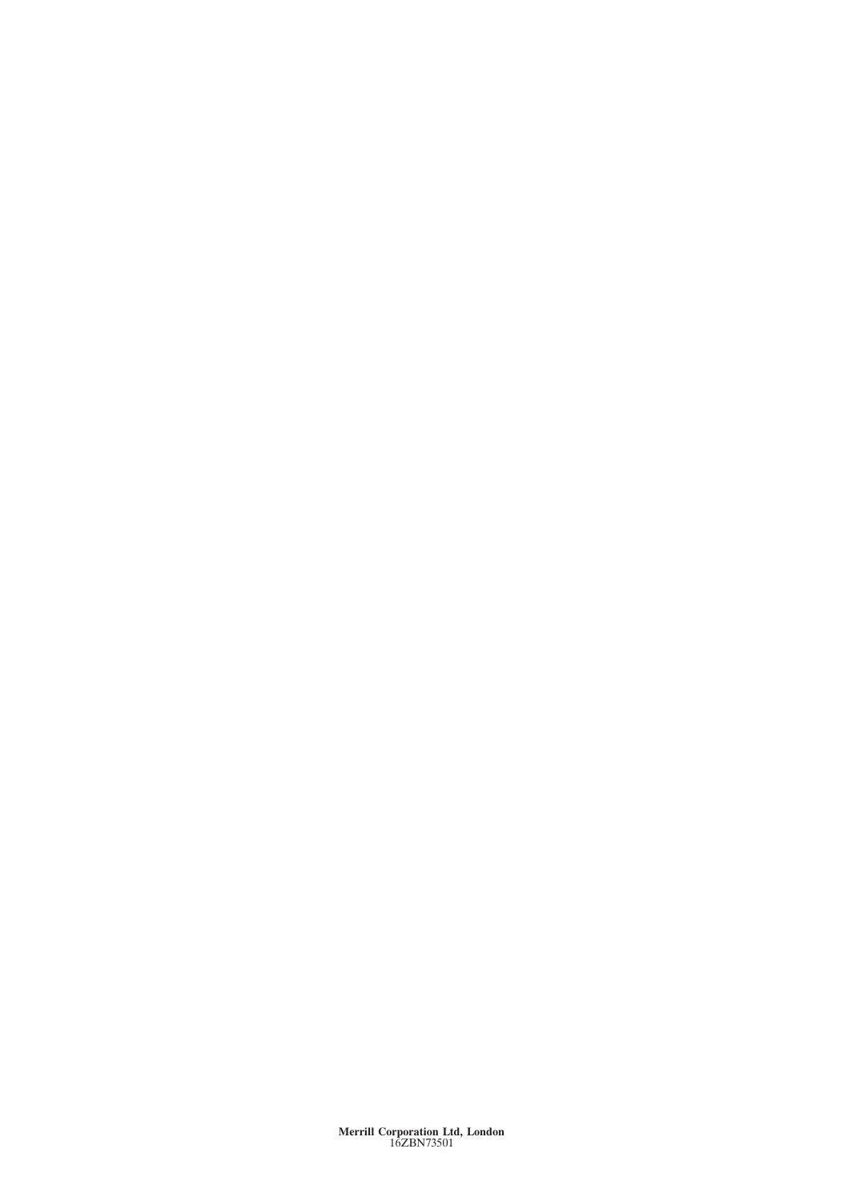**Merrill Corporation Ltd, London**
16ZBN73501